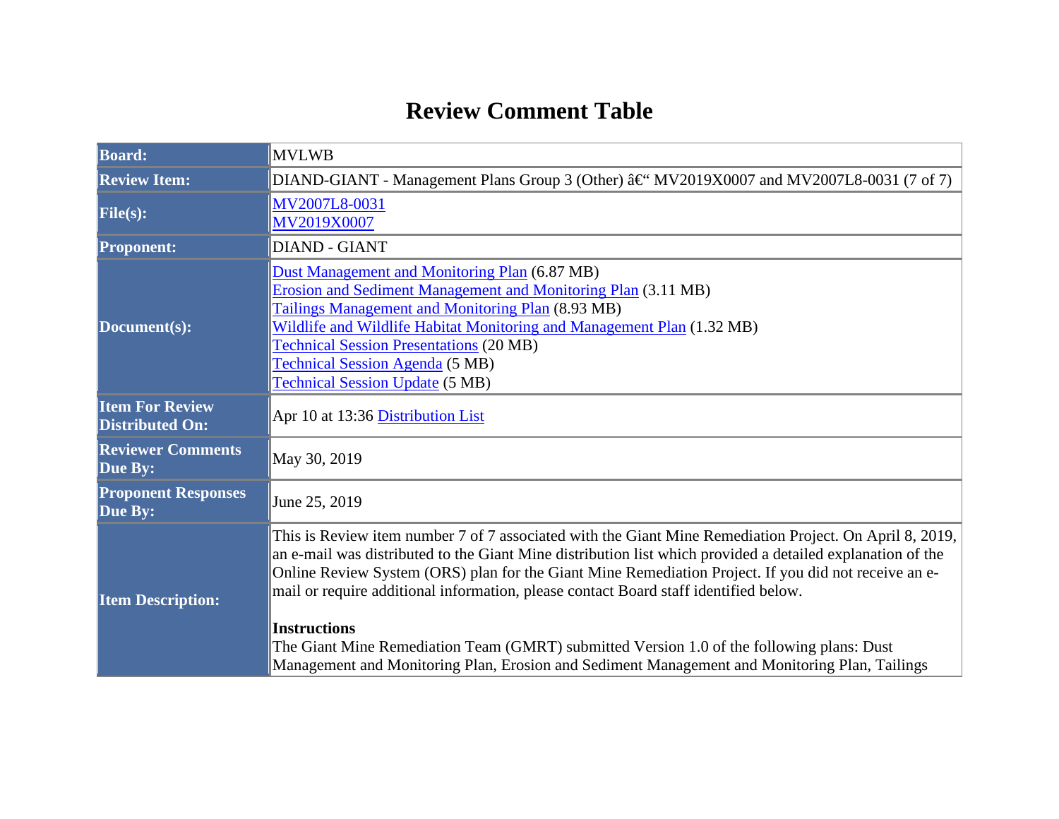# Review Comment Table

| | |
|---|---|
| **Board:** | MVLWB |
| **Review Item:** | DIAND-GIANT - Management Plans Group 3 (Other) â€“ MV2019X0007 and MV2007L8-0031 (7 of 7) |
| **File(s):** | MV2007L8-0031<br>MV2019X0007 |
| **Proponent:** | DIAND - GIANT |
| **Document(s):** | Dust Management and Monitoring Plan (6.87 MB)<br>Erosion and Sediment Management and Monitoring Plan (3.11 MB)<br>Tailings Management and Monitoring Plan (8.93 MB)<br>Wildlife and Wildlife Habitat Monitoring and Management Plan (1.32 MB)<br>Technical Session Presentations (20 MB)<br>Technical Session Agenda (5 MB)<br>Technical Session Update (5 MB) |
| **Item For Review Distributed On:** | Apr 10 at 13:36 Distribution List |
| **Reviewer Comments Due By:** | May 30, 2019 |
| **Proponent Responses Due By:** | June 25, 2019 |
| **Item Description:** | This is Review item number 7 of 7 associated with the Giant Mine Remediation Project. On April 8, 2019, an e-mail was distributed to the Giant Mine distribution list which provided a detailed explanation of the Online Review System (ORS) plan for the Giant Mine Remediation Project. If you did not receive an e-mail or require additional information, please contact Board staff identified below.<br><br>**Instructions**<br>The Giant Mine Remediation Team (GMRT) submitted Version 1.0 of the following plans: Dust Management and Monitoring Plan, Erosion and Sediment Management and Monitoring Plan, Tailings |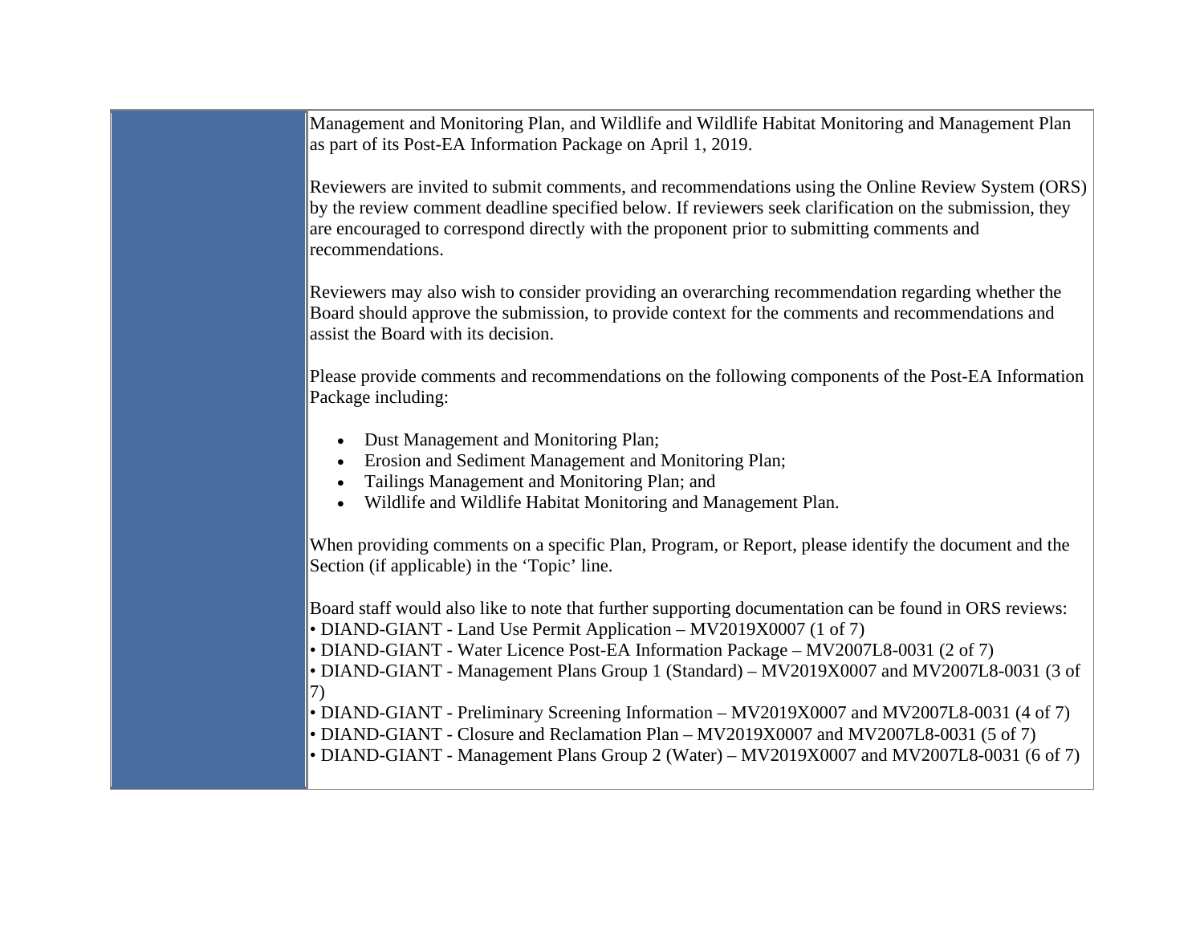| | Management and Monitoring Plan, and Wildlife and Wildlife Habitat Monitoring and Management Plan as part of its Post-EA Information Package on April 1, 2019.<br><br>Reviewers are invited to submit comments, and recommendations using the Online Review System (ORS) by the review comment deadline specified below. If reviewers seek clarification on the submission, they are encouraged to correspond directly with the proponent prior to submitting comments and recommendations.<br><br>Reviewers may also wish to consider providing an overarching recommendation regarding whether the Board should approve the submission, to provide context for the comments and recommendations and assist the Board with its decision.<br><br>Please provide comments and recommendations on the following components of the Post-EA Information Package including:<br><br>• Dust Management and Monitoring Plan;<br>• Erosion and Sediment Management and Monitoring Plan;<br>• Tailings Management and Monitoring Plan; and<br>• Wildlife and Wildlife Habitat Monitoring and Management Plan.<br><br>When providing comments on a specific Plan, Program, or Report, please identify the document and the Section (if applicable) in the 'Topic' line.<br><br>Board staff would also like to note that further supporting documentation can be found in ORS reviews:<br>• DIAND-GIANT - Land Use Permit Application – MV2019X0007 (1 of 7)<br>• DIAND-GIANT - Water Licence Post-EA Information Package – MV2007L8-0031 (2 of 7)<br>• DIAND-GIANT - Management Plans Group 1 (Standard) – MV2019X0007 and MV2007L8-0031 (3 of 7)<br>• DIAND-GIANT - Preliminary Screening Information – MV2019X0007 and MV2007L8-0031 (4 of 7)<br>• DIAND-GIANT - Closure and Reclamation Plan – MV2019X0007 and MV2007L8-0031 (5 of 7)<br>• DIAND-GIANT - Management Plans Group 2 (Water) – MV2019X0007 and MV2007L8-0031 (6 of 7) |
|---|---|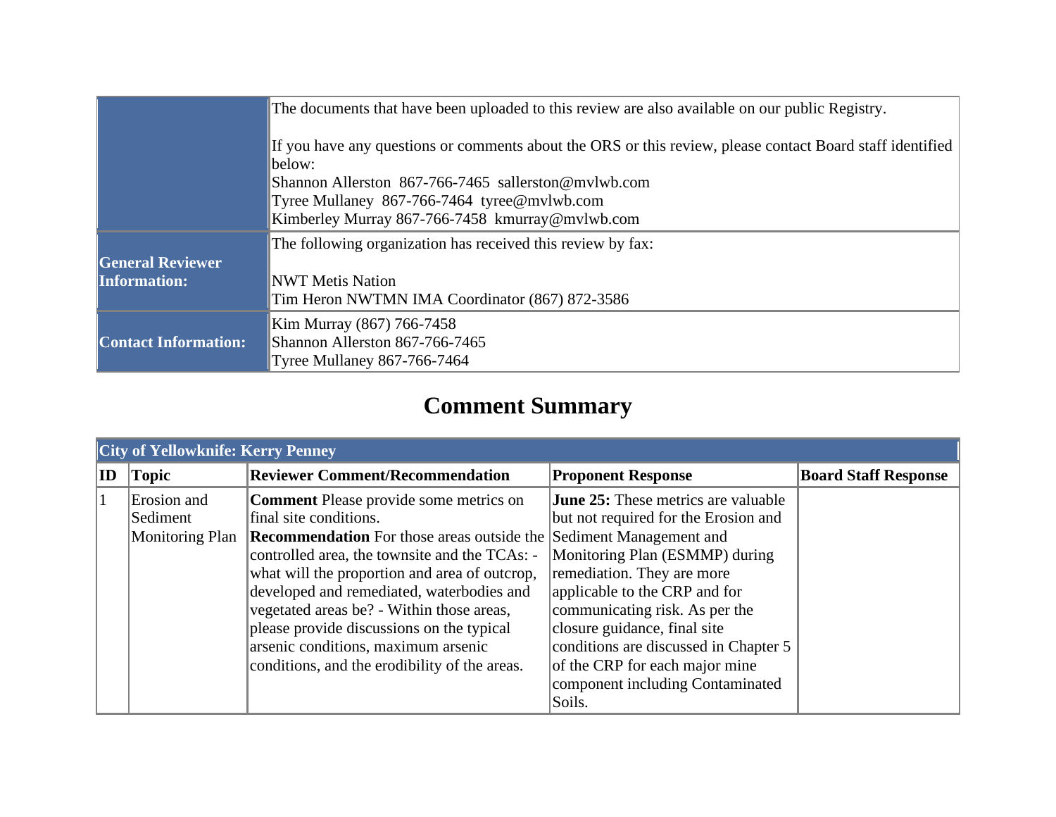| | |
|---|---|
| | The documents that have been uploaded to this review are also available on our public Registry.<br><br>If you have any questions or comments about the ORS or this review, please contact Board staff identified below:<br>Shannon Allerston 867-766-7465 sallerston@mvlwb.com<br>Tyree Mullaney 867-766-7464 tyree@mvlwb.com<br>Kimberley Murray 867-766-7458 kmurray@mvlwb.com |
| **General Reviewer Information:** | The following organization has received this review by fax:<br><br>NWT Metis Nation<br>Tim Heron NWTMN IMA Coordinator (867) 872-3586 |
| **Contact Information:** | Kim Murray (867) 766-7458<br>Shannon Allerston 867-766-7465<br>Tyree Mullaney 867-766-7464 |

# Comment Summary

**City of Yellowknife: Kerry Penney**

| ID | Topic | Reviewer Comment/Recommendation | Proponent Response | Board Staff Response |
|---|---|---|---|---|
| 1 | Erosion and Sediment Monitoring Plan | **Comment** Please provide some metrics on final site conditions.<br>**Recommendation** For those areas outside the controlled area, the townsite and the TCAs: - what will the proportion and area of outcrop, developed and remediated, waterbodies and vegetated areas be? - Within those areas, please provide discussions on the typical arsenic conditions, maximum arsenic conditions, and the erodibility of the areas. | **June 25:** These metrics are valuable but not required for the Erosion and Sediment Management and Monitoring Plan (ESMMP) during remediation. They are more applicable to the CRP and for communicating risk. As per the closure guidance, final site conditions are discussed in Chapter 5 of the CRP for each major mine component including Contaminated Soils. | |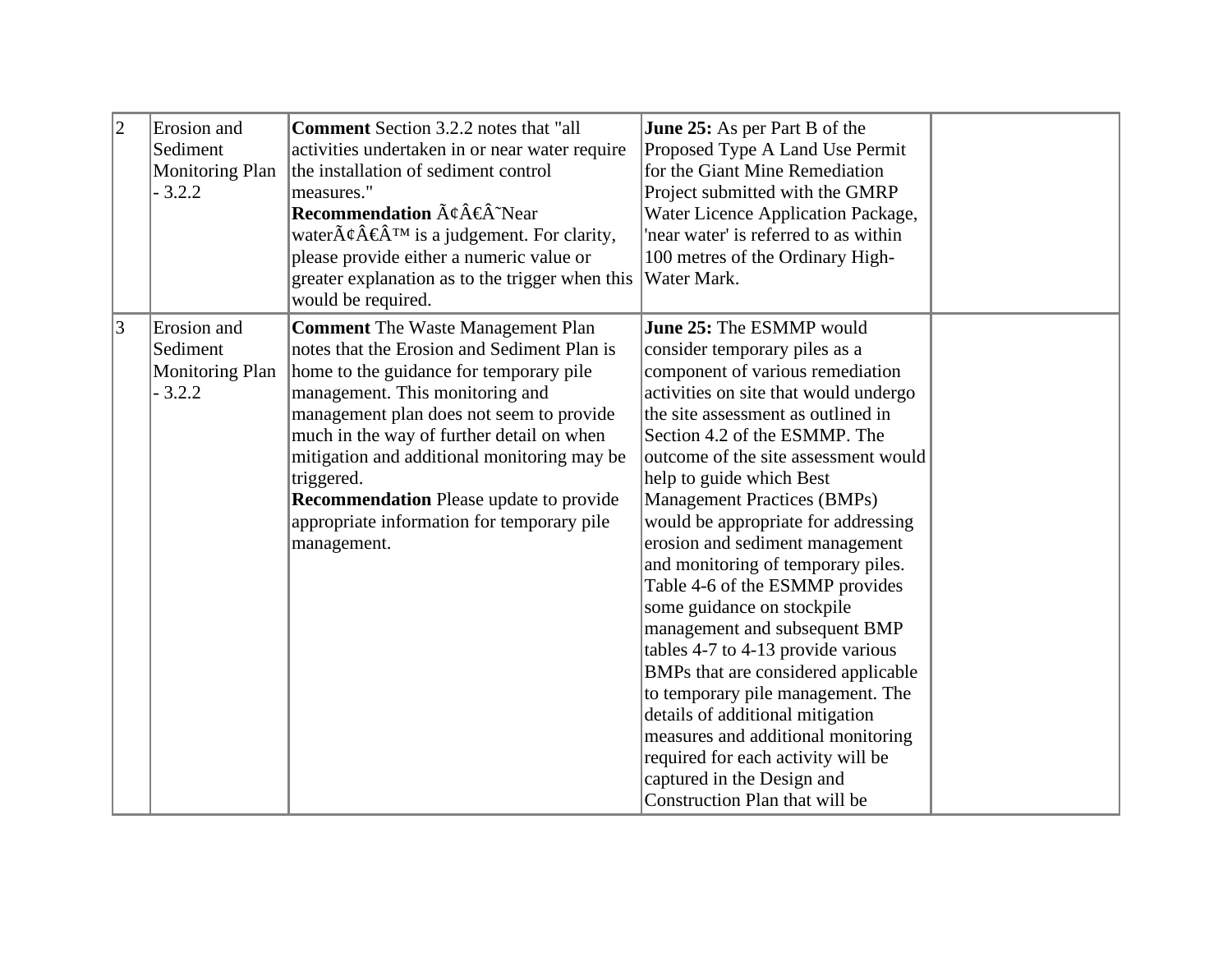| 2 | Erosion and Sediment Monitoring Plan - 3.2.2 | **Comment** Section 3.2.2 notes that "all activities undertaken in or near water require the installation of sediment control measures."<br>**Recommendation** Ã¢Â€Â˜Near waterÃ¢Â€Â™ is a judgement. For clarity, please provide either a numeric value or greater explanation as to the trigger when this would be required. | **June 25:** As per Part B of the Proposed Type A Land Use Permit for the Giant Mine Remediation Project submitted with the GMRP Water Licence Application Package, 'near water' is referred to as within 100 metres of the Ordinary High-Water Mark. | |
|---|---|---|---|---|
| 3 | Erosion and Sediment Monitoring Plan - 3.2.2 | **Comment** The Waste Management Plan notes that the Erosion and Sediment Plan is home to the guidance for temporary pile management. This monitoring and management plan does not seem to provide much in the way of further detail on when mitigation and additional monitoring may be triggered.<br>**Recommendation** Please update to provide appropriate information for temporary pile management. | **June 25:** The ESMMP would consider temporary piles as a component of various remediation activities on site that would undergo the site assessment as outlined in Section 4.2 of the ESMMP. The outcome of the site assessment would help to guide which Best Management Practices (BMPs) would be appropriate for addressing erosion and sediment management and monitoring of temporary piles. Table 4-6 of the ESMMP provides some guidance on stockpile management and subsequent BMP tables 4-7 to 4-13 provide various BMPs that are considered applicable to temporary pile management. The details of additional mitigation measures and additional monitoring required for each activity will be captured in the Design and Construction Plan that will be | |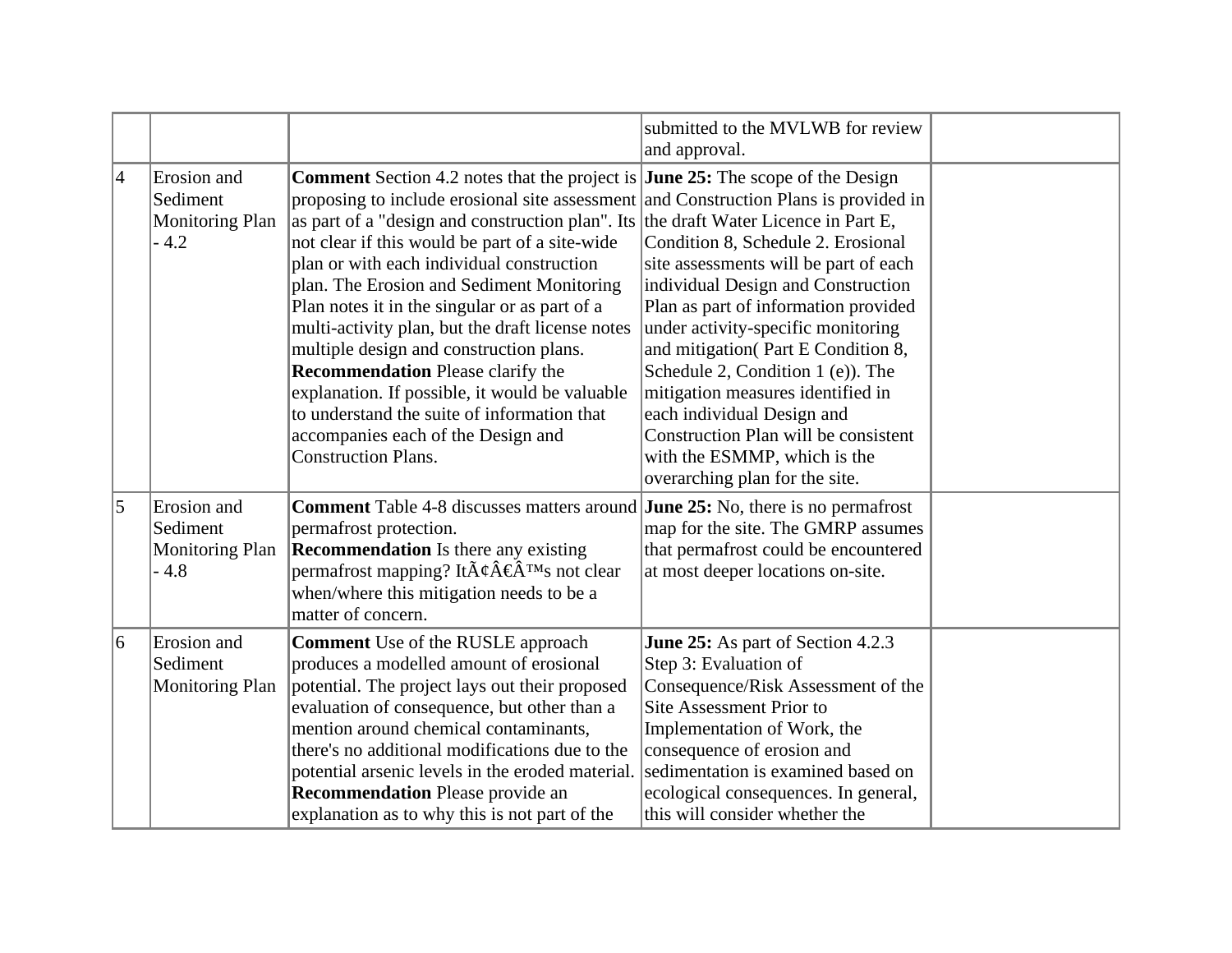| | | | | |
|---|---|---|---|---|
| | | | submitted to the MVLWB for review and approval. | |
| 4 | Erosion and Sediment Monitoring Plan - 4.2 | **Comment** Section 4.2 notes that the project is proposing to include erosional site assessment as part of a "design and construction plan". Its not clear if this would be part of a site-wide plan or with each individual construction plan. The Erosion and Sediment Monitoring Plan notes it in the singular or as part of a multi-activity plan, but the draft license notes multiple design and construction plans. **Recommendation** Please clarify the explanation. If possible, it would be valuable to understand the suite of information that accompanies each of the Design and Construction Plans. | **June 25:** The scope of the Design and Construction Plans is provided in the draft Water Licence in Part E, Condition 8, Schedule 2. Erosional site assessments will be part of each individual Design and Construction Plan as part of information provided under activity-specific monitoring and mitigation( Part E Condition 8, Schedule 2, Condition 1 (e)). The mitigation measures identified in each individual Design and Construction Plan will be consistent with the ESMMP, which is the overarching plan for the site. | |
| 5 | Erosion and Sediment Monitoring Plan - 4.8 | **Comment** Table 4-8 discusses matters around permafrost protection. **Recommendation** Is there any existing permafrost mapping? ItÃ¢Â€Â™s not clear when/where this mitigation needs to be a matter of concern. | **June 25:** No, there is no permafrost map for the site. The GMRP assumes that permafrost could be encountered at most deeper locations on-site. | |
| 6 | Erosion and Sediment Monitoring Plan | **Comment** Use of the RUSLE approach produces a modelled amount of erosional potential. The project lays out their proposed evaluation of consequence, but other than a mention around chemical contaminants, there's no additional modifications due to the potential arsenic levels in the eroded material. **Recommendation** Please provide an explanation as to why this is not part of the | **June 25:** As part of Section 4.2.3 Step 3: Evaluation of Consequence/Risk Assessment of the Site Assessment Prior to Implementation of Work, the consequence of erosion and sedimentation is examined based on ecological consequences. In general, this will consider whether the | |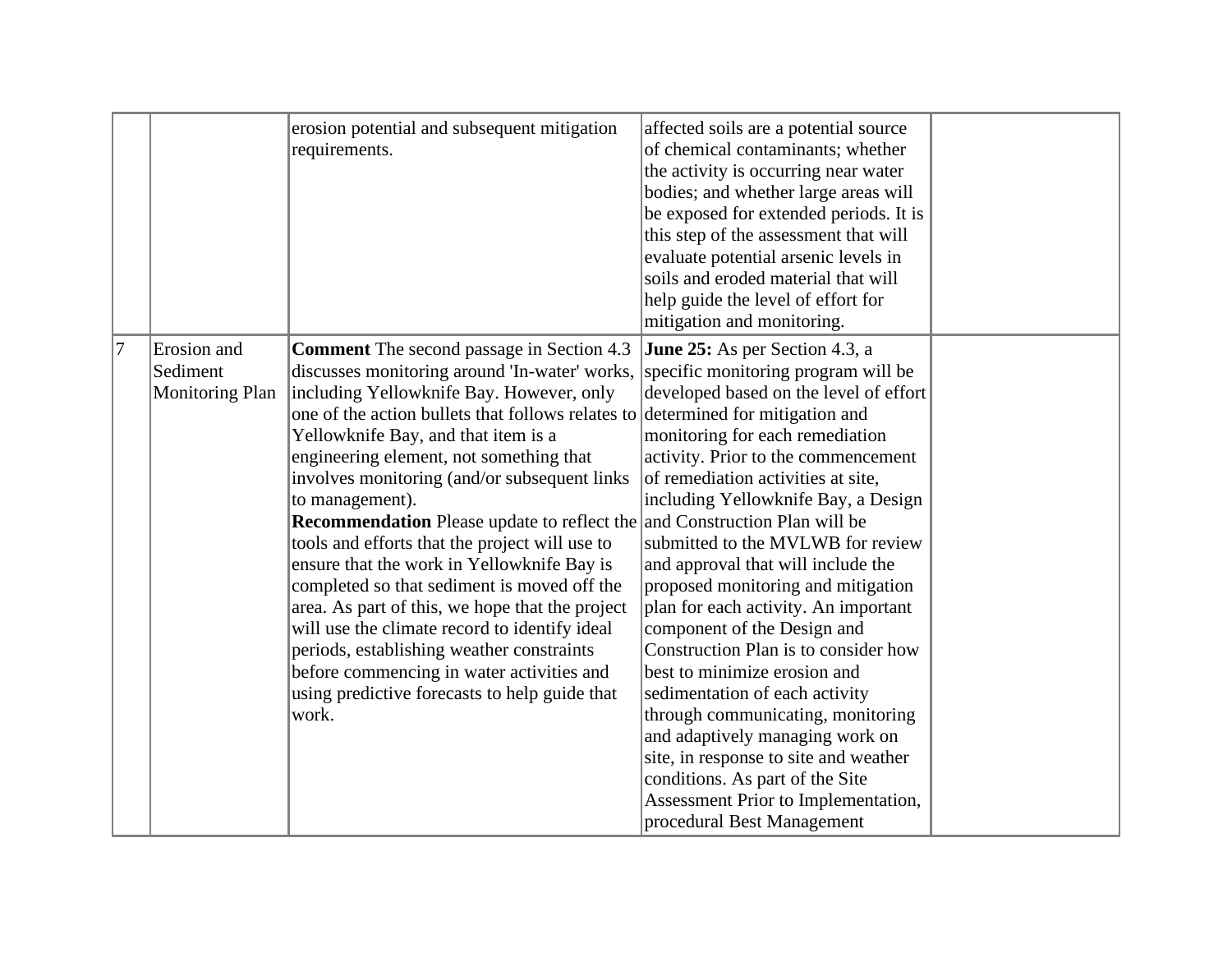|  |  |  |  |  |
|---|---|---|---|---|
|  |  | erosion potential and subsequent mitigation requirements. | affected soils are a potential source of chemical contaminants; whether the activity is occurring near water bodies; and whether large areas will be exposed for extended periods. It is this step of the assessment that will evaluate potential arsenic levels in soils and eroded material that will help guide the level of effort for mitigation and monitoring. |  |
| 7 | Erosion and Sediment Monitoring Plan | **Comment** The second passage in Section 4.3 discusses monitoring around 'In-water' works, including Yellowknife Bay. However, only one of the action bullets that follows relates to Yellowknife Bay, and that item is a engineering element, not something that involves monitoring (and/or subsequent links to management).<br>**Recommendation** Please update to reflect the tools and efforts that the project will use to ensure that the work in Yellowknife Bay is completed so that sediment is moved off the area. As part of this, we hope that the project will use the climate record to identify ideal periods, establishing weather constraints before commencing in water activities and using predictive forecasts to help guide that work. | **June 25:** As per Section 4.3, a specific monitoring program will be developed based on the level of effort determined for mitigation and monitoring for each remediation activity. Prior to the commencement of remediation activities at site, including Yellowknife Bay, a Design and Construction Plan will be submitted to the MVLWB for review and approval that will include the proposed monitoring and mitigation plan for each activity. An important component of the Design and Construction Plan is to consider how best to minimize erosion and sedimentation of each activity through communicating, monitoring and adaptively managing work on site, in response to site and weather conditions. As part of the Site Assessment Prior to Implementation, procedural Best Management |  |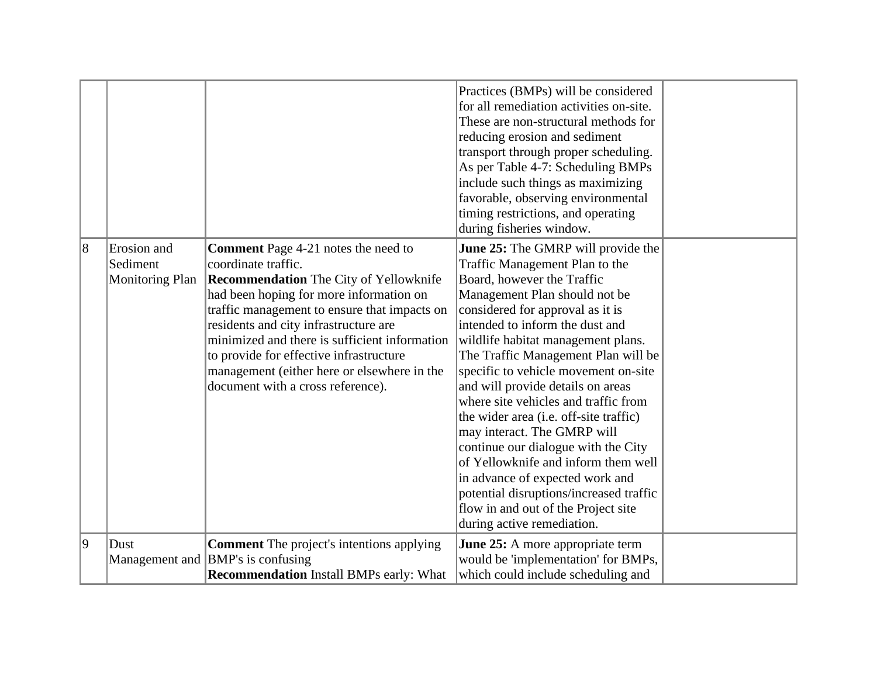| | | | | |
|---|---|---|---|---|
| | | | Practices (BMPs) will be considered for all remediation activities on-site. These are non-structural methods for reducing erosion and sediment transport through proper scheduling. As per Table 4-7: Scheduling BMPs include such things as maximizing favorable, observing environmental timing restrictions, and operating during fisheries window. | |
| 8 | Erosion and Sediment Monitoring Plan | **Comment** Page 4-21 notes the need to coordinate traffic.<br>**Recommendation** The City of Yellowknife had been hoping for more information on traffic management to ensure that impacts on residents and city infrastructure are minimized and there is sufficient information to provide for effective infrastructure management (either here or elsewhere in the document with a cross reference). | **June 25:** The GMRP will provide the Traffic Management Plan to the Board, however the Traffic Management Plan should not be considered for approval as it is intended to inform the dust and wildlife habitat management plans. The Traffic Management Plan will be specific to vehicle movement on-site and will provide details on areas where site vehicles and traffic from the wider area (i.e. off-site traffic) may interact. The GMRP will continue our dialogue with the City of Yellowknife and inform them well in advance of expected work and potential disruptions/increased traffic flow in and out of the Project site during active remediation. | |
| 9 | Dust Management and | **Comment** The project's intentions applying BMP's is confusing<br>**Recommendation** Install BMPs early: What | **June 25:** A more appropriate term would be 'implementation' for BMPs, which could include scheduling and | |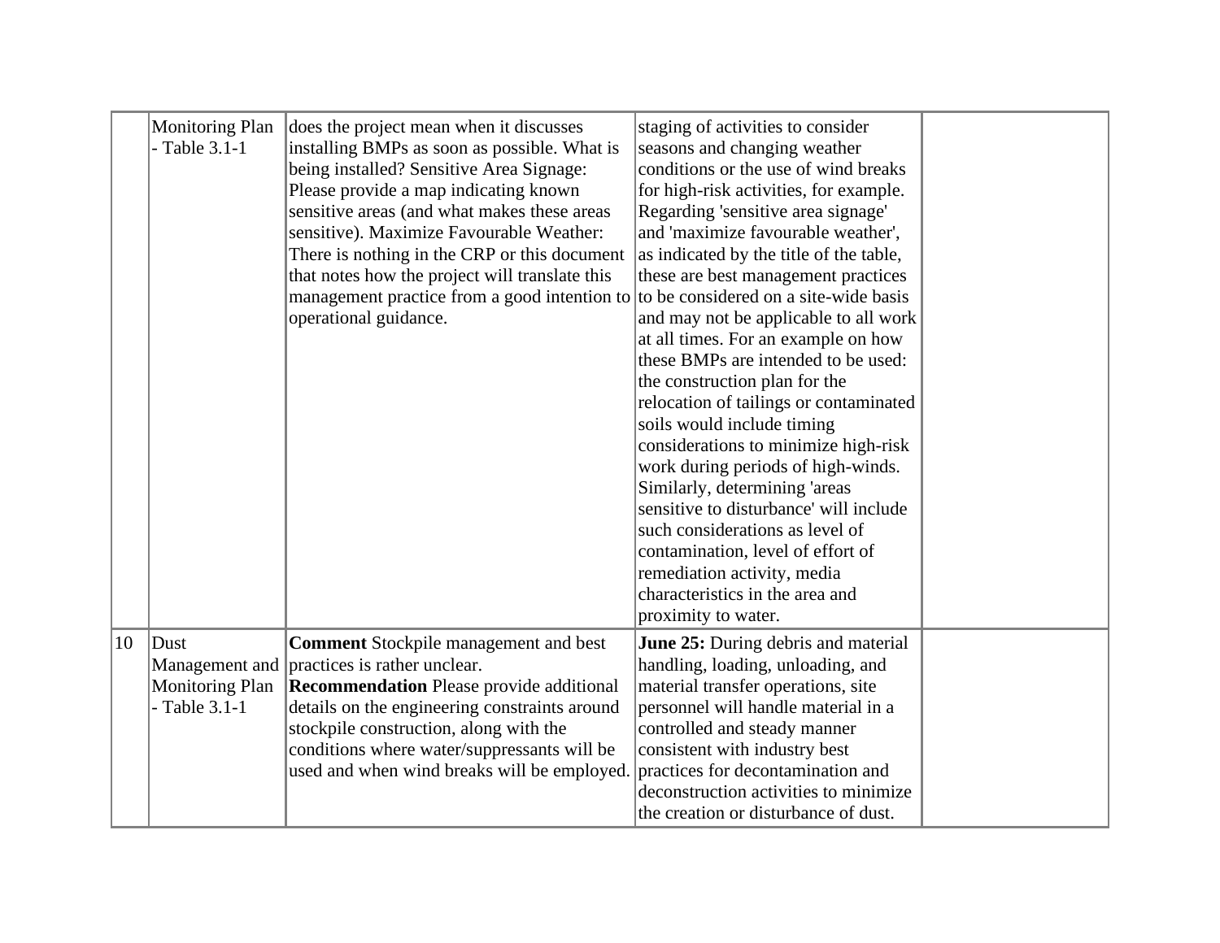| | | | | |
|---|---|---|---|---|
| | Monitoring Plan - Table 3.1-1 | does the project mean when it discusses installing BMPs as soon as possible. What is being installed? Sensitive Area Signage: Please provide a map indicating known sensitive areas (and what makes these areas sensitive). Maximize Favourable Weather: There is nothing in the CRP or this document that notes how the project will translate this management practice from a good intention to operational guidance. | staging of activities to consider seasons and changing weather conditions or the use of wind breaks for high-risk activities, for example. Regarding 'sensitive area signage' and 'maximize favourable weather', as indicated by the title of the table, these are best management practices to be considered on a site-wide basis and may not be applicable to all work at all times. For an example on how these BMPs are intended to be used: the construction plan for the relocation of tailings or contaminated soils would include timing considerations to minimize high-risk work during periods of high-winds. Similarly, determining 'areas sensitive to disturbance' will include such considerations as level of contamination, level of effort of remediation activity, media characteristics in the area and proximity to water. | |
| 10 | Dust Management and Monitoring Plan - Table 3.1-1 | **Comment** Stockpile management and best practices is rather unclear. **Recommendation** Please provide additional details on the engineering constraints around stockpile construction, along with the conditions where water/suppressants will be used and when wind breaks will be employed. | **June 25:** During debris and material handling, loading, unloading, and material transfer operations, site personnel will handle material in a controlled and steady manner consistent with industry best practices for decontamination and deconstruction activities to minimize the creation or disturbance of dust. | |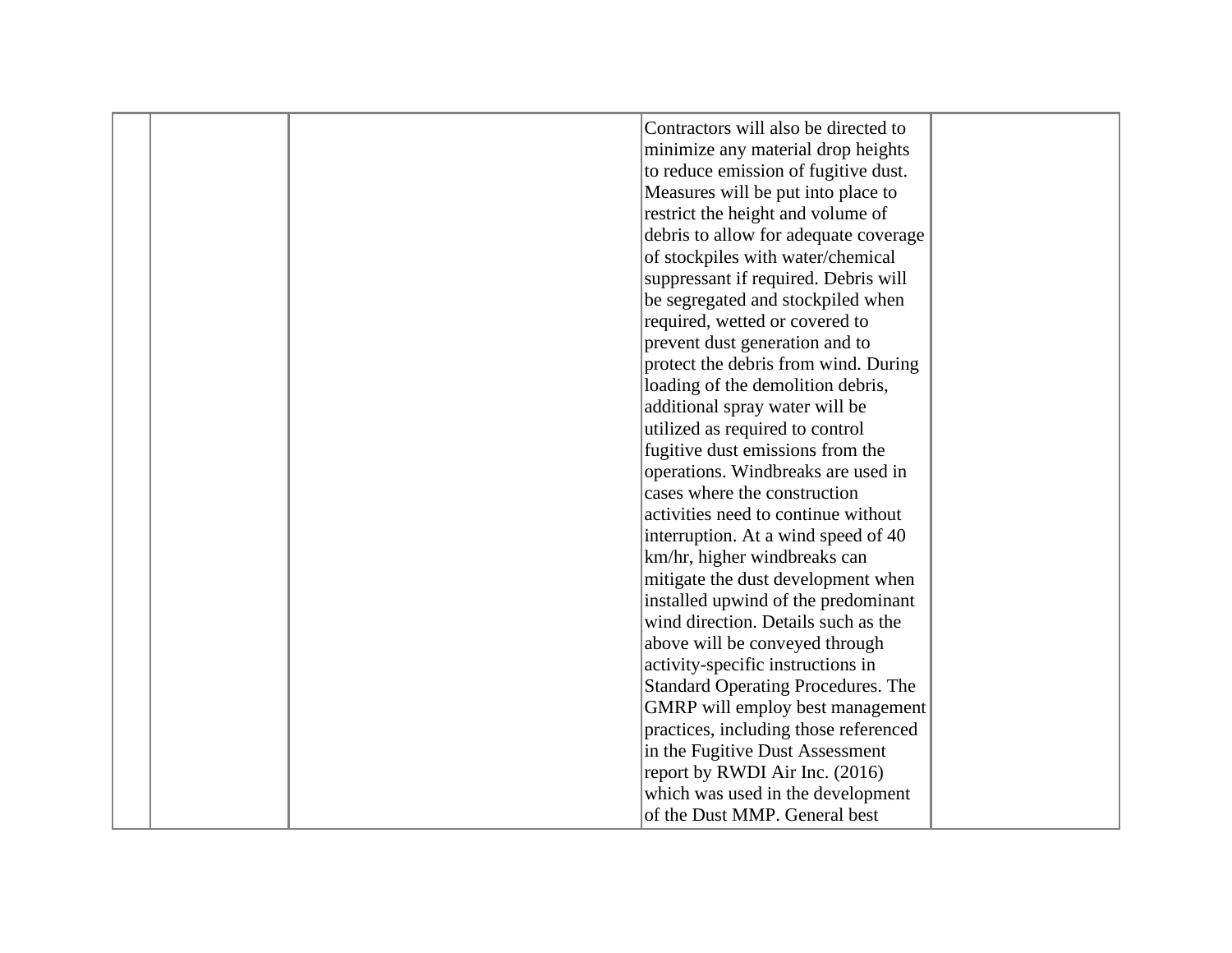| | | | | |
|---|---|---|---|---|
| | | | Contractors will also be directed to minimize any material drop heights to reduce emission of fugitive dust. Measures will be put into place to restrict the height and volume of debris to allow for adequate coverage of stockpiles with water/chemical suppressant if required. Debris will be segregated and stockpiled when required, wetted or covered to prevent dust generation and to protect the debris from wind. During loading of the demolition debris, additional spray water will be utilized as required to control fugitive dust emissions from the operations. Windbreaks are used in cases where the construction activities need to continue without interruption. At a wind speed of 40 km/hr, higher windbreaks can mitigate the dust development when installed upwind of the predominant wind direction. Details such as the above will be conveyed through activity-specific instructions in Standard Operating Procedures. The GMRP will employ best management practices, including those referenced in the Fugitive Dust Assessment report by RWDI Air Inc. (2016) which was used in the development of the Dust MMP. General best | |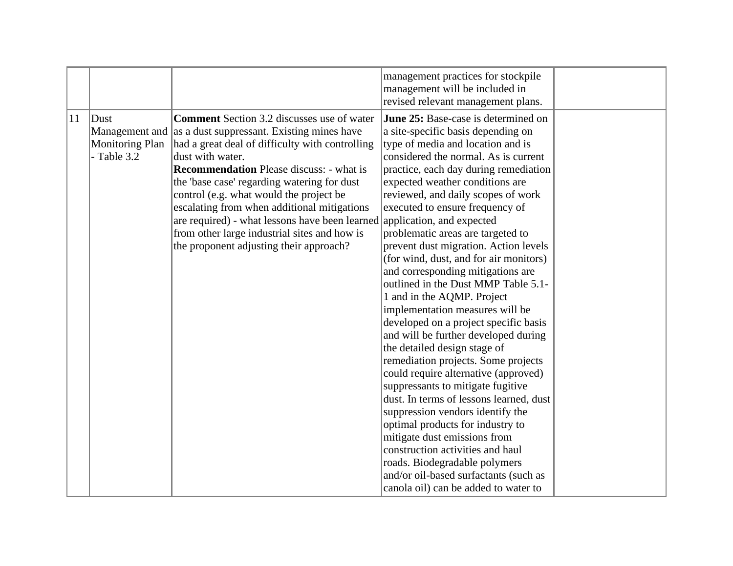|  |  |  | management practices for stockpile management will be included in revised relevant management plans. |  |
|---|---|---|---|---|
| 11 | Dust Management and Monitoring Plan - Table 3.2 | **Comment** Section 3.2 discusses use of water as a dust suppressant. Existing mines have had a great deal of difficulty with controlling dust with water.<br>**Recommendation** Please discuss: - what is the 'base case' regarding watering for dust control (e.g. what would the project be escalating from when additional mitigations are required) - what lessons have been learned from other large industrial sites and how is the proponent adjusting their approach? | **June 25:** Base-case is determined on a site-specific basis depending on type of media and location and is considered the normal. As is current practice, each day during remediation expected weather conditions are reviewed, and daily scopes of work executed to ensure frequency of application, and expected problematic areas are targeted to prevent dust migration. Action levels (for wind, dust, and for air monitors) and corresponding mitigations are outlined in the Dust MMP Table 5.1-1 and in the AQMP. Project implementation measures will be developed on a project specific basis and will be further developed during the detailed design stage of remediation projects. Some projects could require alternative (approved) suppressants to mitigate fugitive dust. In terms of lessons learned, dust suppression vendors identify the optimal products for industry to mitigate dust emissions from construction activities and haul roads. Biodegradable polymers and/or oil-based surfactants (such as canola oil) can be added to water to |  |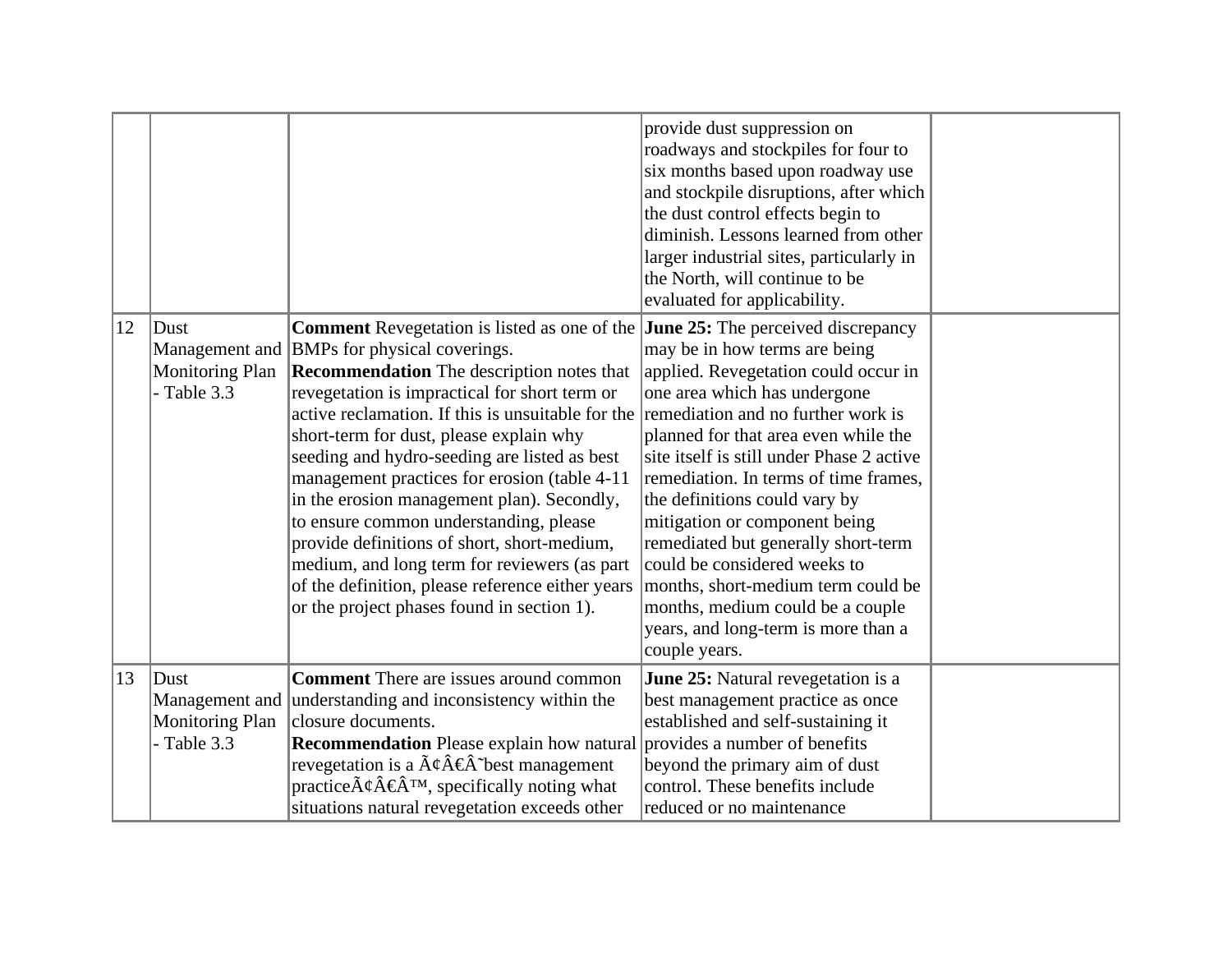| | | | | |
|---|---|---|---|---|
| | | | provide dust suppression on roadways and stockpiles for four to six months based upon roadway use and stockpile disruptions, after which the dust control effects begin to diminish. Lessons learned from other larger industrial sites, particularly in the North, will continue to be evaluated for applicability. | |
| 12 | Dust Management and Monitoring Plan - Table 3.3 | **Comment** Revegetation is listed as one of the BMPs for physical coverings.<br>**Recommendation** The description notes that revegetation is impractical for short term or active reclamation. If this is unsuitable for the short-term for dust, please explain why seeding and hydro-seeding are listed as best management practices for erosion (table 4-11 in the erosion management plan). Secondly, to ensure common understanding, please provide definitions of short, short-medium, medium, and long term for reviewers (as part of the definition, please reference either years or the project phases found in section 1). | **June 25:** The perceived discrepancy may be in how terms are being applied. Revegetation could occur in one area which has undergone remediation and no further work is planned for that area even while the site itself is still under Phase 2 active remediation. In terms of time frames, the definitions could vary by mitigation or component being remediated but generally short-term could be considered weeks to months, short-medium term could be months, medium could be a couple years, and long-term is more than a couple years. | |
| 13 | Dust Management and Monitoring Plan - Table 3.3 | **Comment** There are issues around common understanding and inconsistency within the closure documents.<br>**Recommendation** Please explain how natural revegetation is a Ã¢Â€Â˜best management practiceÃ¢Â€Â™, specifically noting what situations natural revegetation exceeds other | **June 25:** Natural revegetation is a best management practice as once established and self-sustaining it provides a number of benefits beyond the primary aim of dust control. These benefits include reduced or no maintenance | |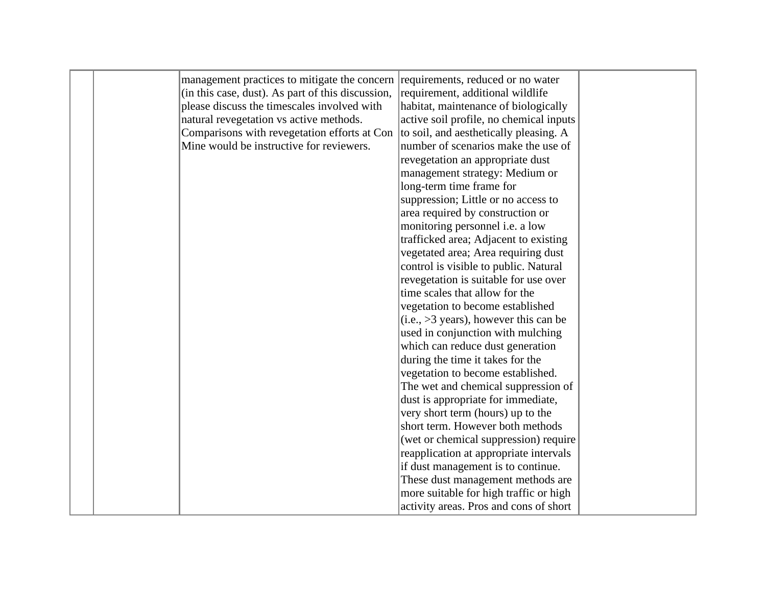| | | | | |
|---|---|---|---|---|
| | | management practices to mitigate the concern (in this case, dust). As part of this discussion, please discuss the timescales involved with natural revegetation vs active methods. Comparisons with revegetation efforts at Con Mine would be instructive for reviewers. | requirements, reduced or no water requirement, additional wildlife habitat, maintenance of biologically active soil profile, no chemical inputs to soil, and aesthetically pleasing. A number of scenarios make the use of revegetation an appropriate dust management strategy: Medium or long-term time frame for suppression; Little or no access to area required by construction or monitoring personnel i.e. a low trafficked area; Adjacent to existing vegetated area; Area requiring dust control is visible to public. Natural revegetation is suitable for use over time scales that allow for the vegetation to become established (i.e., >3 years), however this can be used in conjunction with mulching which can reduce dust generation during the time it takes for the vegetation to become established. The wet and chemical suppression of dust is appropriate for immediate, very short term (hours) up to the short term. However both methods (wet or chemical suppression) require reapplication at appropriate intervals if dust management is to continue. These dust management methods are more suitable for high traffic or high activity areas. Pros and cons of short | |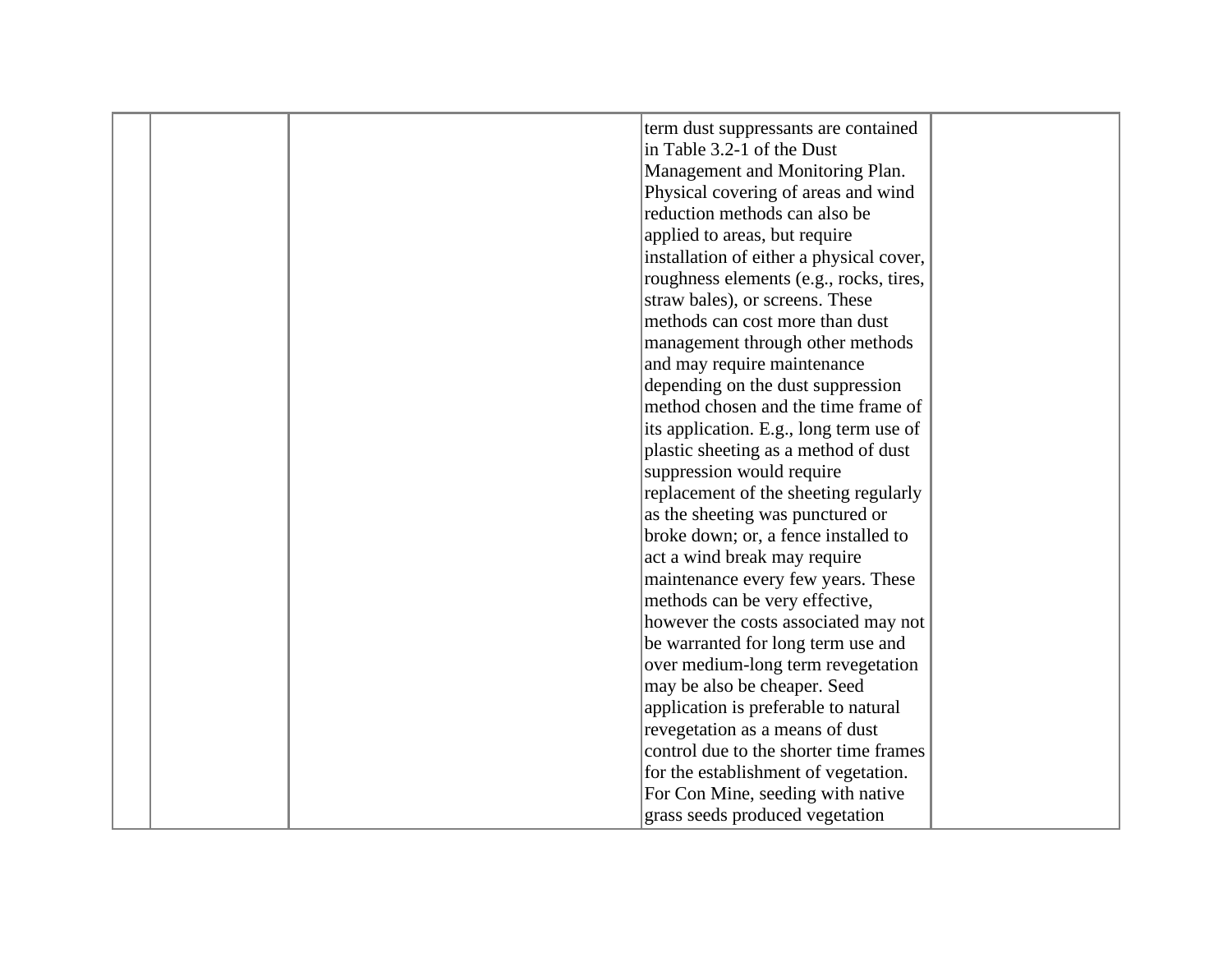|  |  |  | term dust suppressants are contained in Table 3.2-1 of the Dust Management and Monitoring Plan. Physical covering of areas and wind reduction methods can also be applied to areas, but require installation of either a physical cover, roughness elements (e.g., rocks, tires, straw bales), or screens. These methods can cost more than dust management through other methods and may require maintenance depending on the dust suppression method chosen and the time frame of its application. E.g., long term use of plastic sheeting as a method of dust suppression would require replacement of the sheeting regularly as the sheeting was punctured or broke down; or, a fence installed to act a wind break may require maintenance every few years. These methods can be very effective, however the costs associated may not be warranted for long term use and over medium-long term revegetation may be also be cheaper. Seed application is preferable to natural revegetation as a means of dust control due to the shorter time frames for the establishment of vegetation. For Con Mine, seeding with native grass seeds produced vegetation |  |
|---|---|---|---|---|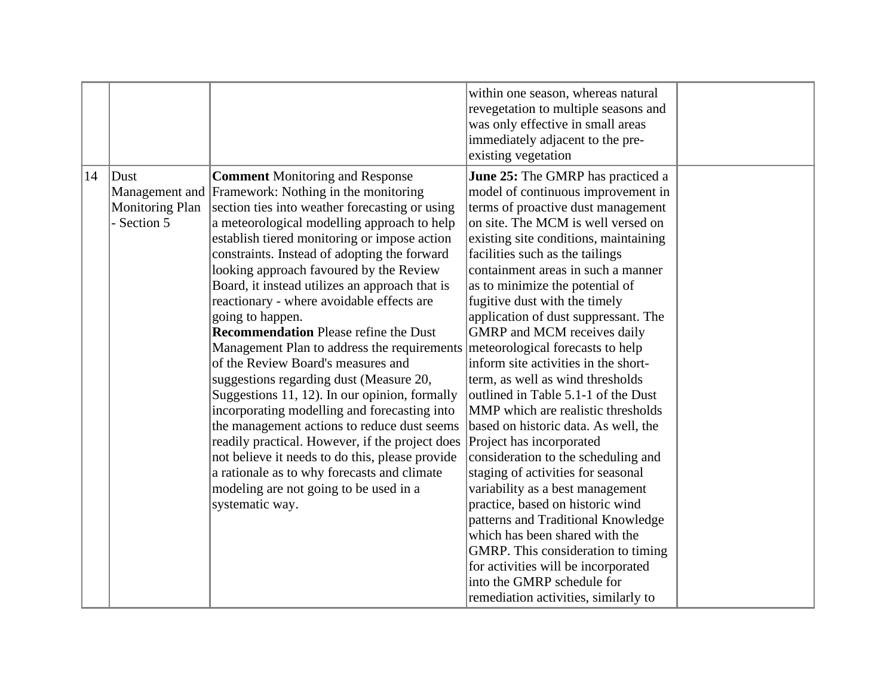| | | | | |
|---|---|---|---|---|
| | | | within one season, whereas natural revegetation to multiple seasons and was only effective in small areas immediately adjacent to the pre-existing vegetation | |
| 14 | Dust Management and Monitoring Plan - Section 5 | **Comment** Monitoring and Response Framework: Nothing in the monitoring section ties into weather forecasting or using a meteorological modelling approach to help establish tiered monitoring or impose action constraints. Instead of adopting the forward looking approach favoured by the Review Board, it instead utilizes an approach that is reactionary - where avoidable effects are going to happen.<br>**Recommendation** Please refine the Dust Management Plan to address the requirements of the Review Board's measures and suggestions regarding dust (Measure 20, Suggestions 11, 12). In our opinion, formally incorporating modelling and forecasting into the management actions to reduce dust seems readily practical. However, if the project does not believe it needs to do this, please provide a rationale as to why forecasts and climate modeling are not going to be used in a systematic way. | **June 25:** The GMRP has practiced a model of continuous improvement in terms of proactive dust management on site. The MCM is well versed on existing site conditions, maintaining facilities such as the tailings containment areas in such a manner as to minimize the potential of fugitive dust with the timely application of dust suppressant. The GMRP and MCM receives daily meteorological forecasts to help inform site activities in the short-term, as well as wind thresholds outlined in Table 5.1-1 of the Dust MMP which are realistic thresholds based on historic data. As well, the Project has incorporated consideration to the scheduling and staging of activities for seasonal variability as a best management practice, based on historic wind patterns and Traditional Knowledge which has been shared with the GMRP. This consideration to timing for activities will be incorporated into the GMRP schedule for remediation activities, similarly to | |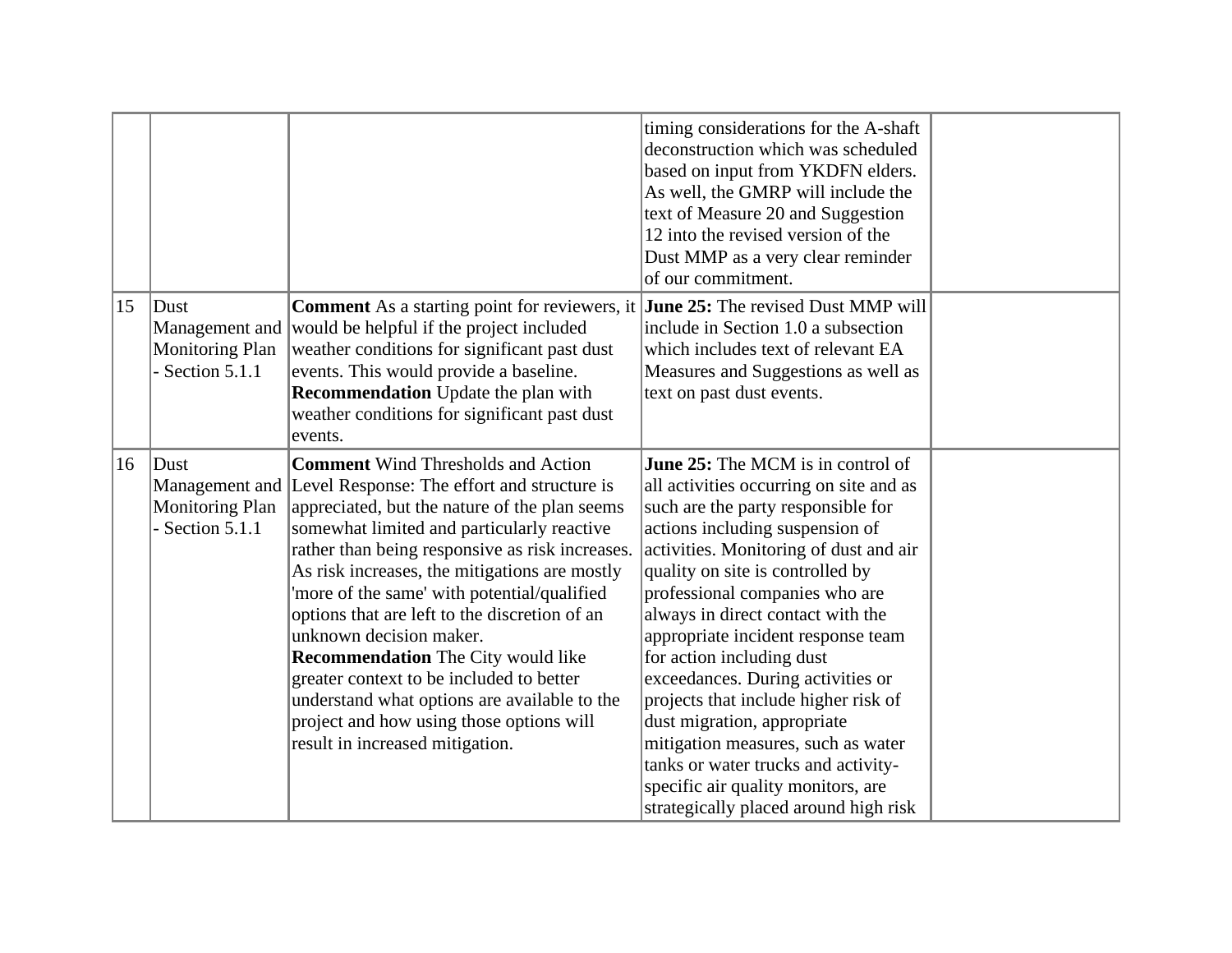| | | | | |
|---|---|---|---|---|
| | | | timing considerations for the A-shaft deconstruction which was scheduled based on input from YKDFN elders. As well, the GMRP will include the text of Measure 20 and Suggestion 12 into the revised version of the Dust MMP as a very clear reminder of our commitment. | |
| 15 | Dust Management and Monitoring Plan - Section 5.1.1 | **Comment** As a starting point for reviewers, it would be helpful if the project included weather conditions for significant past dust events. This would provide a baseline. **Recommendation** Update the plan with weather conditions for significant past dust events. | **June 25:** The revised Dust MMP will include in Section 1.0 a subsection which includes text of relevant EA Measures and Suggestions as well as text on past dust events. | |
| 16 | Dust Management and Monitoring Plan - Section 5.1.1 | **Comment** Wind Thresholds and Action Level Response: The effort and structure is appreciated, but the nature of the plan seems somewhat limited and particularly reactive rather than being responsive as risk increases. As risk increases, the mitigations are mostly 'more of the same' with potential/qualified options that are left to the discretion of an unknown decision maker. **Recommendation** The City would like greater context to be included to better understand what options are available to the project and how using those options will result in increased mitigation. | **June 25:** The MCM is in control of all activities occurring on site and as such are the party responsible for actions including suspension of activities. Monitoring of dust and air quality on site is controlled by professional companies who are always in direct contact with the appropriate incident response team for action including dust exceedances. During activities or projects that include higher risk of dust migration, appropriate mitigation measures, such as water tanks or water trucks and activity-specific air quality monitors, are strategically placed around high risk | |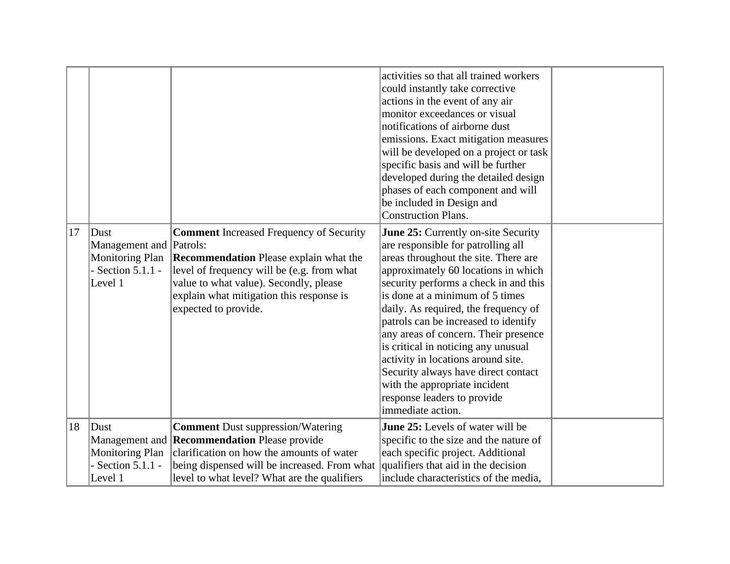| | | | | |
|---|---|---|---|---|
| | | | activities so that all trained workers could instantly take corrective actions in the event of any air monitor exceedances or visual notifications of airborne dust emissions. Exact mitigation measures will be developed on a project or task specific basis and will be further developed during the detailed design phases of each component and will be included in Design and Construction Plans. | |
| 17 | Dust Management and Monitoring Plan - Section 5.1.1 - Level 1 | **Comment** Increased Frequency of Security Patrols:<br>**Recommendation** Please explain what the level of frequency will be (e.g. from what value to what value). Secondly, please explain what mitigation this response is expected to provide. | **June 25:** Currently on-site Security are responsible for patrolling all areas throughout the site. There are approximately 60 locations in which security performs a check in and this is done at a minimum of 5 times daily. As required, the frequency of patrols can be increased to identify any areas of concern. Their presence is critical in noticing any unusual activity in locations around site. Security always have direct contact with the appropriate incident response leaders to provide immediate action. | |
| 18 | Dust Management and Monitoring Plan - Section 5.1.1 - Level 1 | **Comment** Dust suppression/Watering<br>**Recommendation** Please provide clarification on how the amounts of water being dispensed will be increased. From what level to what level? What are the qualifiers | **June 25:** Levels of water will be specific to the size and the nature of each specific project. Additional qualifiers that aid in the decision include characteristics of the media, | |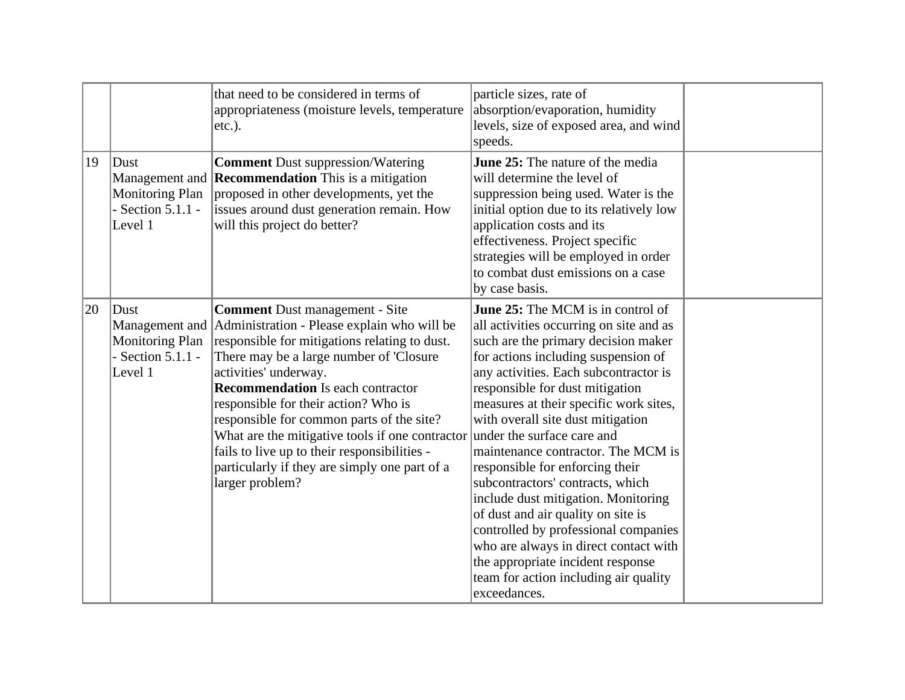| | | | | |
|---|---|---|---|---|
| | | that need to be considered in terms of appropriateness (moisture levels, temperature etc.). | particle sizes, rate of absorption/evaporation, humidity levels, size of exposed area, and wind speeds. | |
| 19 | Dust Management and Monitoring Plan - Section 5.1.1 - Level 1 | **Comment** Dust suppression/Watering<br>**Recommendation** This is a mitigation proposed in other developments, yet the issues around dust generation remain. How will this project do better? | **June 25:** The nature of the media will determine the level of suppression being used. Water is the initial option due to its relatively low application costs and its effectiveness. Project specific strategies will be employed in order to combat dust emissions on a case by case basis. | |
| 20 | Dust Management and Monitoring Plan - Section 5.1.1 - Level 1 | **Comment** Dust management - Site Administration - Please explain who will be responsible for mitigations relating to dust. There may be a large number of 'Closure activities' underway.<br>**Recommendation** Is each contractor responsible for their action? Who is responsible for common parts of the site? What are the mitigative tools if one contractor fails to live up to their responsibilities - particularly if they are simply one part of a larger problem? | **June 25:** The MCM is in control of all activities occurring on site and as such are the primary decision maker for actions including suspension of any activities. Each subcontractor is responsible for dust mitigation measures at their specific work sites, with overall site dust mitigation under the surface care and maintenance contractor. The MCM is responsible for enforcing their subcontractors' contracts, which include dust mitigation. Monitoring of dust and air quality on site is controlled by professional companies who are always in direct contact with the appropriate incident response team for action including air quality exceedances. | |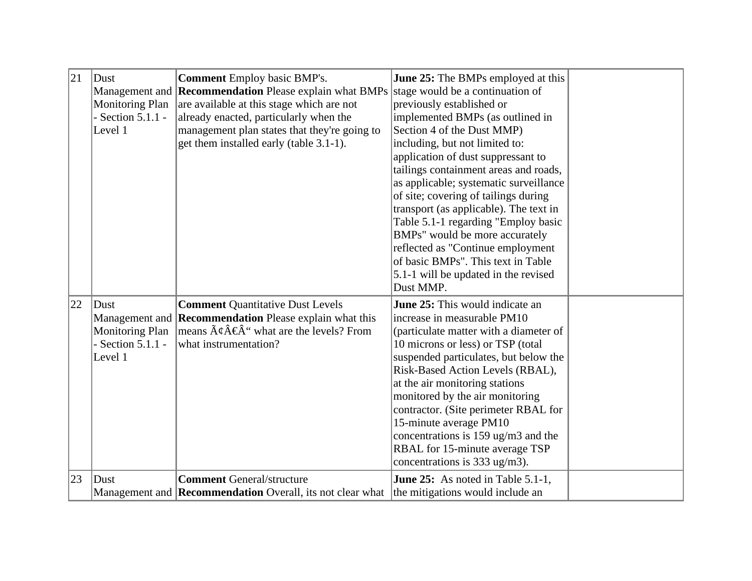| | | | | |
|---|---|---|---|---|
| 21 | Dust Management and Monitoring Plan - Section 5.1.1 - Level 1 | **Comment** Employ basic BMP's. **Recommendation** Please explain what BMPs are available at this stage which are not already enacted, particularly when the management plan states that they're going to get them installed early (table 3.1-1). | **June 25:** The BMPs employed at this stage would be a continuation of previously established or implemented BMPs (as outlined in Section 4 of the Dust MMP) including, but not limited to: application of dust suppressant to tailings containment areas and roads, as applicable; systematic surveillance of site; covering of tailings during transport (as applicable). The text in Table 5.1-1 regarding "Employ basic BMPs" would be more accurately reflected as "Continue employment of basic BMPs". This text in Table 5.1-1 will be updated in the revised Dust MMP. | |
| 22 | Dust Management and Monitoring Plan - Section 5.1.1 - Level 1 | **Comment** Quantitative Dust Levels **Recommendation** Please explain what this means Ã¢Â€Â“ what are the levels? From what instrumentation? | **June 25:** This would indicate an increase in measurable PM10 (particulate matter with a diameter of 10 microns or less) or TSP (total suspended particulates, but below the Risk-Based Action Levels (RBAL), at the air monitoring stations monitored by the air monitoring contractor. (Site perimeter RBAL for 15-minute average PM10 concentrations is 159 ug/m3 and the RBAL for 15-minute average TSP concentrations is 333 ug/m3). | |
| 23 | Dust Management and | **Comment** General/structure **Recommendation** Overall, its not clear what | **June 25:** As noted in Table 5.1-1, the mitigations would include an | |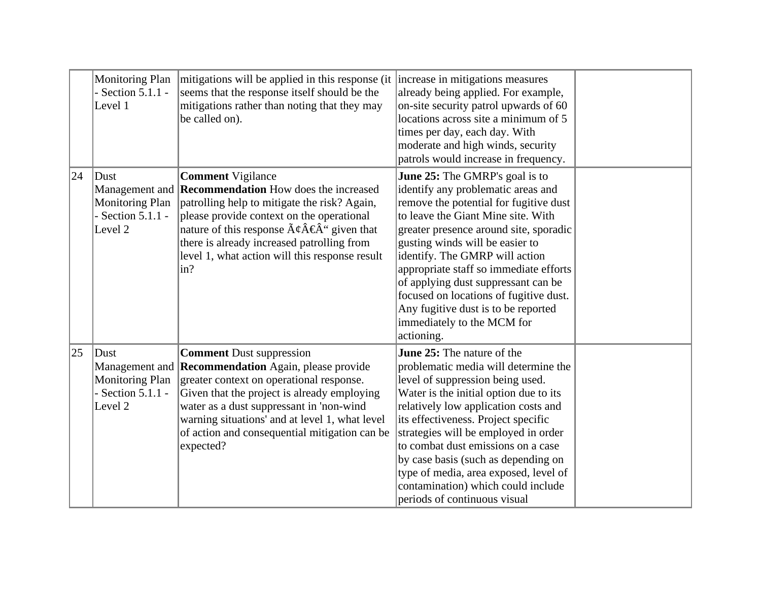|  |  |  |  |  |
| --- | --- | --- | --- | --- |
|  | Monitoring Plan - Section 5.1.1 - Level 1 | mitigations will be applied in this response (it seems that the response itself should be the mitigations rather than noting that they may be called on). | increase in mitigations measures already being applied. For example, on-site security patrol upwards of 60 locations across site a minimum of 5 times per day, each day. With moderate and high winds, security patrols would increase in frequency. |  |
| 24 | Dust Management and Monitoring Plan - Section 5.1.1 - Level 2 | **Comment** Vigilance **Recommendation** How does the increased patrolling help to mitigate the risk? Again, please provide context on the operational nature of this response Ã¢Â€Â“ given that there is already increased patrolling from level 1, what action will this response result in? | **June 25:** The GMRP's goal is to identify any problematic areas and remove the potential for fugitive dust to leave the Giant Mine site. With greater presence around site, sporadic gusting winds will be easier to identify. The GMRP will action appropriate staff so immediate efforts of applying dust suppressant can be focused on locations of fugitive dust. Any fugitive dust is to be reported immediately to the MCM for actioning. |  |
| 25 | Dust Management and Monitoring Plan - Section 5.1.1 - Level 2 | **Comment** Dust suppression **Recommendation** Again, please provide greater context on operational response. Given that the project is already employing water as a dust suppressant in 'non-wind warning situations' and at level 1, what level of action and consequential mitigation can be expected? | **June 25:** The nature of the problematic media will determine the level of suppression being used. Water is the initial option due to its relatively low application costs and its effectiveness. Project specific strategies will be employed in order to combat dust emissions on a case by case basis (such as depending on type of media, area exposed, level of contamination) which could include periods of continuous visual |  |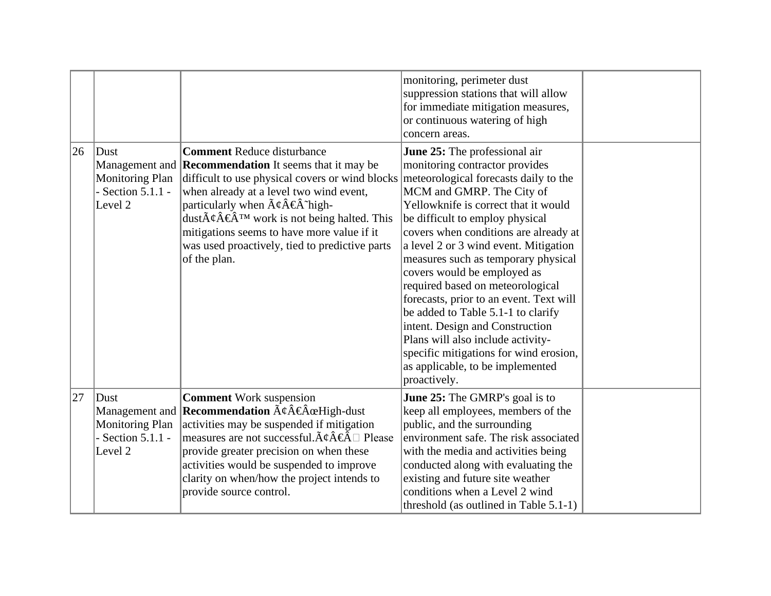| | | | | |
|---|---|---|---|---|
| | | | monitoring, perimeter dust suppression stations that will allow for immediate mitigation measures, or continuous watering of high concern areas. | |
| 26 | Dust Management and Monitoring Plan - Section 5.1.1 - Level 2 | **Comment** Reduce disturbance **Recommendation** It seems that it may be difficult to use physical covers or wind blocks when already at a level two wind event, particularly when Ã¢Â€Â˜high-dustÃ¢Â€Â™ work is not being halted. This mitigations seems to have more value if it was used proactively, tied to predictive parts of the plan. | **June 25:** The professional air monitoring contractor provides meteorological forecasts daily to the MCM and GMRP. The City of Yellowknife is correct that it would be difficult to employ physical covers when conditions are already at a level 2 or 3 wind event. Mitigation measures such as temporary physical covers would be employed as required based on meteorological forecasts, prior to an event. Text will be added to Table 5.1-1 to clarify intent. Design and Construction Plans will also include activity-specific mitigations for wind erosion, as applicable, to be implemented proactively. | |
| 27 | Dust Management and Monitoring Plan - Section 5.1.1 - Level 2 | **Comment** Work suspension **Recommendation** Ã¢Â€ÂœHigh-dust activities may be suspended if mitigation measures are not successful.Ã¢Â€Â Please provide greater precision on when these activities would be suspended to improve clarity on when/how the project intends to provide source control. | **June 25:** The GMRP's goal is to keep all employees, members of the public, and the surrounding environment safe. The risk associated with the media and activities being conducted along with evaluating the existing and future site weather conditions when a Level 2 wind threshold (as outlined in Table 5.1-1) | |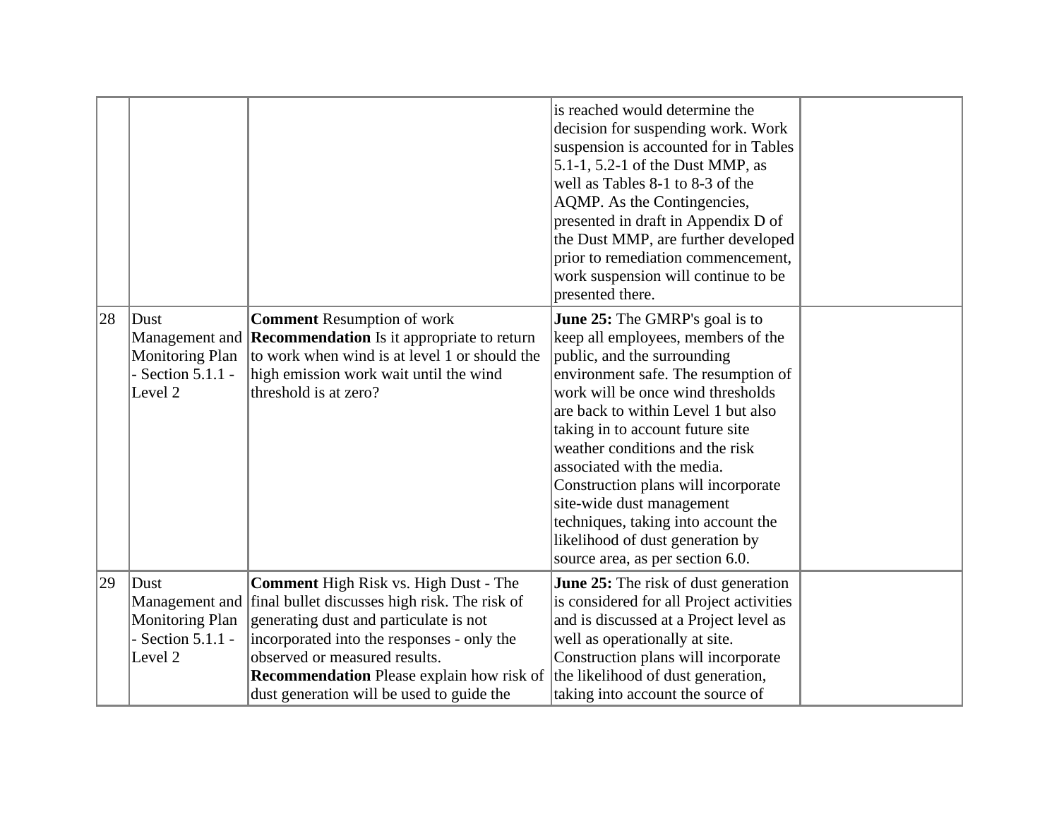| | | | | |
|---|---|---|---|---|
| | | | is reached would determine the decision for suspending work. Work suspension is accounted for in Tables 5.1-1, 5.2-1 of the Dust MMP, as well as Tables 8-1 to 8-3 of the AQMP. As the Contingencies, presented in draft in Appendix D of the Dust MMP, are further developed prior to remediation commencement, work suspension will continue to be presented there. | |
| 28 | Dust Management and Monitoring Plan - Section 5.1.1 - Level 2 | **Comment** Resumption of work **Recommendation** Is it appropriate to return to work when wind is at level 1 or should the high emission work wait until the wind threshold is at zero? | **June 25:** The GMRP's goal is to keep all employees, members of the public, and the surrounding environment safe. The resumption of work will be once wind thresholds are back to within Level 1 but also taking in to account future site weather conditions and the risk associated with the media. Construction plans will incorporate site-wide dust management techniques, taking into account the likelihood of dust generation by source area, as per section 6.0. | |
| 29 | Dust Management and Monitoring Plan - Section 5.1.1 - Level 2 | **Comment** High Risk vs. High Dust - The final bullet discusses high risk. The risk of generating dust and particulate is not incorporated into the responses - only the observed or measured results. **Recommendation** Please explain how risk of dust generation will be used to guide the | **June 25:** The risk of dust generation is considered for all Project activities and is discussed at a Project level as well as operationally at site. Construction plans will incorporate the likelihood of dust generation, taking into account the source of | |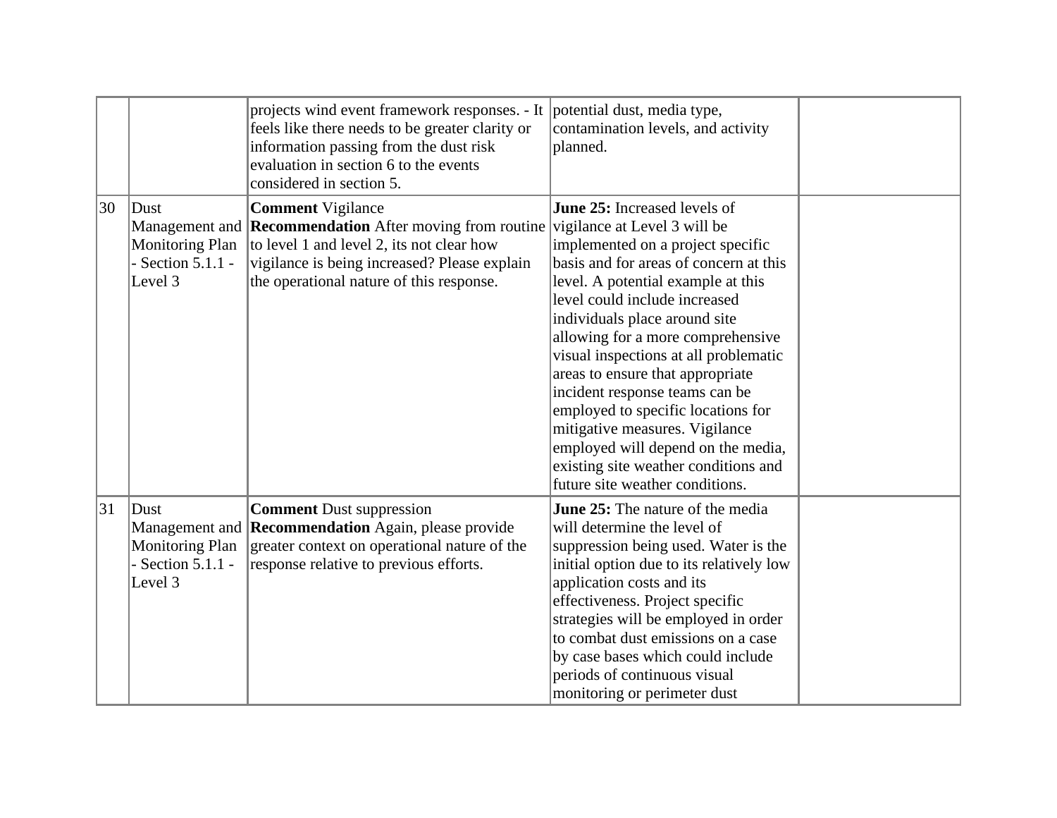|  |  | projects wind event framework responses. - It feels like there needs to be greater clarity or information passing from the dust risk evaluation in section 6 to the events considered in section 5. | potential dust, media type, contamination levels, and activity planned. |  |
|---|---|---|---|---|
| 30 | Dust Management and Monitoring Plan - Section 5.1.1 - Level 3 | **Comment** Vigilance **Recommendation** After moving from routine to level 1 and level 2, its not clear how vigilance is being increased? Please explain the operational nature of this response. | **June 25:** Increased levels of vigilance at Level 3 will be implemented on a project specific basis and for areas of concern at this level. A potential example at this level could include increased individuals place around site allowing for a more comprehensive visual inspections at all problematic areas to ensure that appropriate incident response teams can be employed to specific locations for mitigative measures. Vigilance employed will depend on the media, existing site weather conditions and future site weather conditions. |  |
| 31 | Dust Management and Monitoring Plan - Section 5.1.1 - Level 3 | **Comment** Dust suppression **Recommendation** Again, please provide greater context on operational nature of the response relative to previous efforts. | **June 25:** The nature of the media will determine the level of suppression being used. Water is the initial option due to its relatively low application costs and its effectiveness. Project specific strategies will be employed in order to combat dust emissions on a case by case bases which could include periods of continuous visual monitoring or perimeter dust |  |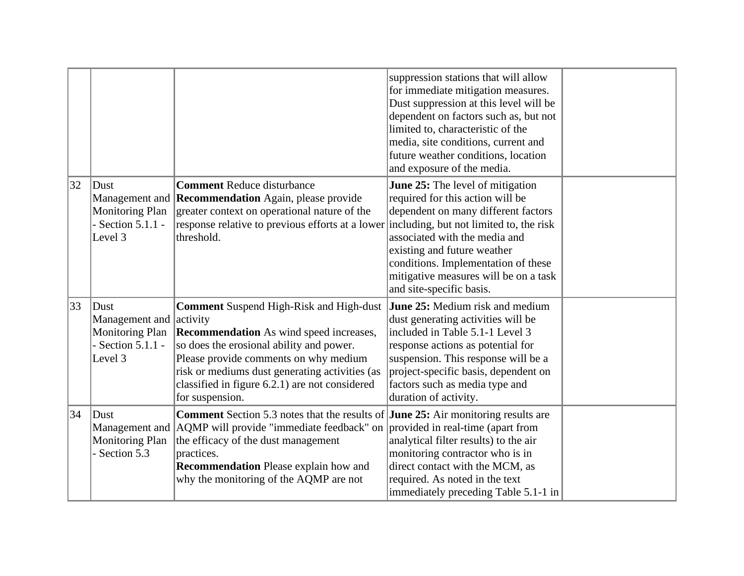| | | | | |
|---|---|---|---|---|
| | | | suppression stations that will allow for immediate mitigation measures. Dust suppression at this level will be dependent on factors such as, but not limited to, characteristic of the media, site conditions, current and future weather conditions, location and exposure of the media. | |
| 32 | Dust Management and Monitoring Plan - Section 5.1.1 - Level 3 | **Comment** Reduce disturbance<br>**Recommendation** Again, please provide greater context on operational nature of the response relative to previous efforts at a lower threshold. | **June 25:** The level of mitigation required for this action will be dependent on many different factors including, but not limited to, the risk associated with the media and existing and future weather conditions. Implementation of these mitigative measures will be on a task and site-specific basis. | |
| 33 | Dust Management and Monitoring Plan - Section 5.1.1 - Level 3 | **Comment** Suspend High-Risk and High-dust activity<br>**Recommendation** As wind speed increases, so does the erosional ability and power. Please provide comments on why medium risk or mediums dust generating activities (as classified in figure 6.2.1) are not considered for suspension. | **June 25:** Medium risk and medium dust generating activities will be included in Table 5.1-1 Level 3 response actions as potential for suspension. This response will be a project-specific basis, dependent on factors such as media type and duration of activity. | |
| 34 | Dust Management and Monitoring Plan - Section 5.3 | **Comment** Section 5.3 notes that the results of AQMP will provide "immediate feedback" on the efficacy of the dust management practices.<br>**Recommendation** Please explain how and why the monitoring of the AQMP are not | **June 25:** Air monitoring results are provided in real-time (apart from analytical filter results) to the air monitoring contractor who is in direct contact with the MCM, as required. As noted in the text immediately preceding Table 5.1-1 in | |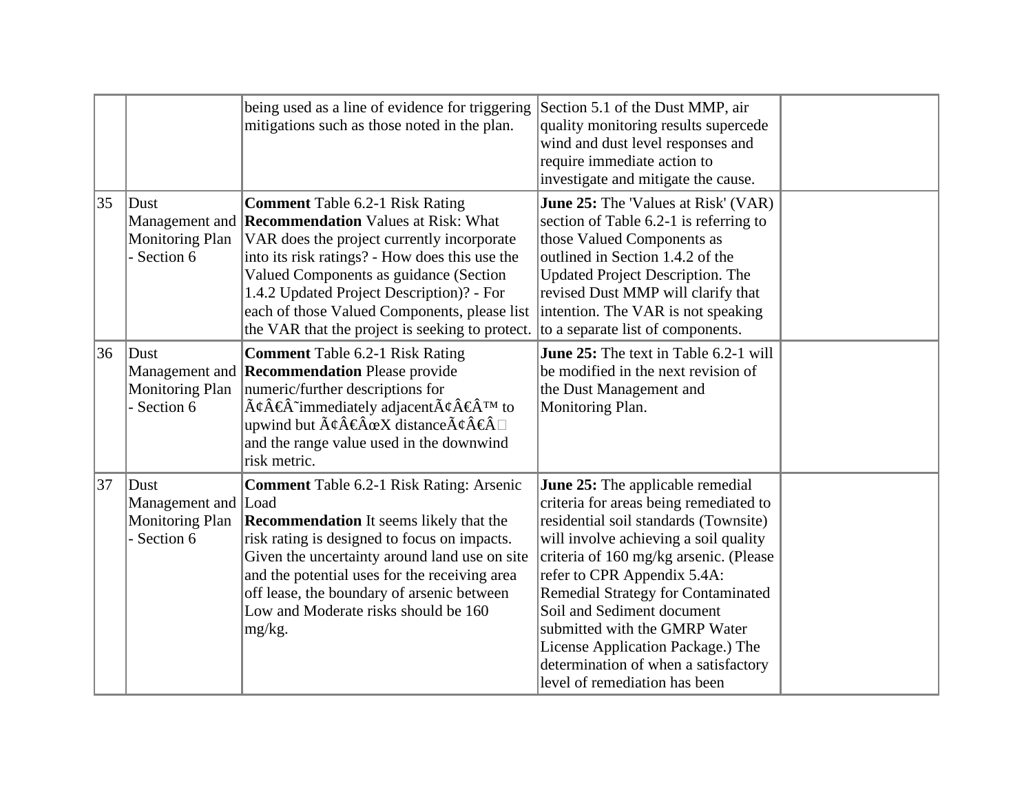|  |  |  |  |  |
|---|---|---|---|---|
|  |  | being used as a line of evidence for triggering mitigations such as those noted in the plan. | Section 5.1 of the Dust MMP, air quality monitoring results supercede wind and dust level responses and require immediate action to investigate and mitigate the cause. |  |
| 35 | Dust Management and Monitoring Plan - Section 6 | **Comment** Table 6.2-1 Risk Rating **Recommendation** Values at Risk: What VAR does the project currently incorporate into its risk ratings? - How does this use the Valued Components as guidance (Section 1.4.2 Updated Project Description)? - For each of those Valued Components, please list the VAR that the project is seeking to protect. | **June 25:** The 'Values at Risk' (VAR) section of Table 6.2-1 is referring to those Valued Components as outlined in Section 1.4.2 of the Updated Project Description. The revised Dust MMP will clarify that intention. The VAR is not speaking to a separate list of components. |  |
| 36 | Dust Management and Monitoring Plan - Section 6 | **Comment** Table 6.2-1 Risk Rating **Recommendation** Please provide numeric/further descriptions for Ã¢Â€Â˜immediately adjacentÃ¢Â€Â™ to upwind but Ã¢Â€ÂœX distanceÃ¢Â€Â and the range value used in the downwind risk metric. | **June 25:** The text in Table 6.2-1 will be modified in the next revision of the Dust Management and Monitoring Plan. |  |
| 37 | Dust Management and Monitoring Plan - Section 6 | **Comment** Table 6.2-1 Risk Rating: Arsenic Load **Recommendation** It seems likely that the risk rating is designed to focus on impacts. Given the uncertainty around land use on site and the potential uses for the receiving area off lease, the boundary of arsenic between Low and Moderate risks should be 160 mg/kg. | **June 25:** The applicable remedial criteria for areas being remediated to residential soil standards (Townsite) will involve achieving a soil quality criteria of 160 mg/kg arsenic. (Please refer to CPR Appendix 5.4A: Remedial Strategy for Contaminated Soil and Sediment document submitted with the GMRP Water License Application Package.) The determination of when a satisfactory level of remediation has been |  |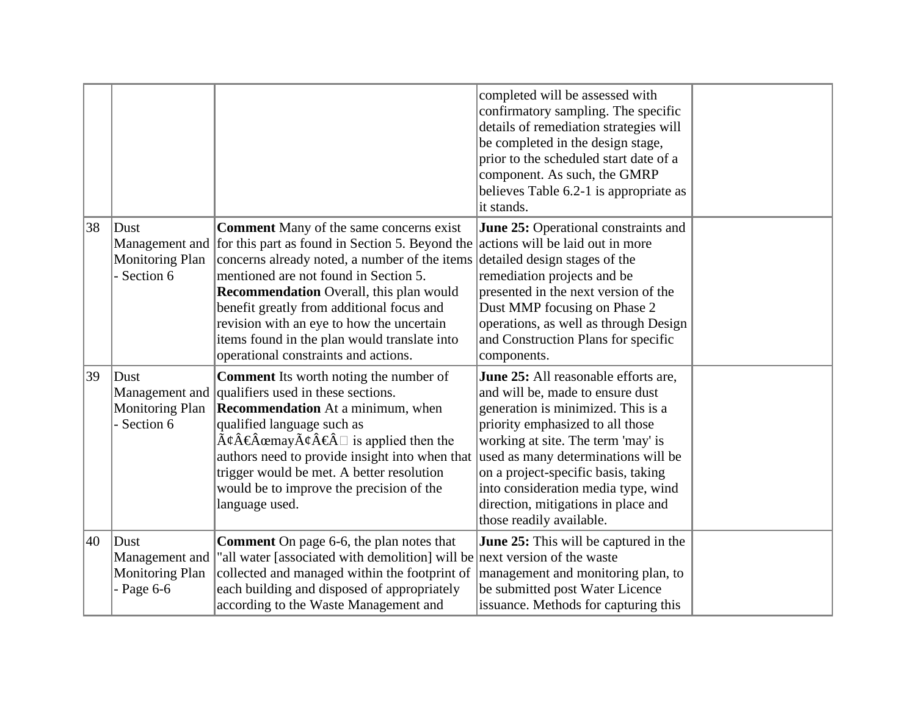|  |  |  |  |  |
|---|---|---|---|---|
|  |  |  | completed will be assessed with confirmatory sampling. The specific details of remediation strategies will be completed in the design stage, prior to the scheduled start date of a component. As such, the GMRP believes Table 6.2-1 is appropriate as it stands. |  |
| 38 | Dust Management and Monitoring Plan - Section 6 | **Comment** Many of the same concerns exist for this part as found in Section 5. Beyond the concerns already noted, a number of the items mentioned are not found in Section 5. **Recommendation** Overall, this plan would benefit greatly from additional focus and revision with an eye to how the uncertain items found in the plan would translate into operational constraints and actions. | **June 25:** Operational constraints and actions will be laid out in more detailed design stages of the remediation projects and be presented in the next version of the Dust MMP focusing on Phase 2 operations, as well as through Design and Construction Plans for specific components. |  |
| 39 | Dust Management and Monitoring Plan - Section 6 | **Comment** Its worth noting the number of qualifiers used in these sections. **Recommendation** At a minimum, when qualified language such as Ã¢Â€ÂœmayÃ¢Â€Â is applied then the authors need to provide insight into when that trigger would be met. A better resolution would be to improve the precision of the language used. | **June 25:** All reasonable efforts are, and will be, made to ensure dust generation is minimized. This is a priority emphasized to all those working at site. The term 'may' is used as many determinations will be on a project-specific basis, taking into consideration media type, wind direction, mitigations in place and those readily available. |  |
| 40 | Dust Management and Monitoring Plan - Page 6-6 | **Comment** On page 6-6, the plan notes that "all water [associated with demolition] will be collected and managed within the footprint of each building and disposed of appropriately according to the Waste Management and | **June 25:** This will be captured in the next version of the waste management and monitoring plan, to be submitted post Water Licence issuance. Methods for capturing this |  |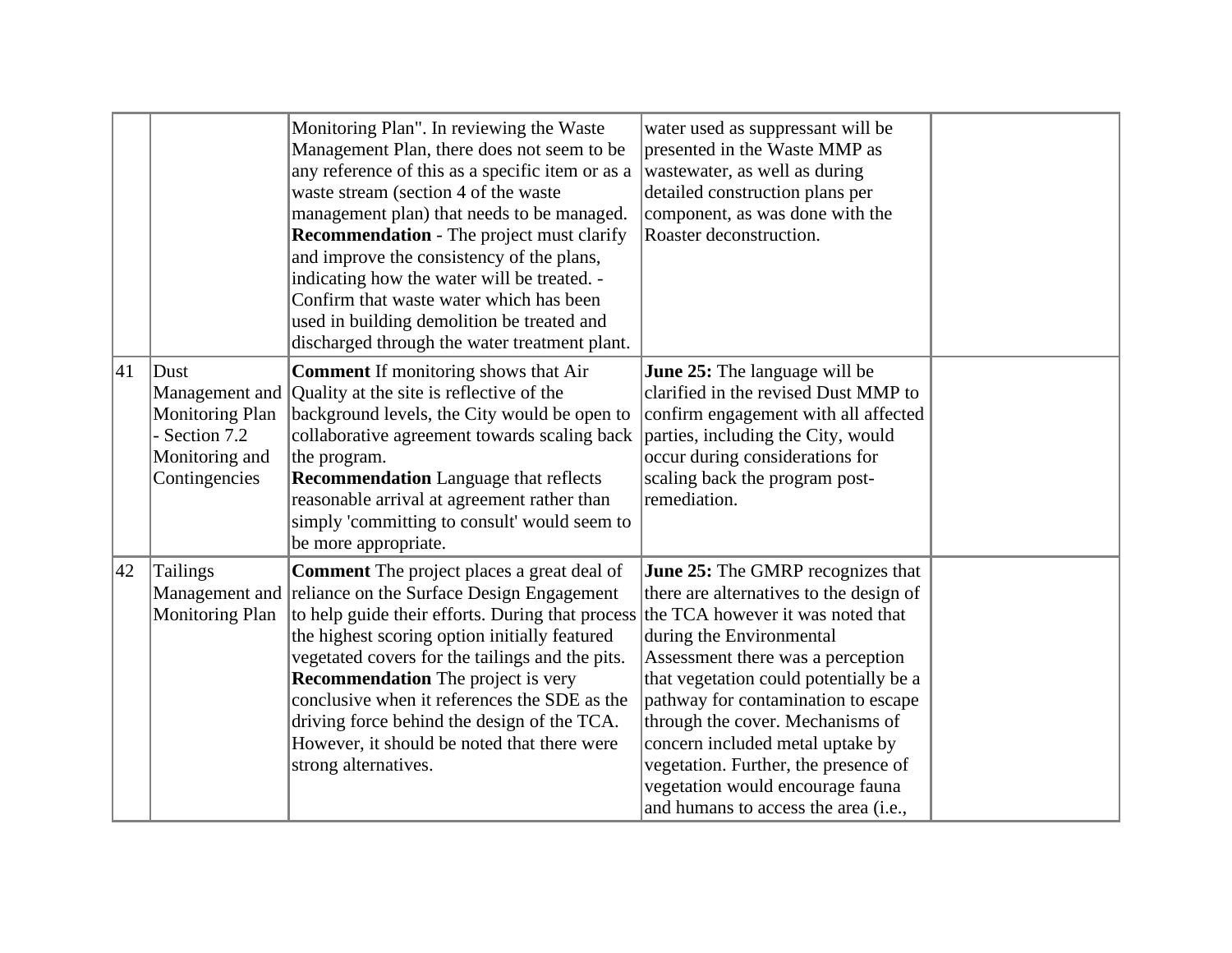| | | | | |
|---|---|---|---|---|
| | | Monitoring Plan". In reviewing the Waste Management Plan, there does not seem to be any reference of this as a specific item or as a waste stream (section 4 of the waste management plan) that needs to be managed. **Recommendation** - The project must clarify and improve the consistency of the plans, indicating how the water will be treated. - Confirm that waste water which has been used in building demolition be treated and discharged through the water treatment plant. | water used as suppressant will be presented in the Waste MMP as wastewater, as well as during detailed construction plans per component, as was done with the Roaster deconstruction. | |
| 41 | Dust Management and Monitoring Plan - Section 7.2 Monitoring and Contingencies | **Comment** If monitoring shows that Air Quality at the site is reflective of the background levels, the City would be open to collaborative agreement towards scaling back the program. **Recommendation** Language that reflects reasonable arrival at agreement rather than simply 'committing to consult' would seem to be more appropriate. | **June 25:** The language will be clarified in the revised Dust MMP to confirm engagement with all affected parties, including the City, would occur during considerations for scaling back the program post-remediation. | |
| 42 | Tailings Management and Monitoring Plan | **Comment** The project places a great deal of reliance on the Surface Design Engagement to help guide their efforts. During that process the highest scoring option initially featured vegetated covers for the tailings and the pits. **Recommendation** The project is very conclusive when it references the SDE as the driving force behind the design of the TCA. However, it should be noted that there were strong alternatives. | **June 25:** The GMRP recognizes that there are alternatives to the design of the TCA however it was noted that during the Environmental Assessment there was a perception that vegetation could potentially be a pathway for contamination to escape through the cover. Mechanisms of concern included metal uptake by vegetation. Further, the presence of vegetation would encourage fauna and humans to access the area (i.e., | |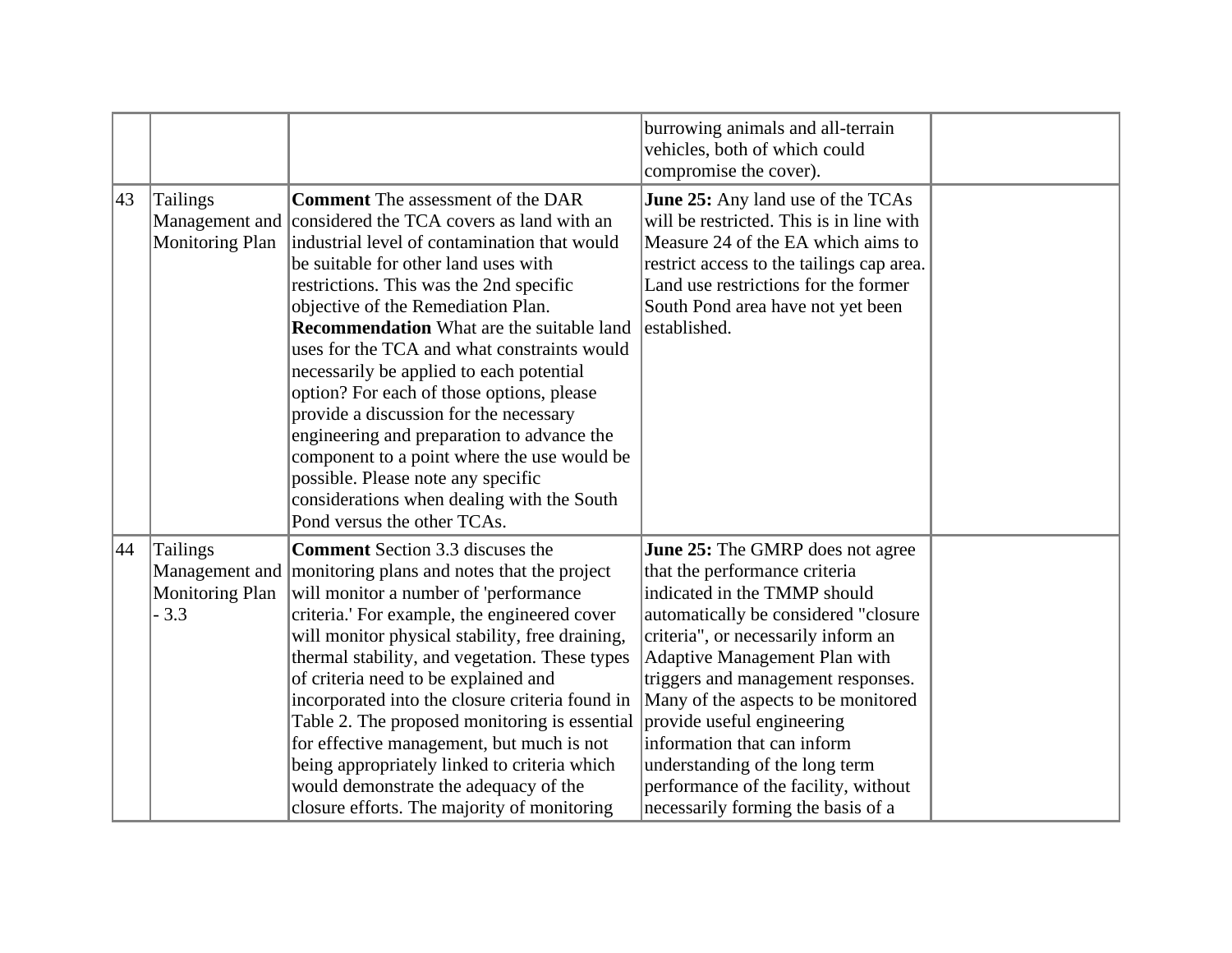|  |  |  | burrowing animals and all-terrain vehicles, both of which could compromise the cover). |  |
|---|---|---|---|---|
| 43 | Tailings Management and Monitoring Plan | **Comment** The assessment of the DAR considered the TCA covers as land with an industrial level of contamination that would be suitable for other land uses with restrictions. This was the 2nd specific objective of the Remediation Plan. **Recommendation** What are the suitable land uses for the TCA and what constraints would necessarily be applied to each potential option? For each of those options, please provide a discussion for the necessary engineering and preparation to advance the component to a point where the use would be possible. Please note any specific considerations when dealing with the South Pond versus the other TCAs. | **June 25:** Any land use of the TCAs will be restricted. This is in line with Measure 24 of the EA which aims to restrict access to the tailings cap area. Land use restrictions for the former South Pond area have not yet been established. |  |
| 44 | Tailings Management and Monitoring Plan - 3.3 | **Comment** Section 3.3 discuses the monitoring plans and notes that the project will monitor a number of 'performance criteria.' For example, the engineered cover will monitor physical stability, free draining, thermal stability, and vegetation. These types of criteria need to be explained and incorporated into the closure criteria found in Table 2. The proposed monitoring is essential for effective management, but much is not being appropriately linked to criteria which would demonstrate the adequacy of the closure efforts. The majority of monitoring | **June 25:** The GMRP does not agree that the performance criteria indicated in the TMMP should automatically be considered "closure criteria", or necessarily inform an Adaptive Management Plan with triggers and management responses. Many of the aspects to be monitored provide useful engineering information that can inform understanding of the long term performance of the facility, without necessarily forming the basis of a |  |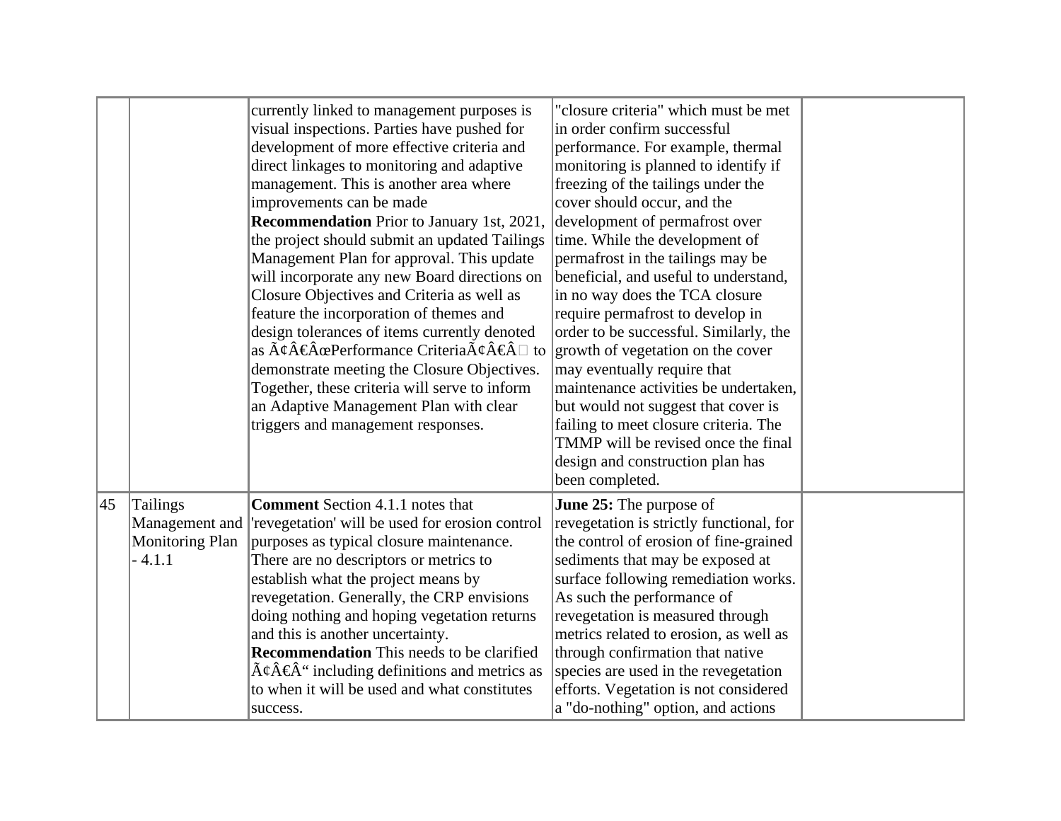|  |  |  |  |  |
|---|---|---|---|---|
|  |  | currently linked to management purposes is visual inspections. Parties have pushed for development of more effective criteria and direct linkages to monitoring and adaptive management. This is another area where improvements can be made **Recommendation** Prior to January 1st, 2021, the project should submit an updated Tailings Management Plan for approval. This update will incorporate any new Board directions on Closure Objectives and Criteria as well as feature the incorporation of themes and design tolerances of items currently denoted as Ã¢Â€ÂœPerformance CriteriaÃ¢Â€Â to demonstrate meeting the Closure Objectives. Together, these criteria will serve to inform an Adaptive Management Plan with clear triggers and management responses. | "closure criteria" which must be met in order confirm successful performance. For example, thermal monitoring is planned to identify if freezing of the tailings under the cover should occur, and the development of permafrost over time. While the development of permafrost in the tailings may be beneficial, and useful to understand, in no way does the TCA closure require permafrost to develop in order to be successful. Similarly, the growth of vegetation on the cover may eventually require that maintenance activities be undertaken, but would not suggest that cover is failing to meet closure criteria. The TMMP will be revised once the final design and construction plan has been completed. |  |
| 45 | Tailings Management and Monitoring Plan - 4.1.1 | **Comment** Section 4.1.1 notes that 'revegetation' will be used for erosion control purposes as typical closure maintenance. There are no descriptors or metrics to establish what the project means by revegetation. Generally, the CRP envisions doing nothing and hoping vegetation returns and this is another uncertainty. **Recommendation** This needs to be clarified Ã¢Â€Â“ including definitions and metrics as to when it will be used and what constitutes success. | **June 25:** The purpose of revegetation is strictly functional, for the control of erosion of fine-grained sediments that may be exposed at surface following remediation works. As such the performance of revegetation is measured through metrics related to erosion, as well as through confirmation that native species are used in the revegetation efforts. Vegetation is not considered a "do-nothing" option, and actions |  |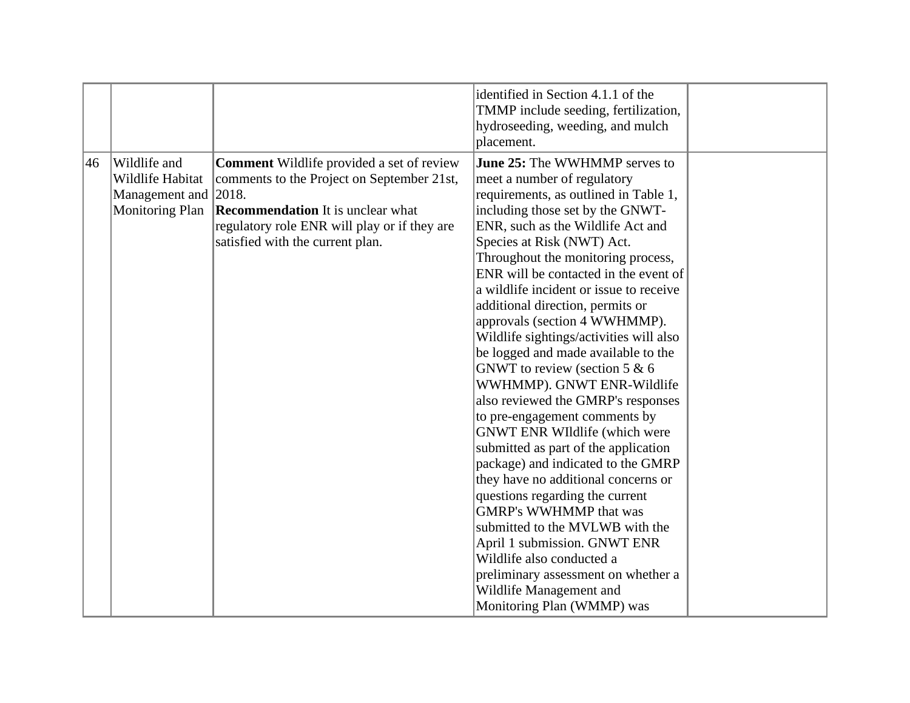| | | | | |
|---|---|---|---|---|
| | | | identified in Section 4.1.1 of the TMMP include seeding, fertilization, hydroseeding, weeding, and mulch placement. | |
| 46 | Wildlife and Wildlife Habitat Management and Monitoring Plan | **Comment** Wildlife provided a set of review comments to the Project on September 21st, 2018.<br>**Recommendation** It is unclear what regulatory role ENR will play or if they are satisfied with the current plan. | **June 25:** The WWHMMP serves to meet a number of regulatory requirements, as outlined in Table 1, including those set by the GNWT-ENR, such as the Wildlife Act and Species at Risk (NWT) Act. Throughout the monitoring process, ENR will be contacted in the event of a wildlife incident or issue to receive additional direction, permits or approvals (section 4 WWHMMP). Wildlife sightings/activities will also be logged and made available to the GNWT to review (section 5 & 6 WWHMMP). GNWT ENR-Wildlife also reviewed the GMRP's responses to pre-engagement comments by GNWT ENR WIldlife (which were submitted as part of the application package) and indicated to the GMRP they have no additional concerns or questions regarding the current GMRP's WWHMMP that was submitted to the MVLWB with the April 1 submission. GNWT ENR Wildlife also conducted a preliminary assessment on whether a Wildlife Management and Monitoring Plan (WMMP) was | |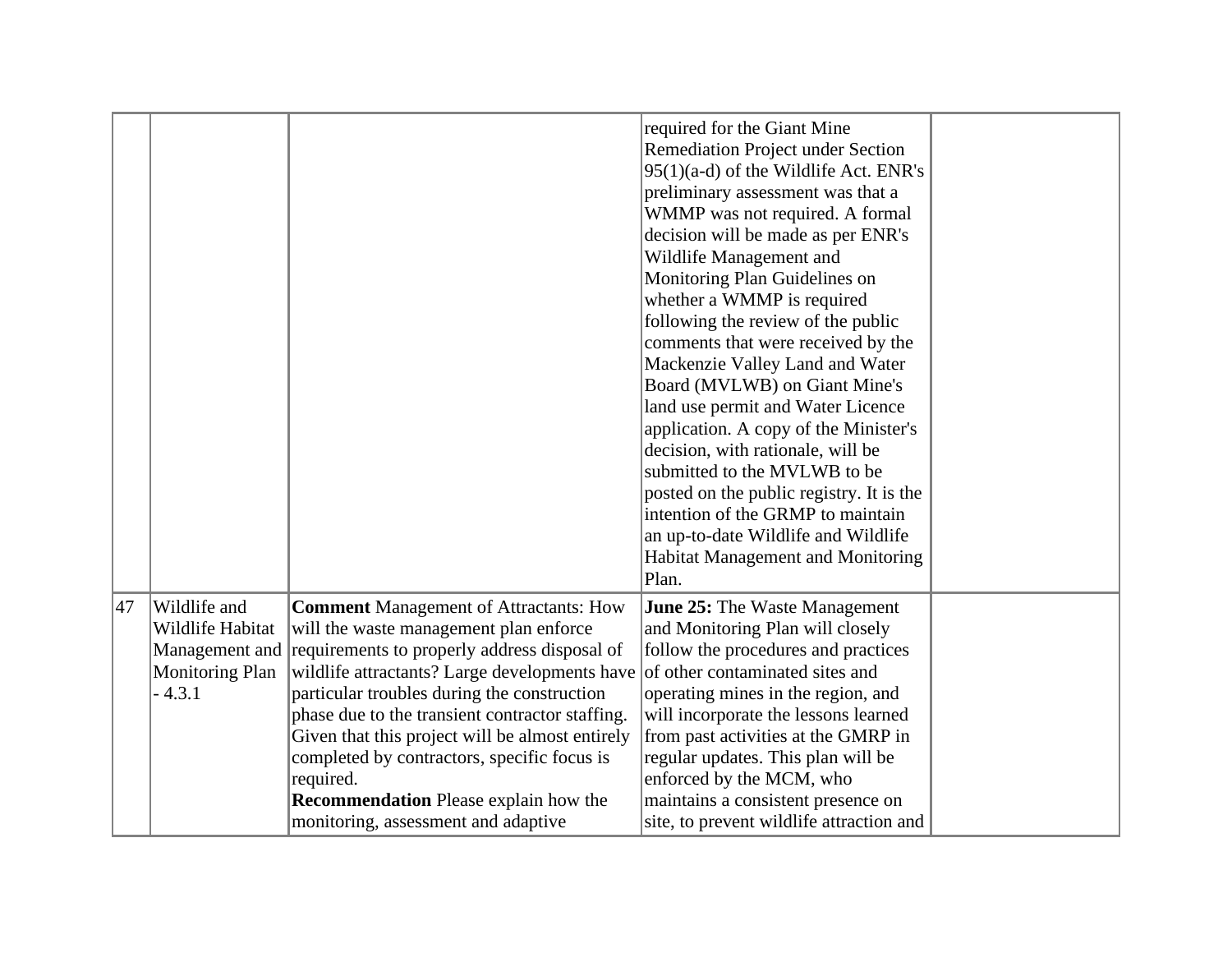| | | | | |
|---|---|---|---|---|
| | | | required for the Giant Mine Remediation Project under Section 95(1)(a-d) of the Wildlife Act. ENR's preliminary assessment was that a WMMP was not required. A formal decision will be made as per ENR's Wildlife Management and Monitoring Plan Guidelines on whether a WMMP is required following the review of the public comments that were received by the Mackenzie Valley Land and Water Board (MVLWB) on Giant Mine's land use permit and Water Licence application. A copy of the Minister's decision, with rationale, will be submitted to the MVLWB to be posted on the public registry. It is the intention of the GRMP to maintain an up-to-date Wildlife and Wildlife Habitat Management and Monitoring Plan. | |
| 47 | Wildlife and Wildlife Habitat Management and Monitoring Plan - 4.3.1 | **Comment** Management of Attractants: How will the waste management plan enforce requirements to properly address disposal of wildlife attractants? Large developments have particular troubles during the construction phase due to the transient contractor staffing. Given that this project will be almost entirely completed by contractors, specific focus is required.<br>**Recommendation** Please explain how the monitoring, assessment and adaptive | **June 25:** The Waste Management and Monitoring Plan will closely follow the procedures and practices of other contaminated sites and operating mines in the region, and will incorporate the lessons learned from past activities at the GMRP in regular updates. This plan will be enforced by the MCM, who maintains a consistent presence on site, to prevent wildlife attraction and | |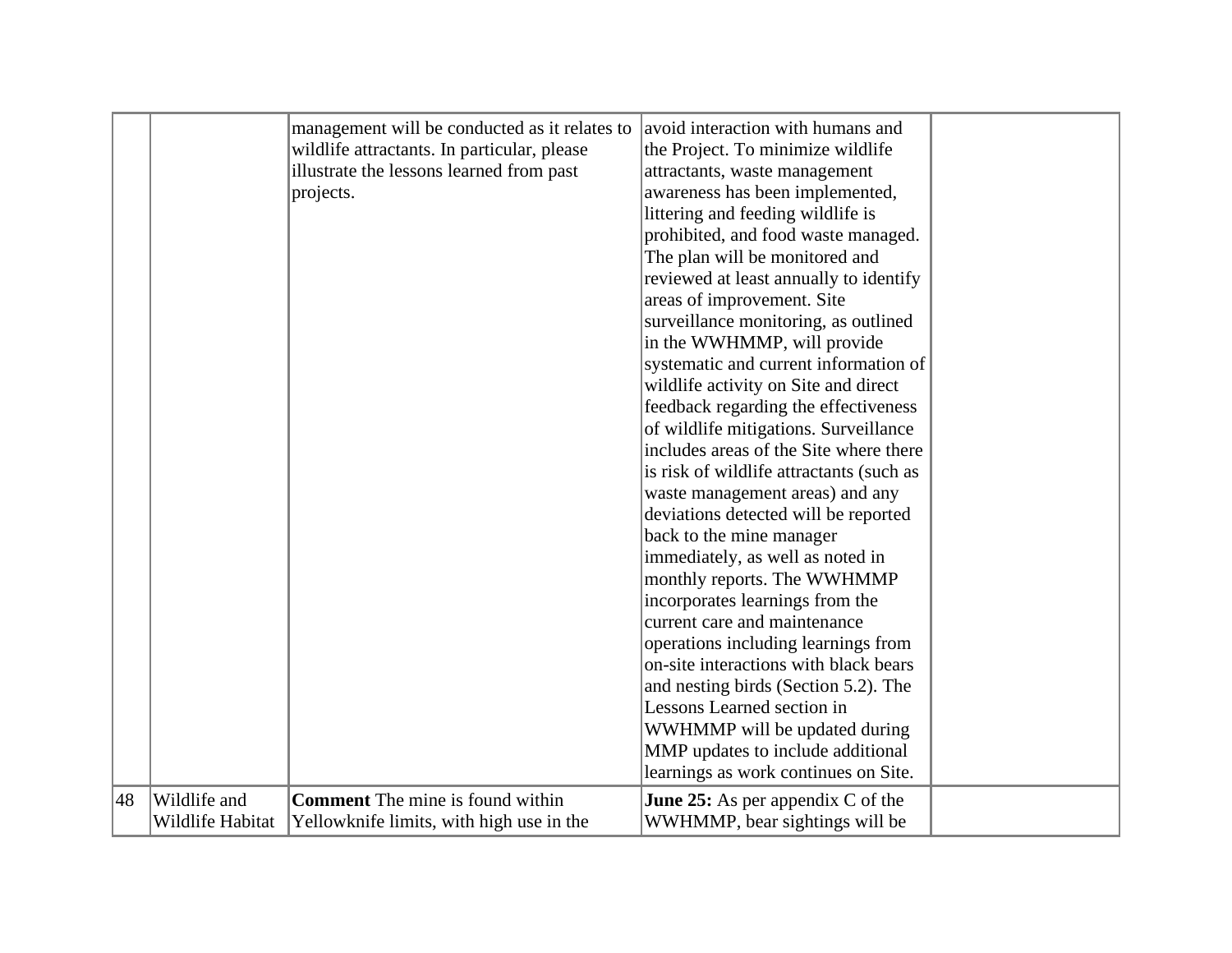| | | | | |
|---|---|---|---|---|
| | | management will be conducted as it relates to wildlife attractants. In particular, please illustrate the lessons learned from past projects. | avoid interaction with humans and the Project. To minimize wildlife attractants, waste management awareness has been implemented, littering and feeding wildlife is prohibited, and food waste managed. The plan will be monitored and reviewed at least annually to identify areas of improvement. Site surveillance monitoring, as outlined in the WWHMMP, will provide systematic and current information of wildlife activity on Site and direct feedback regarding the effectiveness of wildlife mitigations. Surveillance includes areas of the Site where there is risk of wildlife attractants (such as waste management areas) and any deviations detected will be reported back to the mine manager immediately, as well as noted in monthly reports. The WWHMMP incorporates learnings from the current care and maintenance operations including learnings from on-site interactions with black bears and nesting birds (Section 5.2). The Lessons Learned section in WWHMMP will be updated during MMP updates to include additional learnings as work continues on Site. | |
| 48 | Wildlife and Wildlife Habitat | **Comment** The mine is found within Yellowknife limits, with high use in the | **June 25:** As per appendix C of the WWHMMP, bear sightings will be | |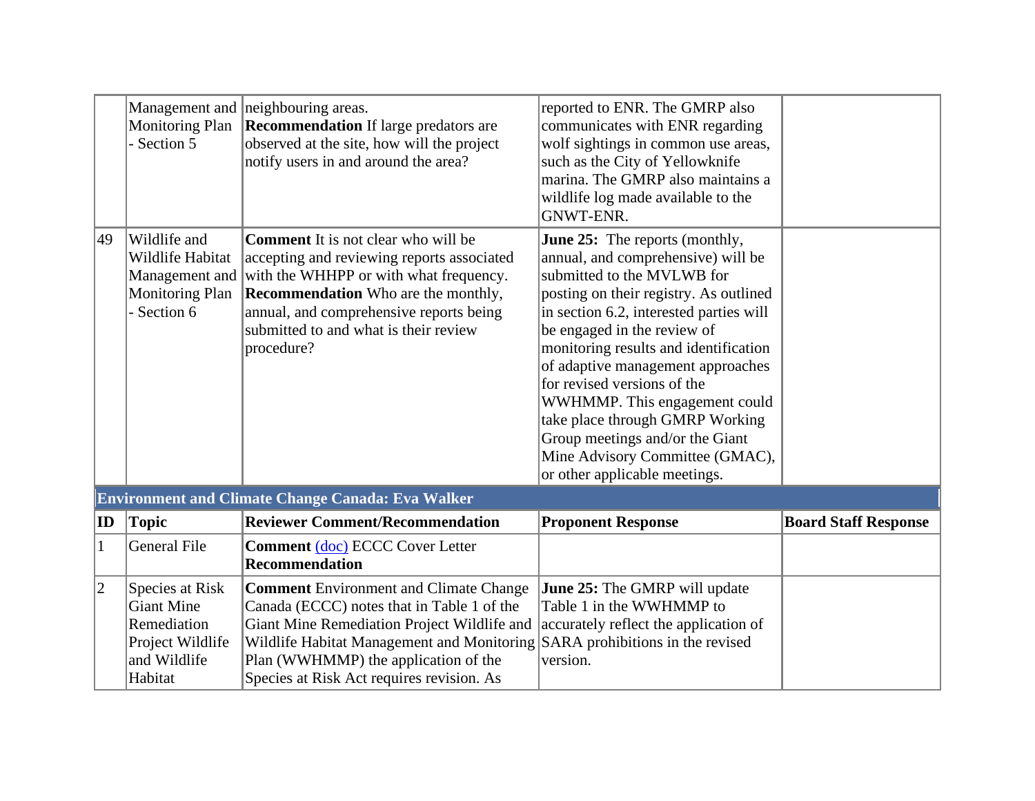| | | | | |
|---|---|---|---|---|
| | Management and Monitoring Plan - Section 5 | neighbouring areas. **Recommendation** If large predators are observed at the site, how will the project notify users in and around the area? | reported to ENR. The GMRP also communicates with ENR regarding wolf sightings in common use areas, such as the City of Yellowknife marina. The GMRP also maintains a wildlife log made available to the GNWT-ENR. | |
| 49 | Wildlife and Wildlife Habitat Management and Monitoring Plan - Section 6 | **Comment** It is not clear who will be accepting and reviewing reports associated with the WHHPP or with what frequency. **Recommendation** Who are the monthly, annual, and comprehensive reports being submitted to and what is their review procedure? | **June 25:** The reports (monthly, annual, and comprehensive) will be submitted to the MVLWB for posting on their registry. As outlined in section 6.2, interested parties will be engaged in the review of monitoring results and identification of adaptive management approaches for revised versions of the WWHMMP. This engagement could take place through GMRP Working Group meetings and/or the Giant Mine Advisory Committee (GMAC), or other applicable meetings. | |

**Environment and Climate Change Canada: Eva Walker**

| ID | Topic | Reviewer Comment/Recommendation | Proponent Response | Board Staff Response |
|---|---|---|---|---|
| 1 | General File | **Comment** (doc) ECCC Cover Letter **Recommendation** | | |
| 2 | Species at Risk Giant Mine Remediation Project Wildlife and Wildlife Habitat | **Comment** Environment and Climate Change Canada (ECCC) notes that in Table 1 of the Giant Mine Remediation Project Wildlife and Wildlife Habitat Management and Monitoring Plan (WWHMMP) the application of the Species at Risk Act requires revision. As | **June 25:** The GMRP will update Table 1 in the WWHMMP to accurately reflect the application of SARA prohibitions in the revised version. | |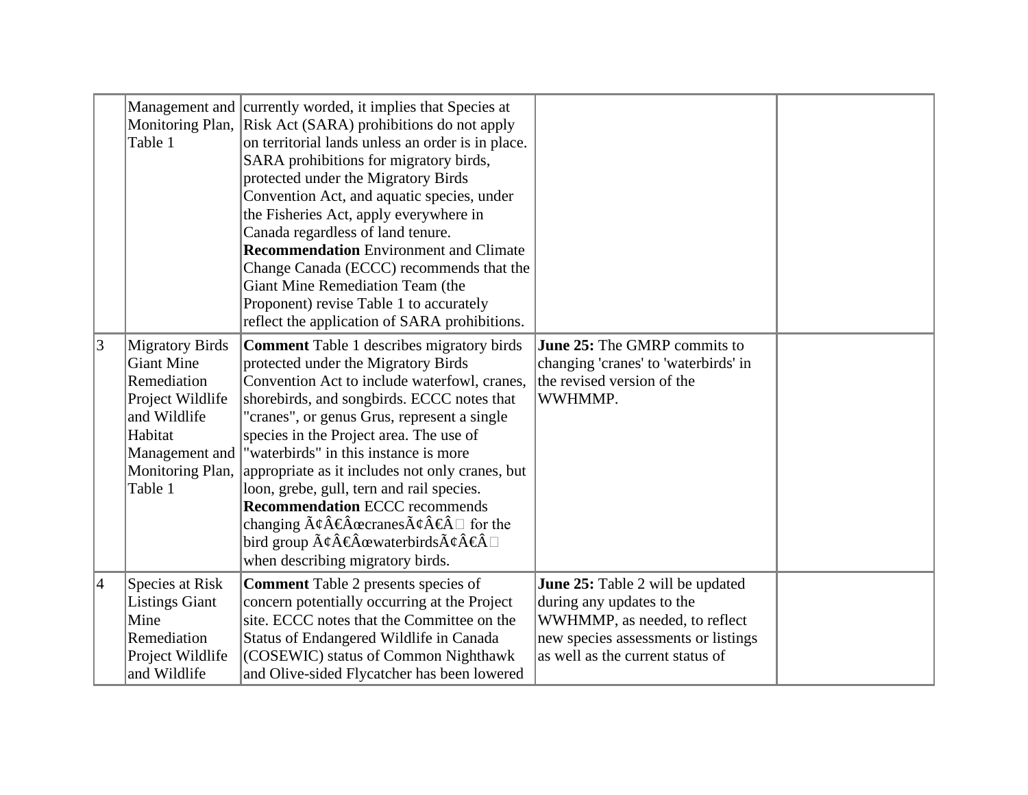| | | | | |
|---|---|---|---|---|
| | Management and Monitoring Plan, Table 1 | currently worded, it implies that Species at Risk Act (SARA) prohibitions do not apply on territorial lands unless an order is in place. SARA prohibitions for migratory birds, protected under the Migratory Birds Convention Act, and aquatic species, under the Fisheries Act, apply everywhere in Canada regardless of land tenure. **Recommendation** Environment and Climate Change Canada (ECCC) recommends that the Giant Mine Remediation Team (the Proponent) revise Table 1 to accurately reflect the application of SARA prohibitions. | | |
| 3 | Migratory Birds Giant Mine Remediation Project Wildlife and Wildlife Habitat Management and Monitoring Plan, Table 1 | **Comment** Table 1 describes migratory birds protected under the Migratory Birds Convention Act to include waterfowl, cranes, shorebirds, and songbirds. ECCC notes that "cranes", or genus Grus, represent a single species in the Project area. The use of "waterbirds" in this instance is more appropriate as it includes not only cranes, but loon, grebe, gull, tern and rail species. **Recommendation** ECCC recommends changing Ã¢Â€ÂœcranesÃ¢Â€Â for the bird group Ã¢Â€ÂœwaterbirdsÃ¢Â€Â when describing migratory birds. | **June 25:** The GMRP commits to changing 'cranes' to 'waterbirds' in the revised version of the WWHMMP. | |
| 4 | Species at Risk Listings Giant Mine Remediation Project Wildlife and Wildlife | **Comment** Table 2 presents species of concern potentially occurring at the Project site. ECCC notes that the Committee on the Status of Endangered Wildlife in Canada (COSEWIC) status of Common Nighthawk and Olive-sided Flycatcher has been lowered | **June 25:** Table 2 will be updated during any updates to the WWHMMP, as needed, to reflect new species assessments or listings as well as the current status of | |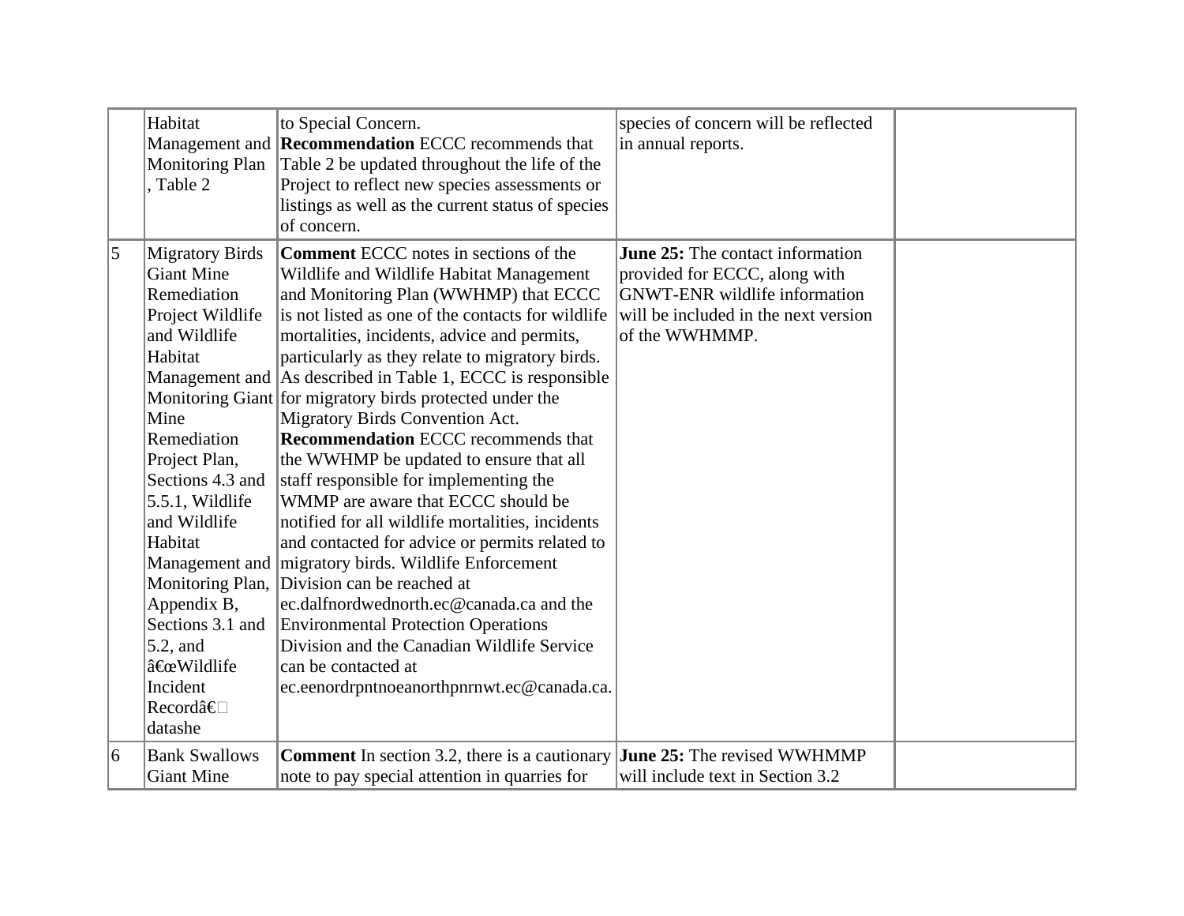| | | | | |
|---|---|---|---|---|
| | Habitat Management and Monitoring Plan , Table 2 | to Special Concern. **Recommendation** ECCC recommends that Table 2 be updated throughout the life of the Project to reflect new species assessments or listings as well as the current status of species of concern. | species of concern will be reflected in annual reports. | |
| 5 | Migratory Birds Giant Mine Remediation Project Wildlife and Wildlife Habitat Management and Monitoring Giant Mine Remediation Project Plan, Sections 4.3 and 5.5.1, Wildlife and Wildlife Habitat Management and Monitoring Plan, Appendix B, Sections 3.1 and 5.2, and â€œWildlife Incident Recordâ€ datashe | **Comment** ECCC notes in sections of the Wildlife and Wildlife Habitat Management and Monitoring Plan (WWHMP) that ECCC is not listed as one of the contacts for wildlife mortalities, incidents, advice and permits, particularly as they relate to migratory birds. As described in Table 1, ECCC is responsible for migratory birds protected under the Migratory Birds Convention Act. **Recommendation** ECCC recommends that the WWHMP be updated to ensure that all staff responsible for implementing the WMMP are aware that ECCC should be notified for all wildlife mortalities, incidents and contacted for advice or permits related to migratory birds. Wildlife Enforcement Division can be reached at ec.dalfnordwednorth.ec@canada.ca and the Environmental Protection Operations Division and the Canadian Wildlife Service can be contacted at ec.eenordrpntnoeanorthpnrnwt.ec@canada.ca. | **June 25:** The contact information provided for ECCC, along with GNWT-ENR wildlife information will be included in the next version of the WWHMMP. | |
| 6 | Bank Swallows Giant Mine | **Comment** In section 3.2, there is a cautionary note to pay special attention in quarries for | **June 25:** The revised WWHMMP will include text in Section 3.2 | |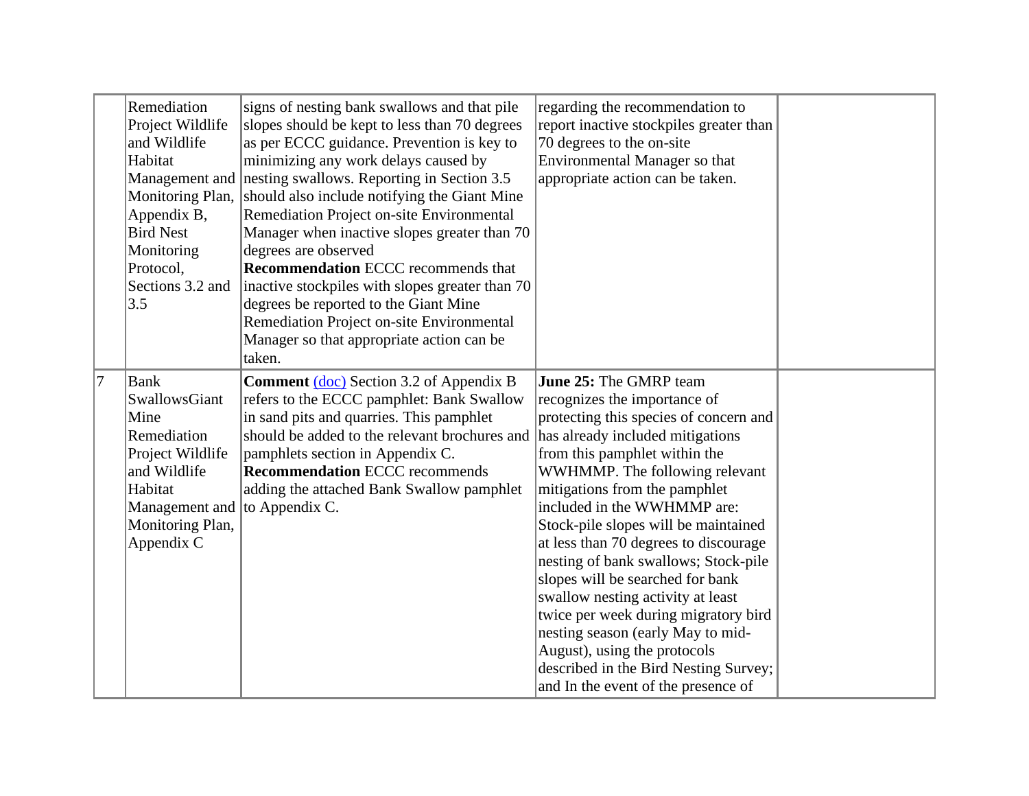| | | | | |
|---|---|---|---|---|
| | Remediation Project Wildlife and Wildlife Habitat Management and Monitoring Plan, Appendix B, Bird Nest Monitoring Protocol, Sections 3.2 and 3.5 | signs of nesting bank swallows and that pile slopes should be kept to less than 70 degrees as per ECCC guidance. Prevention is key to minimizing any work delays caused by nesting swallows. Reporting in Section 3.5 should also include notifying the Giant Mine Remediation Project on-site Environmental Manager when inactive slopes greater than 70 degrees are observed **Recommendation** ECCC recommends that inactive stockpiles with slopes greater than 70 degrees be reported to the Giant Mine Remediation Project on-site Environmental Manager so that appropriate action can be taken. | regarding the recommendation to report inactive stockpiles greater than 70 degrees to the on-site Environmental Manager so that appropriate action can be taken. | |
| 7 | Bank SwallowsGiant Mine Remediation Project Wildlife and Wildlife Habitat Management and Monitoring Plan, Appendix C | **Comment** [(doc)]() Section 3.2 of Appendix B refers to the ECCC pamphlet: Bank Swallow in sand pits and quarries. This pamphlet should be added to the relevant brochures and pamphlets section in Appendix C. **Recommendation** ECCC recommends adding the attached Bank Swallow pamphlet to Appendix C. | **June 25:** The GMRP team recognizes the importance of protecting this species of concern and has already included mitigations from this pamphlet within the WWHMMP. The following relevant mitigations from the pamphlet included in the WWHMMP are: Stock-pile slopes will be maintained at less than 70 degrees to discourage nesting of bank swallows; Stock-pile slopes will be searched for bank swallow nesting activity at least twice per week during migratory bird nesting season (early May to mid-August), using the protocols described in the Bird Nesting Survey; and In the event of the presence of | |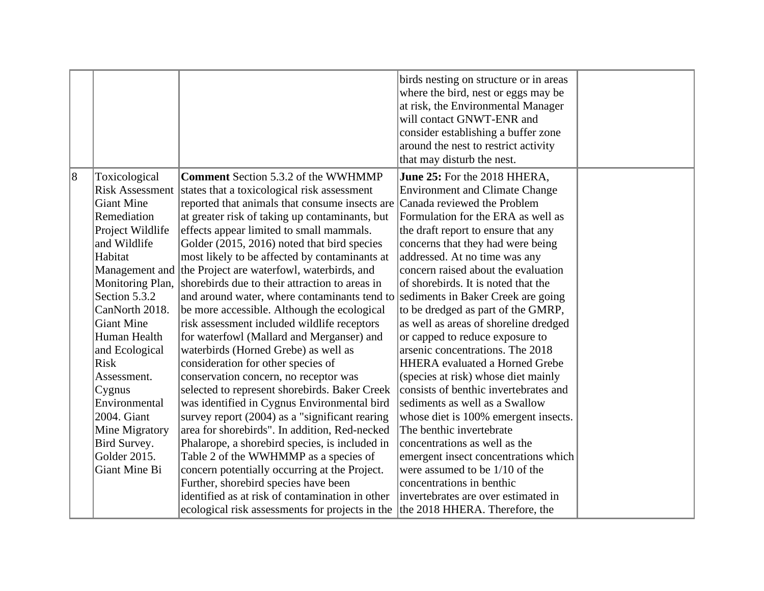| | | | | |
|---|---|---|---|---|
| | | | birds nesting on structure or in areas where the bird, nest or eggs may be at risk, the Environmental Manager will contact GNWT-ENR and consider establishing a buffer zone around the nest to restrict activity that may disturb the nest. | |
| 8 | Toxicological Risk Assessment Giant Mine Remediation Project Wildlife and Wildlife Habitat Management and Monitoring Plan, Section 5.3.2 CanNorth 2018. Giant Mine Human Health and Ecological Risk Assessment. Cygnus Environmental 2004. Giant Mine Migratory Bird Survey. Golder 2015. Giant Mine Bi | **Comment** Section 5.3.2 of the WWHMMP states that a toxicological risk assessment reported that animals that consume insects are at greater risk of taking up contaminants, but effects appear limited to small mammals. Golder (2015, 2016) noted that bird species most likely to be affected by contaminants at the Project are waterfowl, waterbirds, and shorebirds due to their attraction to areas in and around water, where contaminants tend to be more accessible. Although the ecological risk assessment included wildlife receptors for waterfowl (Mallard and Merganser) and waterbirds (Horned Grebe) as well as consideration for other species of conservation concern, no receptor was selected to represent shorebirds. Baker Creek was identified in Cygnus Environmental bird survey report (2004) as a "significant rearing area for shorebirds". In addition, Red-necked Phalarope, a shorebird species, is included in Table 2 of the WWHMMP as a species of concern potentially occurring at the Project. Further, shorebird species have been identified as at risk of contamination in other ecological risk assessments for projects in the | **June 25:** For the 2018 HHERA, Environment and Climate Change Canada reviewed the Problem Formulation for the ERA as well as the draft report to ensure that any concerns that they had were being addressed. At no time was any concern raised about the evaluation of shorebirds. It is noted that the sediments in Baker Creek are going to be dredged as part of the GMRP, as well as areas of shoreline dredged or capped to reduce exposure to arsenic concentrations. The 2018 HHERA evaluated a Horned Grebe (species at risk) whose diet mainly consists of benthic invertebrates and sediments as well as a Swallow whose diet is 100% emergent insects. The benthic invertebrate concentrations as well as the emergent insect concentrations which were assumed to be 1/10 of the concentrations in benthic invertebrates are over estimated in the 2018 HHERA. Therefore, the | |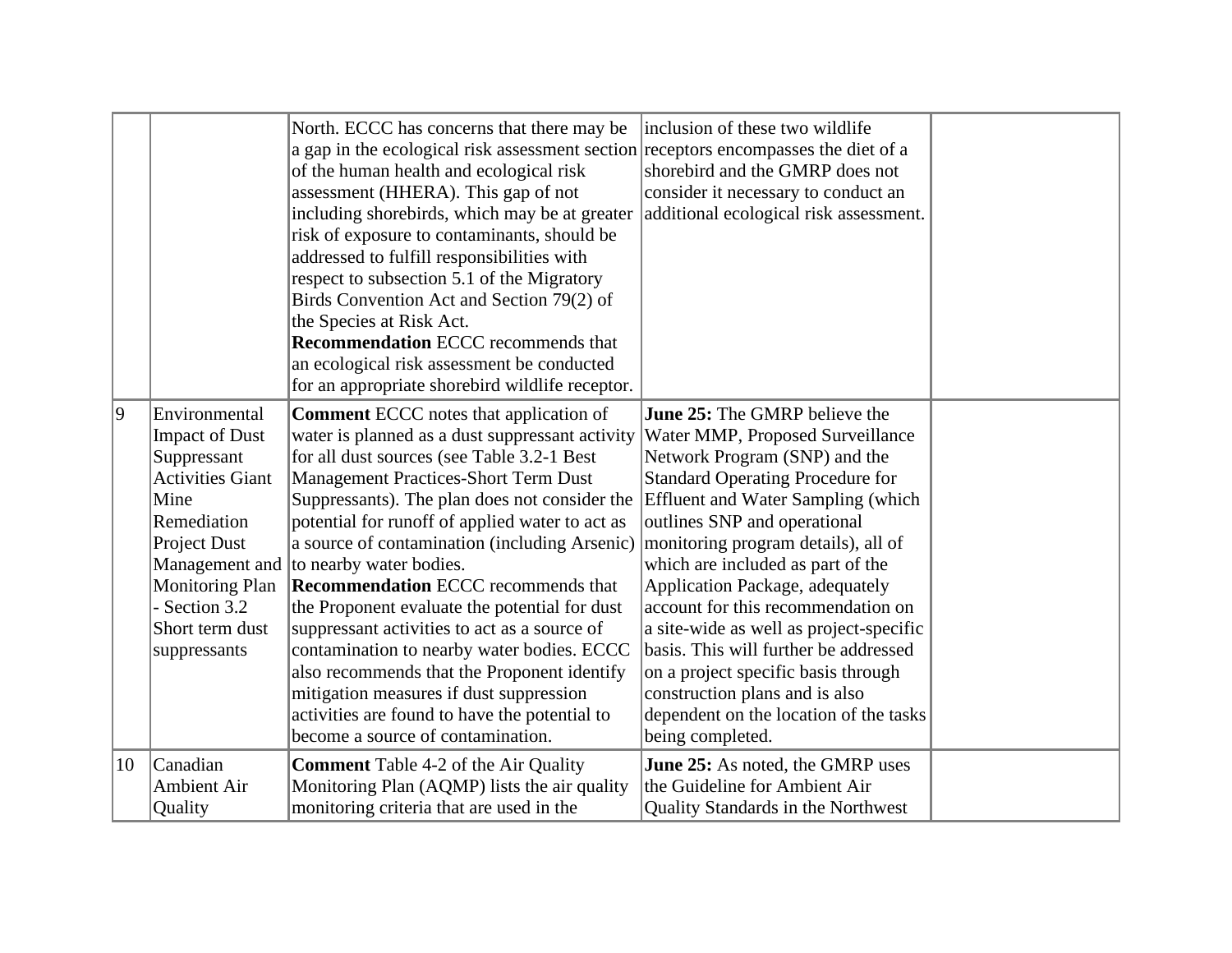| | | | | |
|---|---|---|---|---|
| | | North. ECCC has concerns that there may be a gap in the ecological risk assessment section of the human health and ecological risk assessment (HHERA). This gap of not including shorebirds, which may be at greater risk of exposure to contaminants, should be addressed to fulfill responsibilities with respect to subsection 5.1 of the Migratory Birds Convention Act and Section 79(2) of the Species at Risk Act.<br>**Recommendation** ECCC recommends that an ecological risk assessment be conducted for an appropriate shorebird wildlife receptor. | inclusion of these two wildlife receptors encompasses the diet of a shorebird and the GMRP does not consider it necessary to conduct an additional ecological risk assessment. | |
| 9 | Environmental Impact of Dust Suppressant Activities Giant Mine Remediation Project Dust Management and Monitoring Plan - Section 3.2 Short term dust suppressants | **Comment** ECCC notes that application of water is planned as a dust suppressant activity for all dust sources (see Table 3.2-1 Best Management Practices-Short Term Dust Suppressants). The plan does not consider the potential for runoff of applied water to act as a source of contamination (including Arsenic) to nearby water bodies.<br>**Recommendation** ECCC recommends that the Proponent evaluate the potential for dust suppressant activities to act as a source of contamination to nearby water bodies. ECCC also recommends that the Proponent identify mitigation measures if dust suppression activities are found to have the potential to become a source of contamination. | **June 25:** The GMRP believe the Water MMP, Proposed Surveillance Network Program (SNP) and the Standard Operating Procedure for Effluent and Water Sampling (which outlines SNP and operational monitoring program details), all of which are included as part of the Application Package, adequately account for this recommendation on a site-wide as well as project-specific basis. This will further be addressed on a project specific basis through construction plans and is also dependent on the location of the tasks being completed. | |
| 10 | Canadian Ambient Air Quality | **Comment** Table 4-2 of the Air Quality Monitoring Plan (AQMP) lists the air quality monitoring criteria that are used in the | **June 25:** As noted, the GMRP uses the Guideline for Ambient Air Quality Standards in the Northwest | |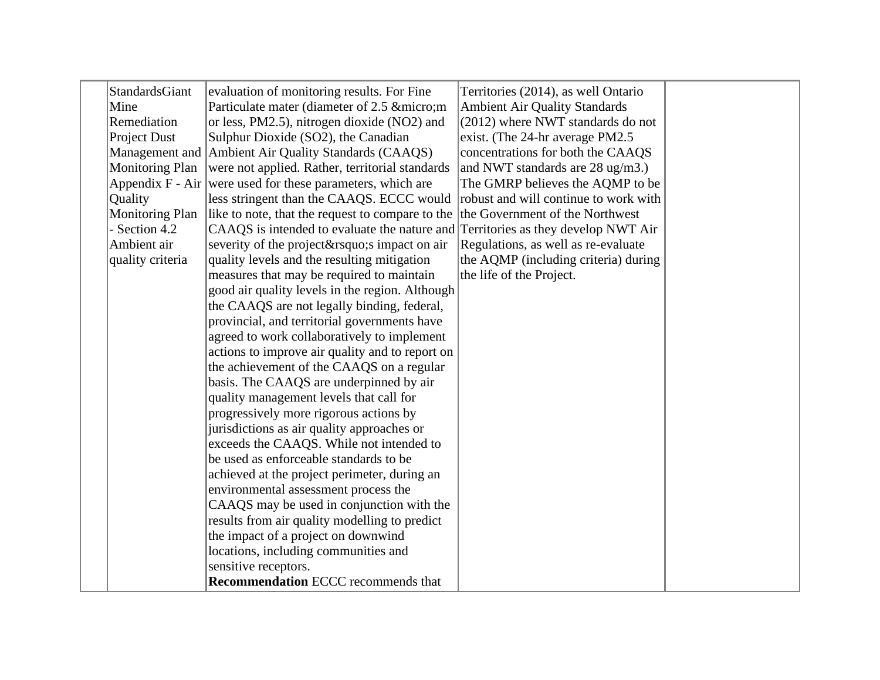| | | | | |
|---|---|---|---|---|
| | StandardsGiant Mine Remediation Project Dust Management and Monitoring Plan Appendix F - Air Quality Monitoring Plan - Section 4.2 Ambient air quality criteria | evaluation of monitoring results. For Fine Particulate mater (diameter of 2.5 &micro;m or less, PM2.5), nitrogen dioxide (NO2) and Sulphur Dioxide (SO2), the Canadian Ambient Air Quality Standards (CAAQS) were not applied. Rather, territorial standards were used for these parameters, which are less stringent than the CAAQS. ECCC would like to note, that the request to compare to the CAAQS is intended to evaluate the nature and severity of the project&rsquo;s impact on air quality levels and the resulting mitigation measures that may be required to maintain good air quality levels in the region. Although the CAAQS are not legally binding, federal, provincial, and territorial governments have agreed to work collaboratively to implement actions to improve air quality and to report on the achievement of the CAAQS on a regular basis. The CAAQS are underpinned by air quality management levels that call for progressively more rigorous actions by jurisdictions as air quality approaches or exceeds the CAAQS. While not intended to be used as enforceable standards to be achieved at the project perimeter, during an environmental assessment process the CAAQS may be used in conjunction with the results from air quality modelling to predict the impact of a project on downwind locations, including communities and sensitive receptors. **Recommendation** ECCC recommends that | Territories (2014), as well Ontario Ambient Air Quality Standards (2012) where NWT standards do not exist. (The 24-hr average PM2.5 concentrations for both the CAAQS and NWT standards are 28 ug/m3.) The GMRP believes the AQMP to be robust and will continue to work with the Government of the Northwest Territories as they develop NWT Air Regulations, as well as re-evaluate the AQMP (including criteria) during the life of the Project. | |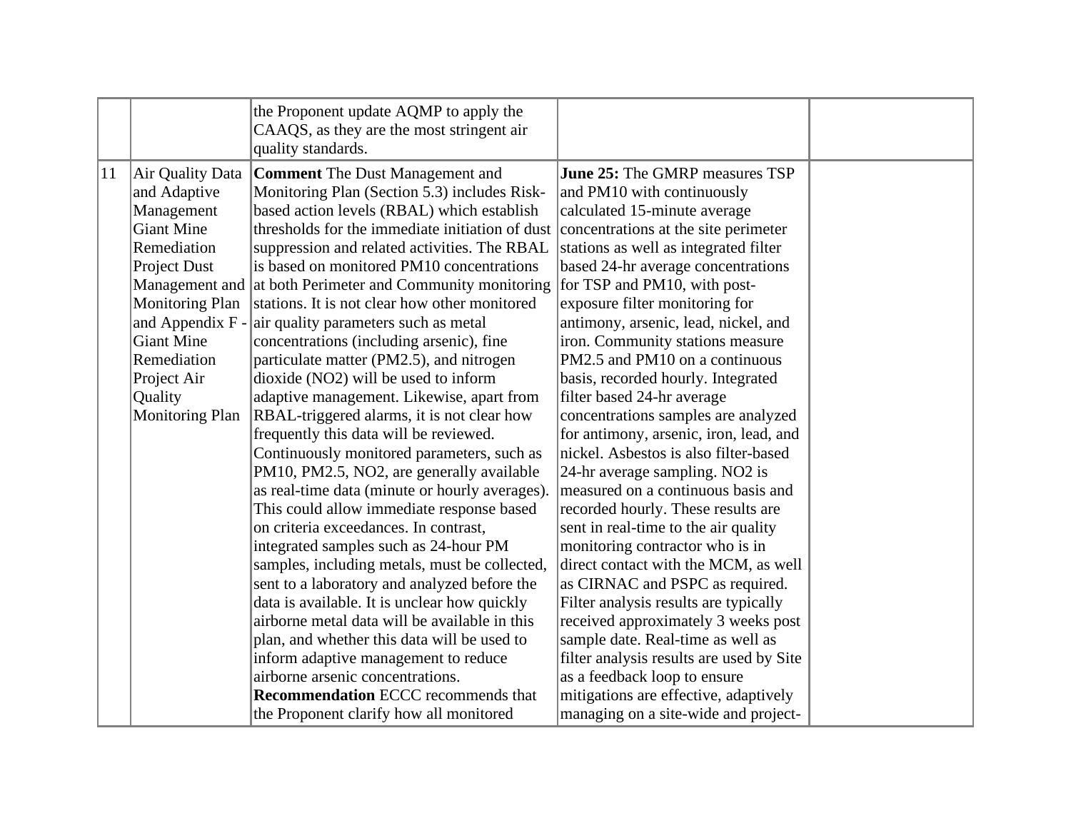| | | | | |
|---|---|---|---|---|
| | | the Proponent update AQMP to apply the CAAQS, as they are the most stringent air quality standards. | | |
| 11 | Air Quality Data and Adaptive Management Giant Mine Remediation Project Dust Management and Monitoring Plan and Appendix F - Giant Mine Remediation Project Air Quality Monitoring Plan | **Comment** The Dust Management and Monitoring Plan (Section 5.3) includes Risk-based action levels (RBAL) which establish thresholds for the immediate initiation of dust suppression and related activities. The RBAL is based on monitored PM10 concentrations at both Perimeter and Community monitoring stations. It is not clear how other monitored air quality parameters such as metal concentrations (including arsenic), fine particulate matter (PM2.5), and nitrogen dioxide (NO2) will be used to inform adaptive management. Likewise, apart from RBAL-triggered alarms, it is not clear how frequently this data will be reviewed. Continuously monitored parameters, such as PM10, PM2.5, NO2, are generally available as real-time data (minute or hourly averages). This could allow immediate response based on criteria exceedances. In contrast, integrated samples such as 24-hour PM samples, including metals, must be collected, sent to a laboratory and analyzed before the data is available. It is unclear how quickly airborne metal data will be available in this plan, and whether this data will be used to inform adaptive management to reduce airborne arsenic concentrations.<br>**Recommendation** ECCC recommends that the Proponent clarify how all monitored | **June 25:** The GMRP measures TSP and PM10 with continuously calculated 15-minute average concentrations at the site perimeter stations as well as integrated filter based 24-hr average concentrations for TSP and PM10, with post-exposure filter monitoring for antimony, arsenic, lead, nickel, and iron. Community stations measure PM2.5 and PM10 on a continuous basis, recorded hourly. Integrated filter based 24-hr average concentrations samples are analyzed for antimony, arsenic, iron, lead, and nickel. Asbestos is also filter-based 24-hr average sampling. NO2 is measured on a continuous basis and recorded hourly. These results are sent in real-time to the air quality monitoring contractor who is in direct contact with the MCM, as well as CIRNAC and PSPC as required. Filter analysis results are typically received approximately 3 weeks post sample date. Real-time as well as filter analysis results are used by Site as a feedback loop to ensure mitigations are effective, adaptively managing on a site-wide and project- | |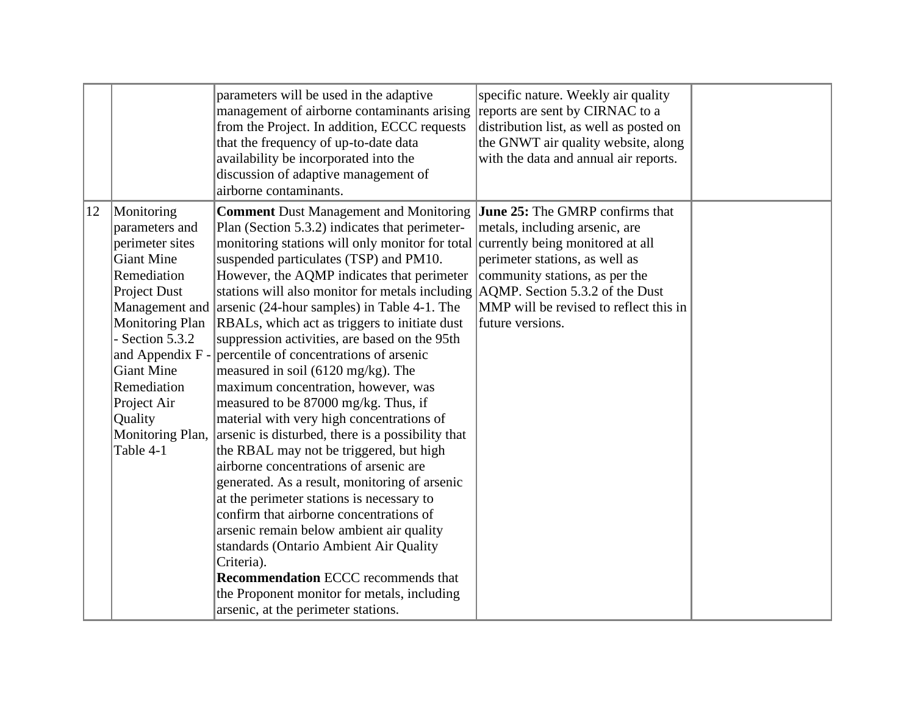| | | | | |
|---|---|---|---|---|
| | | parameters will be used in the adaptive management of airborne contaminants arising from the Project. In addition, ECCC requests that the frequency of up-to-date data availability be incorporated into the discussion of adaptive management of airborne contaminants. | specific nature. Weekly air quality reports are sent by CIRNAC to a distribution list, as well as posted on the GNWT air quality website, along with the data and annual air reports. | |
| 12 | Monitoring parameters and perimeter sites Giant Mine Remediation Project Dust Management and Monitoring Plan - Section 5.3.2 and Appendix F - Giant Mine Remediation Project Air Quality Monitoring Plan, Table 4-1 | **Comment** Dust Management and Monitoring Plan (Section 5.3.2) indicates that perimeter-monitoring stations will only monitor for total suspended particulates (TSP) and PM10. However, the AQMP indicates that perimeter stations will also monitor for metals including arsenic (24-hour samples) in Table 4-1. The RBALs, which act as triggers to initiate dust suppression activities, are based on the 95th percentile of concentrations of arsenic measured in soil (6120 mg/kg). The maximum concentration, however, was measured to be 87000 mg/kg. Thus, if material with very high concentrations of arsenic is disturbed, there is a possibility that the RBAL may not be triggered, but high airborne concentrations of arsenic are generated. As a result, monitoring of arsenic at the perimeter stations is necessary to confirm that airborne concentrations of arsenic remain below ambient air quality standards (Ontario Ambient Air Quality Criteria).<br>**Recommendation** ECCC recommends that the Proponent monitor for metals, including arsenic, at the perimeter stations. | **June 25:** The GMRP confirms that metals, including arsenic, are currently being monitored at all perimeter stations, as well as community stations, as per the AQMP. Section 5.3.2 of the Dust MMP will be revised to reflect this in future versions. | |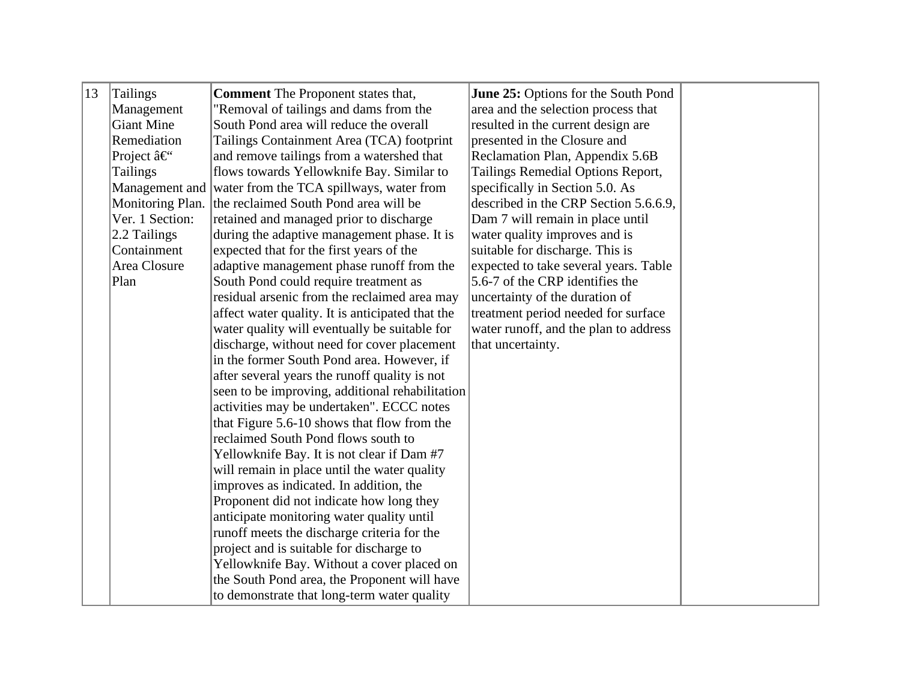| | | | | |
|---|---|---|---|---|
| 13 | Tailings Management Giant Mine Remediation Project â€“ Tailings Management and Monitoring Plan. Ver. 1 Section: 2.2 Tailings Containment Area Closure Plan | **Comment** The Proponent states that, "Removal of tailings and dams from the South Pond area will reduce the overall Tailings Containment Area (TCA) footprint and remove tailings from a watershed that flows towards Yellowknife Bay. Similar to water from the TCA spillways, water from the reclaimed South Pond area will be retained and managed prior to discharge during the adaptive management phase. It is expected that for the first years of the adaptive management phase runoff from the South Pond could require treatment as residual arsenic from the reclaimed area may affect water quality. It is anticipated that the water quality will eventually be suitable for discharge, without need for cover placement in the former South Pond area. However, if after several years the runoff quality is not seen to be improving, additional rehabilitation activities may be undertaken". ECCC notes that Figure 5.6-10 shows that flow from the reclaimed South Pond flows south to Yellowknife Bay. It is not clear if Dam #7 will remain in place until the water quality improves as indicated. In addition, the Proponent did not indicate how long they anticipate monitoring water quality until runoff meets the discharge criteria for the project and is suitable for discharge to Yellowknife Bay. Without a cover placed on the South Pond area, the Proponent will have to demonstrate that long-term water quality | **June 25:** Options for the South Pond area and the selection process that resulted in the current design are presented in the Closure and Reclamation Plan, Appendix 5.6B Tailings Remedial Options Report, specifically in Section 5.0. As described in the CRP Section 5.6.6.9, Dam 7 will remain in place until water quality improves and is suitable for discharge. This is expected to take several years. Table 5.6-7 of the CRP identifies the uncertainty of the duration of treatment period needed for surface water runoff, and the plan to address that uncertainty. | |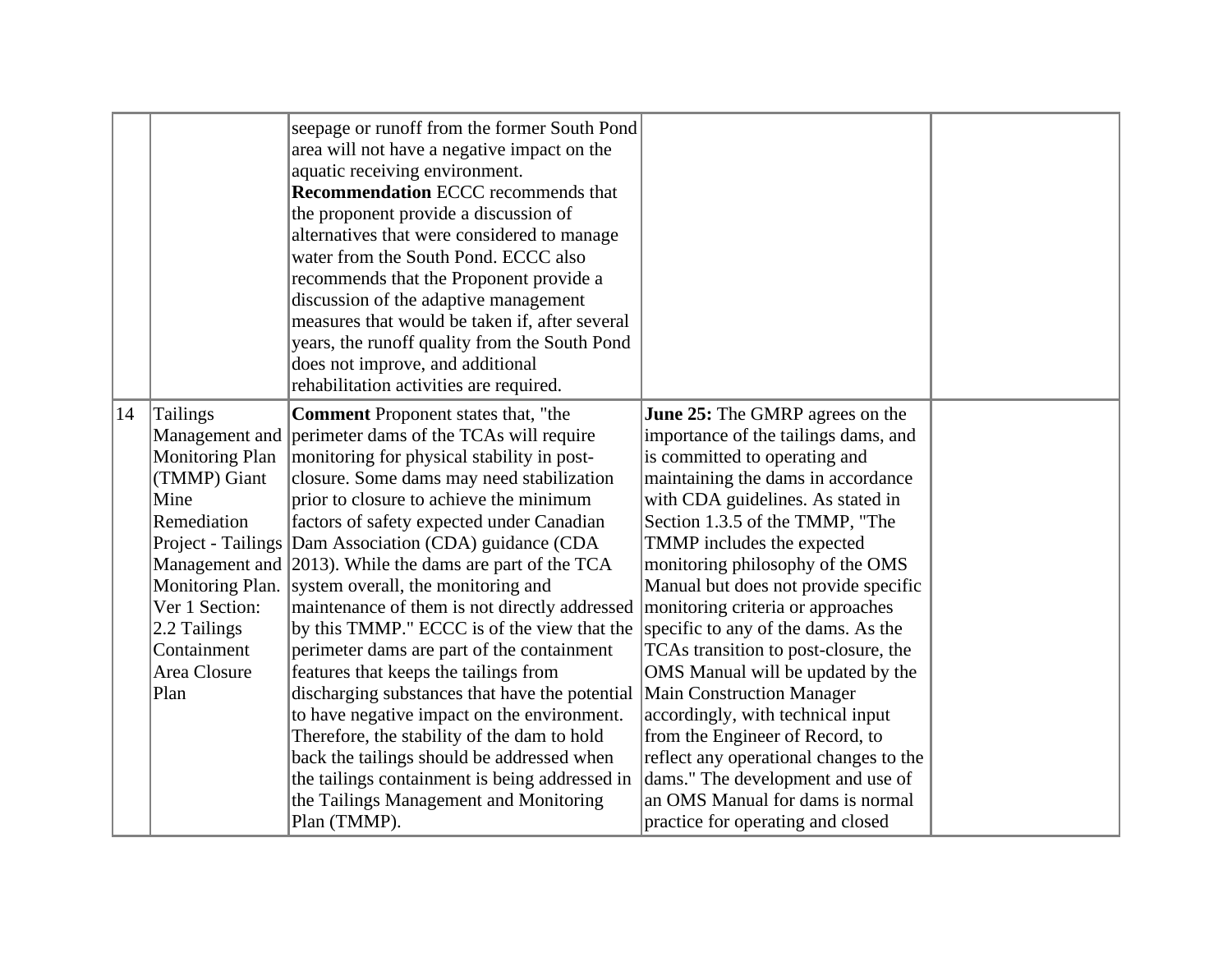| | | | | |
|---|---|---|---|---|
| | | seepage or runoff from the former South Pond area will not have a negative impact on the aquatic receiving environment. **Recommendation** ECCC recommends that the proponent provide a discussion of alternatives that were considered to manage water from the South Pond. ECCC also recommends that the Proponent provide a discussion of the adaptive management measures that would be taken if, after several years, the runoff quality from the South Pond does not improve, and additional rehabilitation activities are required. | | |
| 14 | Tailings Management and Monitoring Plan (TMMP) Giant Mine Remediation Project - Tailings Management and Monitoring Plan. Ver 1 Section: 2.2 Tailings Containment Area Closure Plan | **Comment** Proponent states that, "the perimeter dams of the TCAs will require monitoring for physical stability in post-closure. Some dams may need stabilization prior to closure to achieve the minimum factors of safety expected under Canadian Dam Association (CDA) guidance (CDA 2013). While the dams are part of the TCA system overall, the monitoring and maintenance of them is not directly addressed by this TMMP." ECCC is of the view that the perimeter dams are part of the containment features that keeps the tailings from discharging substances that have the potential to have negative impact on the environment. Therefore, the stability of the dam to hold back the tailings should be addressed when the tailings containment is being addressed in the Tailings Management and Monitoring Plan (TMMP). | **June 25:** The GMRP agrees on the importance of the tailings dams, and is committed to operating and maintaining the dams in accordance with CDA guidelines. As stated in Section 1.3.5 of the TMMP, "The TMMP includes the expected monitoring philosophy of the OMS Manual but does not provide specific monitoring criteria or approaches specific to any of the dams. As the TCAs transition to post-closure, the OMS Manual will be updated by the Main Construction Manager accordingly, with technical input from the Engineer of Record, to reflect any operational changes to the dams." The development and use of an OMS Manual for dams is normal practice for operating and closed | |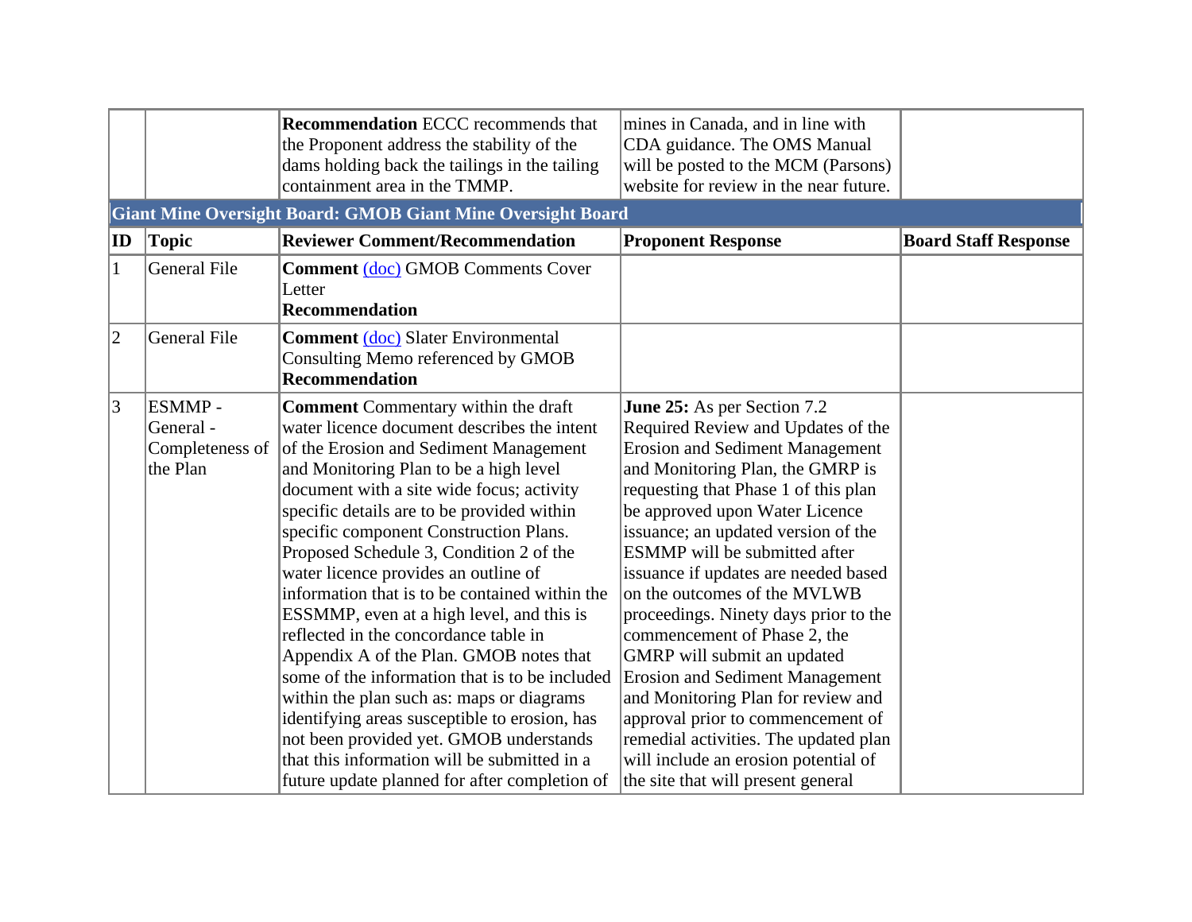| | | **Recommendation** ECCC recommends that the Proponent address the stability of the dams holding back the tailings in the tailing containment area in the TMMP. | mines in Canada, and in line with CDA guidance. The OMS Manual will be posted to the MCM (Parsons) website for review in the near future. | |
|---|---|---|---|---|

**Giant Mine Oversight Board: GMOB Giant Mine Oversight Board**

| ID | Topic | Reviewer Comment/Recommendation | Proponent Response | Board Staff Response |
|---|---|---|---|---|
| 1 | General File | **Comment** (doc) GMOB Comments Cover Letter<br>**Recommendation** | | |
| 2 | General File | **Comment** (doc) Slater Environmental Consulting Memo referenced by GMOB<br>**Recommendation** | | |
| 3 | ESMMP - General - Completeness of the Plan | **Comment** Commentary within the draft water licence document describes the intent of the Erosion and Sediment Management and Monitoring Plan to be a high level document with a site wide focus; activity specific details are to be provided within specific component Construction Plans. Proposed Schedule 3, Condition 2 of the water licence provides an outline of information that is to be contained within the ESSMMP, even at a high level, and this is reflected in the concordance table in Appendix A of the Plan. GMOB notes that some of the information that is to be included within the plan such as: maps or diagrams identifying areas susceptible to erosion, has not been provided yet. GMOB understands that this information will be submitted in a future update planned for after completion of | **June 25:** As per Section 7.2 Required Review and Updates of the Erosion and Sediment Management and Monitoring Plan, the GMRP is requesting that Phase 1 of this plan be approved upon Water Licence issuance; an updated version of the ESMMP will be submitted after issuance if updates are needed based on the outcomes of the MVLWB proceedings. Ninety days prior to the commencement of Phase 2, the GMRP will submit an updated Erosion and Sediment Management and Monitoring Plan for review and approval prior to commencement of remedial activities. The updated plan will include an erosion potential of the site that will present general | |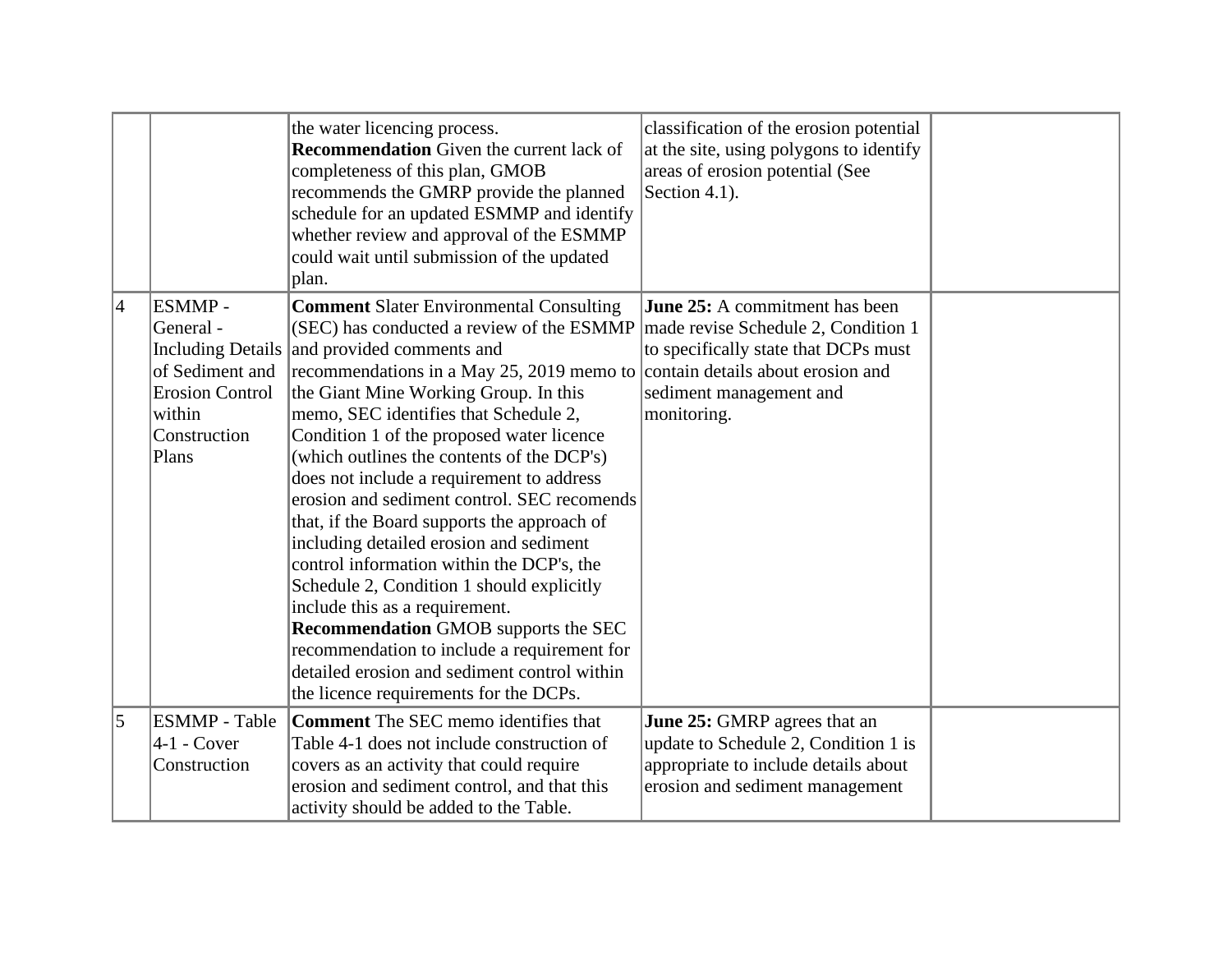| | | | | |
|---|---|---|---|---|
| | | the water licencing process. **Recommendation** Given the current lack of completeness of this plan, GMOB recommends the GMRP provide the planned schedule for an updated ESMMP and identify whether review and approval of the ESMMP could wait until submission of the updated plan. | classification of the erosion potential at the site, using polygons to identify areas of erosion potential (See Section 4.1). | |
| 4 | ESMMP - General - Including Details of Sediment and Erosion Control within Construction Plans | **Comment** Slater Environmental Consulting (SEC) has conducted a review of the ESMMP and provided comments and recommendations in a May 25, 2019 memo to the Giant Mine Working Group. In this memo, SEC identifies that Schedule 2, Condition 1 of the proposed water licence (which outlines the contents of the DCP's) does not include a requirement to address erosion and sediment control. SEC recomends that, if the Board supports the approach of including detailed erosion and sediment control information within the DCP's, the Schedule 2, Condition 1 should explicitly include this as a requirement. **Recommendation** GMOB supports the SEC recommendation to include a requirement for detailed erosion and sediment control within the licence requirements for the DCPs. | **June 25:** A commitment has been made revise Schedule 2, Condition 1 to specifically state that DCPs must contain details about erosion and sediment management and monitoring. | |
| 5 | ESMMP - Table 4-1 - Cover Construction | **Comment** The SEC memo identifies that Table 4-1 does not include construction of covers as an activity that could require erosion and sediment control, and that this activity should be added to the Table. | **June 25:** GMRP agrees that an update to Schedule 2, Condition 1 is appropriate to include details about erosion and sediment management | |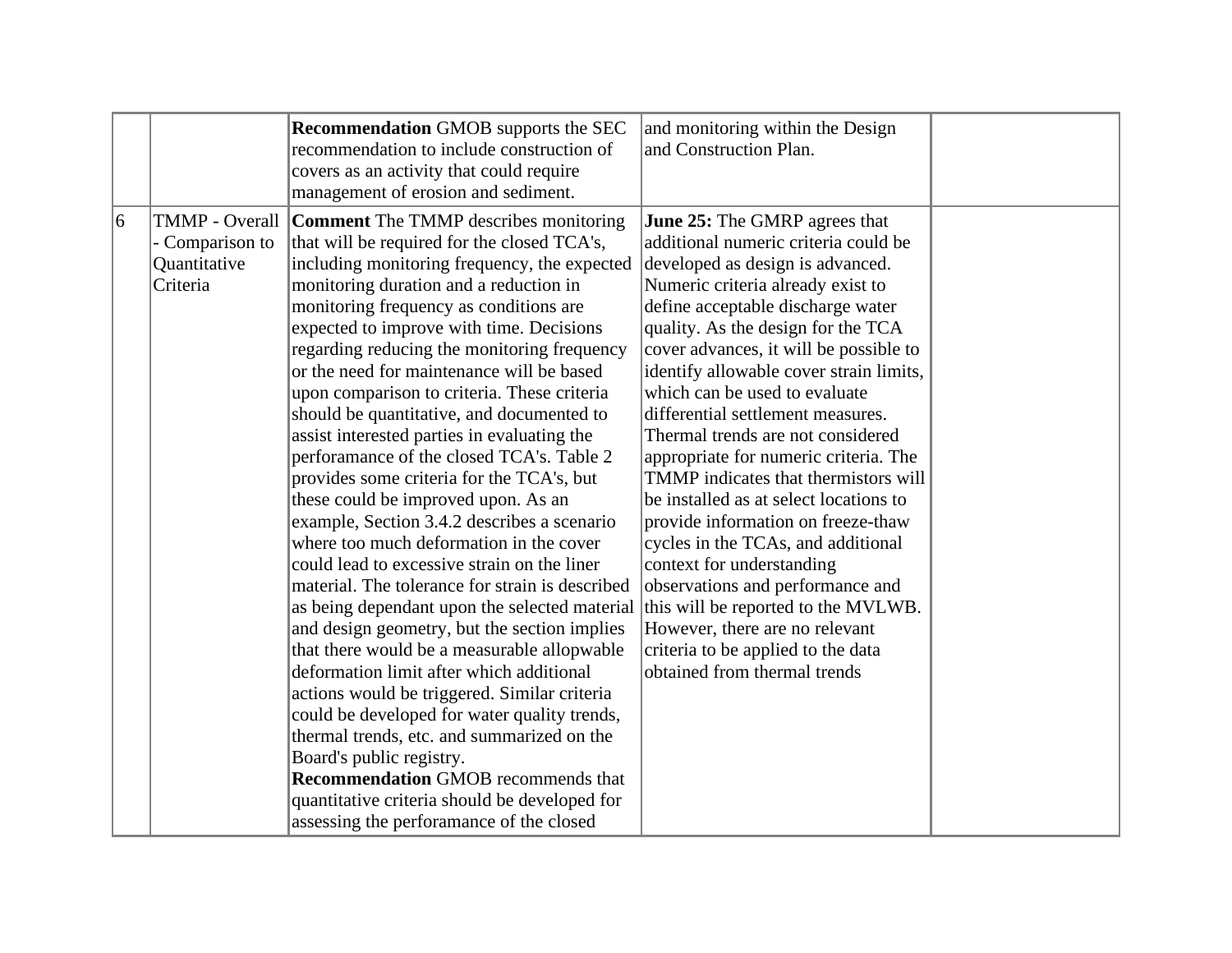| | | | | |
|---|---|---|---|---|
| | | **Recommendation** GMOB supports the SEC recommendation to include construction of covers as an activity that could require management of erosion and sediment. | and monitoring within the Design and Construction Plan. | |
| 6 | TMMP - Overall - Comparison to Quantitative Criteria | **Comment** The TMMP describes monitoring that will be required for the closed TCA's, including monitoring frequency, the expected monitoring duration and a reduction in monitoring frequency as conditions are expected to improve with time. Decisions regarding reducing the monitoring frequency or the need for maintenance will be based upon comparison to criteria. These criteria should be quantitative, and documented to assist interested parties in evaluating the perforamance of the closed TCA's. Table 2 provides some criteria for the TCA's, but these could be improved upon. As an example, Section 3.4.2 describes a scenario where too much deformation in the cover could lead to excessive strain on the liner material. The tolerance for strain is described as being dependant upon the selected material and design geometry, but the section implies that there would be a measurable allopwable deformation limit after which additional actions would be triggered. Similar criteria could be developed for water quality trends, thermal trends, etc. and summarized on the Board's public registry.<br>**Recommendation** GMOB recommends that quantitative criteria should be developed for assessing the perforamance of the closed | **June 25:** The GMRP agrees that additional numeric criteria could be developed as design is advanced. Numeric criteria already exist to define acceptable discharge water quality. As the design for the TCA cover advances, it will be possible to identify allowable cover strain limits, which can be used to evaluate differential settlement measures. Thermal trends are not considered appropriate for numeric criteria. The TMMP indicates that thermistors will be installed as at select locations to provide information on freeze-thaw cycles in the TCAs, and additional context for understanding observations and performance and this will be reported to the MVLWB. However, there are no relevant criteria to be applied to the data obtained from thermal trends | |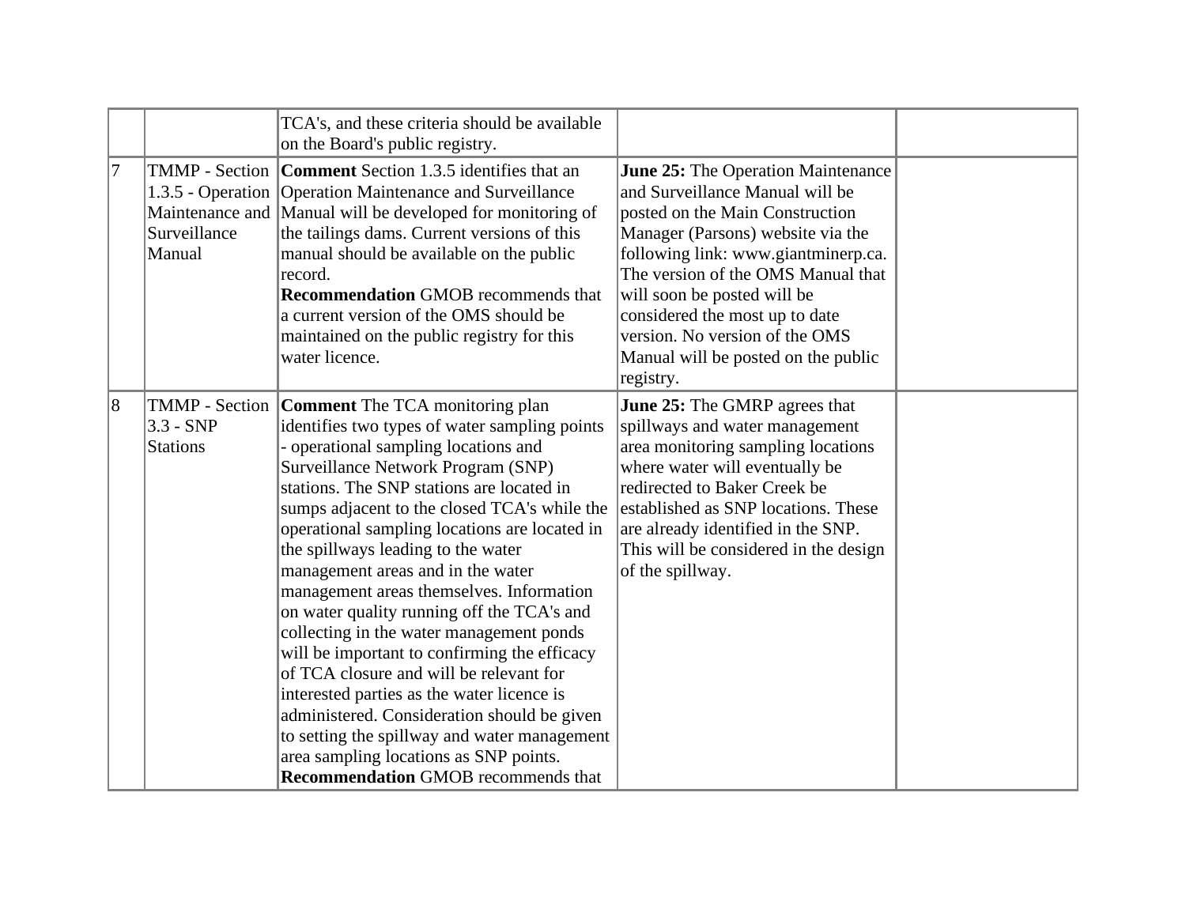| | | | | |
|---|---|---|---|---|
| | | TCA's, and these criteria should be available on the Board's public registry. | | |
| 7 | TMMP - Section 1.3.5 - Operation Maintenance and Surveillance Manual | **Comment** Section 1.3.5 identifies that an Operation Maintenance and Surveillance Manual will be developed for monitoring of the tailings dams. Current versions of this manual should be available on the public record.<br>**Recommendation** GMOB recommends that a current version of the OMS should be maintained on the public registry for this water licence. | **June 25:** The Operation Maintenance and Surveillance Manual will be posted on the Main Construction Manager (Parsons) website via the following link: www.giantminerp.ca. The version of the OMS Manual that will soon be posted will be considered the most up to date version. No version of the OMS Manual will be posted on the public registry. | |
| 8 | TMMP - Section 3.3 - SNP Stations | **Comment** The TCA monitoring plan identifies two types of water sampling points - operational sampling locations and Surveillance Network Program (SNP) stations. The SNP stations are located in sumps adjacent to the closed TCA's while the operational sampling locations are located in the spillways leading to the water management areas and in the water management areas themselves. Information on water quality running off the TCA's and collecting in the water management ponds will be important to confirming the efficacy of TCA closure and will be relevant for interested parties as the water licence is administered. Consideration should be given to setting the spillway and water management area sampling locations as SNP points.<br>**Recommendation** GMOB recommends that | **June 25:** The GMRP agrees that spillways and water management area monitoring sampling locations where water will eventually be redirected to Baker Creek be established as SNP locations. These are already identified in the SNP. This will be considered in the design of the spillway. | |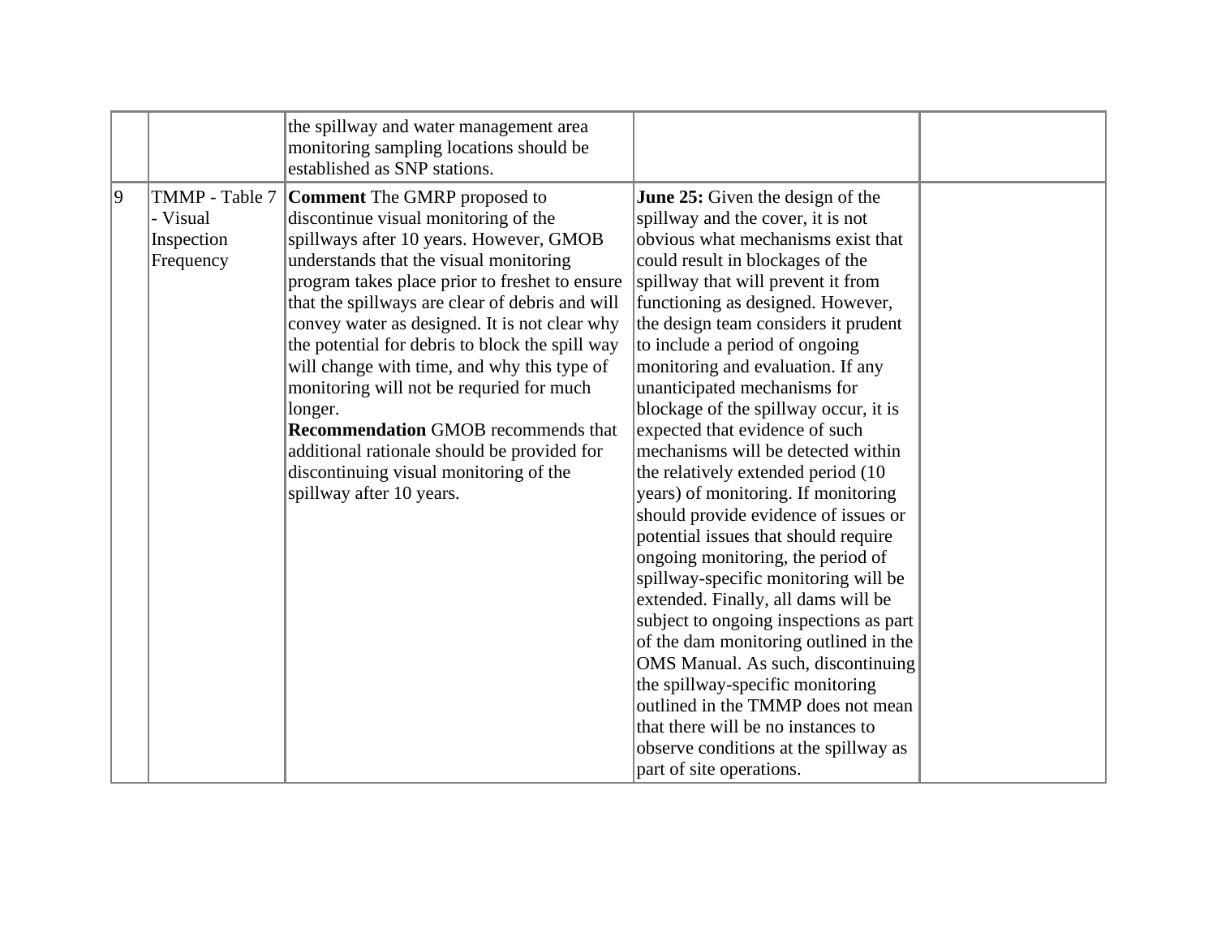| | | | | |
|---|---|---|---|---|
| | | the spillway and water management area monitoring sampling locations should be established as SNP stations. | | |
| 9 | TMMP - Table 7 - Visual Inspection Frequency | **Comment** The GMRP proposed to discontinue visual monitoring of the spillways after 10 years. However, GMOB understands that the visual monitoring program takes place prior to freshet to ensure that the spillways are clear of debris and will convey water as designed. It is not clear why the potential for debris to block the spill way will change with time, and why this type of monitoring will not be requried for much longer.<br>**Recommendation** GMOB recommends that additional rationale should be provided for discontinuing visual monitoring of the spillway after 10 years. | **June 25:** Given the design of the spillway and the cover, it is not obvious what mechanisms exist that could result in blockages of the spillway that will prevent it from functioning as designed. However, the design team considers it prudent to include a period of ongoing monitoring and evaluation. If any unanticipated mechanisms for blockage of the spillway occur, it is expected that evidence of such mechanisms will be detected within the relatively extended period (10 years) of monitoring. If monitoring should provide evidence of issues or potential issues that should require ongoing monitoring, the period of spillway-specific monitoring will be extended. Finally, all dams will be subject to ongoing inspections as part of the dam monitoring outlined in the OMS Manual. As such, discontinuing the spillway-specific monitoring outlined in the TMMP does not mean that there will be no instances to observe conditions at the spillway as part of site operations. | |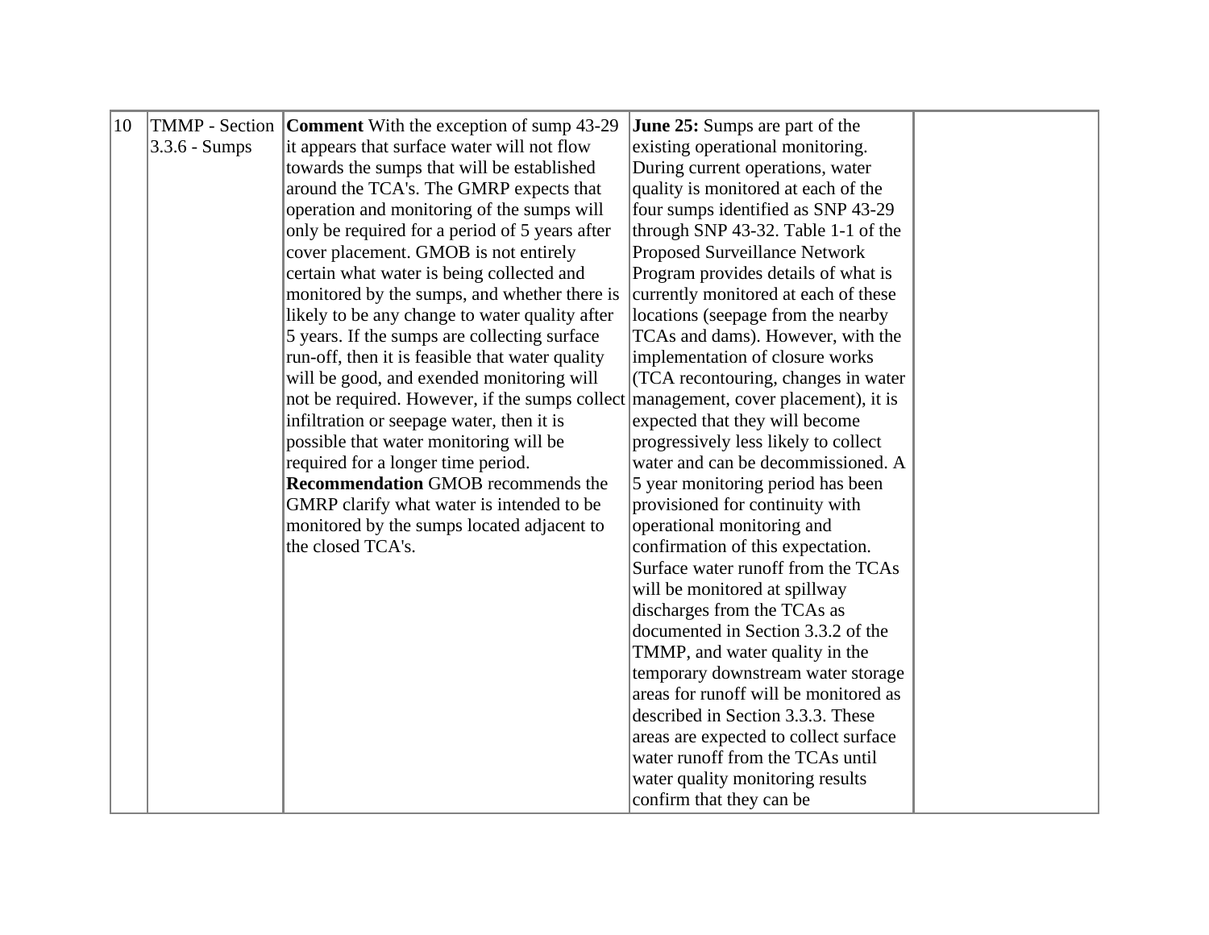| 10 | TMMP - Section 3.3.6 - Sumps | **Comment** With the exception of sump 43-29 it appears that surface water will not flow towards the sumps that will be established around the TCA's. The GMRP expects that operation and monitoring of the sumps will only be required for a period of 5 years after cover placement. GMOB is not entirely certain what water is being collected and monitored by the sumps, and whether there is likely to be any change to water quality after 5 years. If the sumps are collecting surface run-off, then it is feasible that water quality will be good, and exended monitoring will not be required. However, if the sumps collect infiltration or seepage water, then it is possible that water monitoring will be required for a longer time period. **Recommendation** GMOB recommends the GMRP clarify what water is intended to be monitored by the sumps located adjacent to the closed TCA's. | **June 25:** Sumps are part of the existing operational monitoring. During current operations, water quality is monitored at each of the four sumps identified as SNP 43-29 through SNP 43-32. Table 1-1 of the Proposed Surveillance Network Program provides details of what is currently monitored at each of these locations (seepage from the nearby TCAs and dams). However, with the implementation of closure works (TCA recontouring, changes in water management, cover placement), it is expected that they will become progressively less likely to collect water and can be decommissioned. A 5 year monitoring period has been provisioned for continuity with operational monitoring and confirmation of this expectation. Surface water runoff from the TCAs will be monitored at spillway discharges from the TCAs as documented in Section 3.3.2 of the TMMP, and water quality in the temporary downstream water storage areas for runoff will be monitored as described in Section 3.3.3. These areas are expected to collect surface water runoff from the TCAs until water quality monitoring results confirm that they can be | |
|---|---|---|---|---|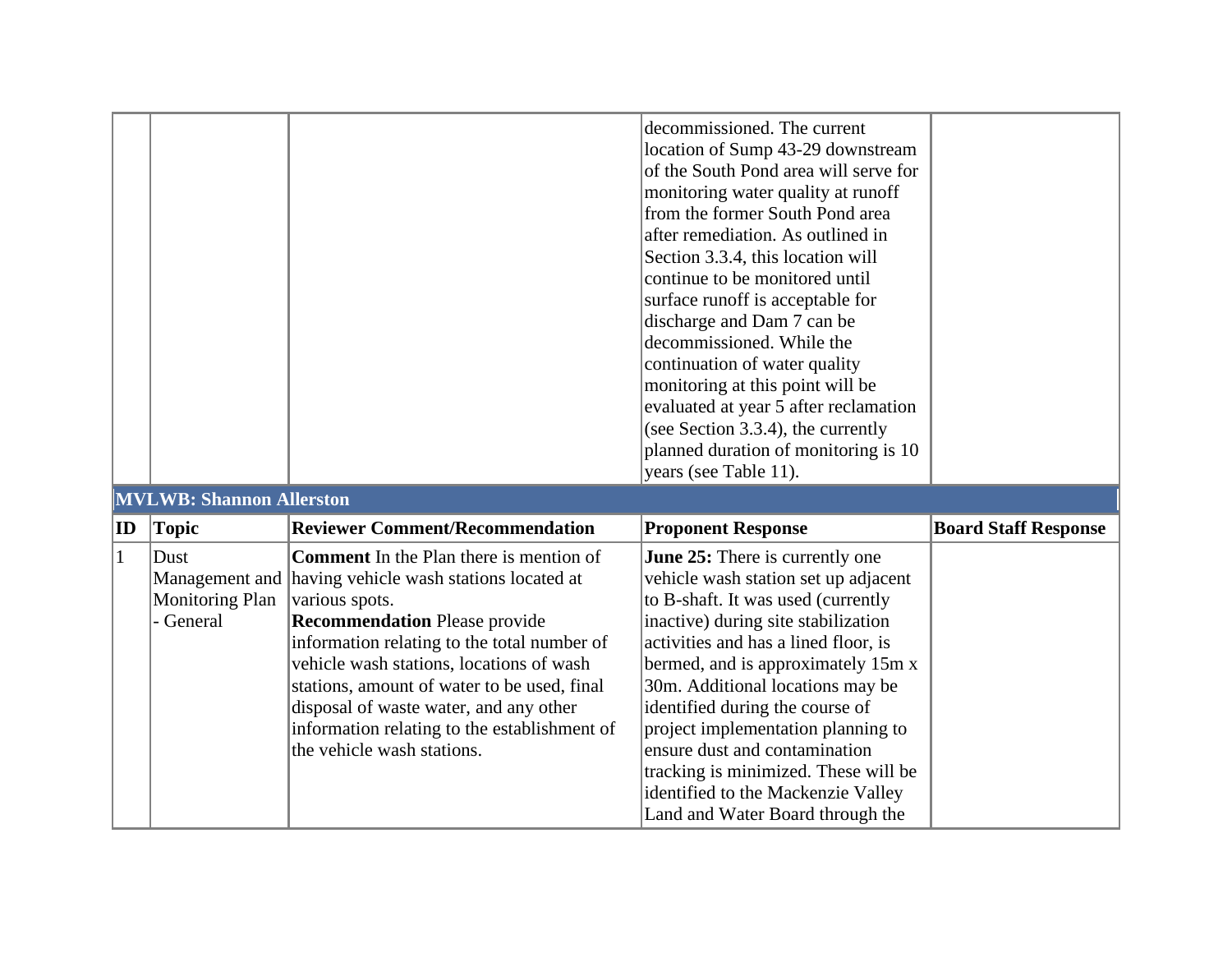| | | | decommissioned. The current location of Sump 43-29 downstream of the South Pond area will serve for monitoring water quality at runoff from the former South Pond area after remediation. As outlined in Section 3.3.4, this location will continue to be monitored until surface runoff is acceptable for discharge and Dam 7 can be decommissioned. While the continuation of water quality monitoring at this point will be evaluated at year 5 after reclamation (see Section 3.3.4), the currently planned duration of monitoring is 10 years (see Table 11). | |
|---|---|---|---|---|
| **MVLWB: Shannon Allerston** | | | | |
| **ID** | **Topic** | **Reviewer Comment/Recommendation** | **Proponent Response** | **Board Staff Response** |
| 1 | Dust Management and Monitoring Plan - General | **Comment** In the Plan there is mention of having vehicle wash stations located at various spots.<br>**Recommendation** Please provide information relating to the total number of vehicle wash stations, locations of wash stations, amount of water to be used, final disposal of waste water, and any other information relating to the establishment of the vehicle wash stations. | **June 25:** There is currently one vehicle wash station set up adjacent to B-shaft. It was used (currently inactive) during site stabilization activities and has a lined floor, is bermed, and is approximately 15m x 30m. Additional locations may be identified during the course of project implementation planning to ensure dust and contamination tracking is minimized. These will be identified to the Mackenzie Valley Land and Water Board through the | |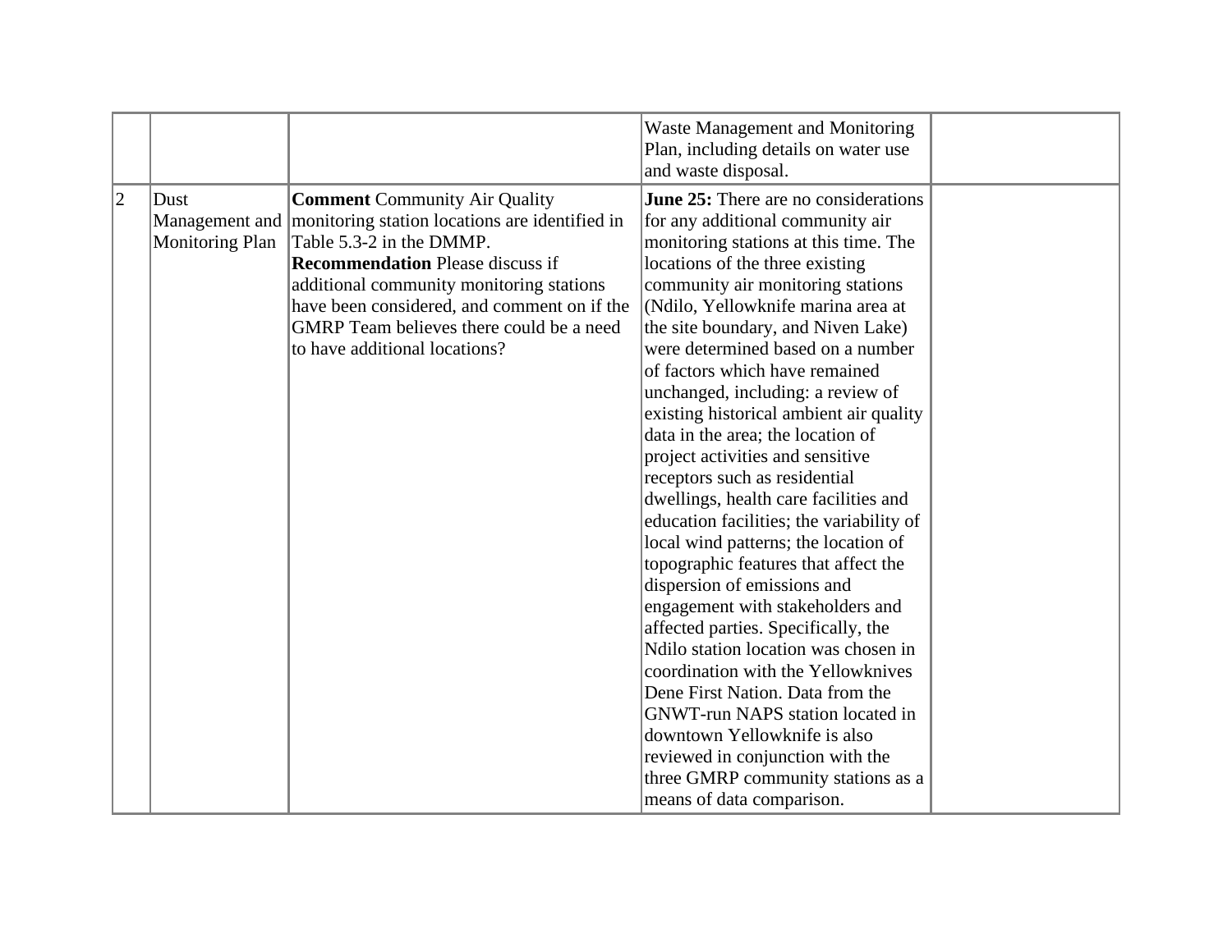| | | | | |
|---|---|---|---|---|
| | | | Waste Management and Monitoring Plan, including details on water use and waste disposal. | |
| 2 | Dust Management and Monitoring Plan | **Comment** Community Air Quality monitoring station locations are identified in Table 5.3-2 in the DMMP. **Recommendation** Please discuss if additional community monitoring stations have been considered, and comment on if the GMRP Team believes there could be a need to have additional locations? | **June 25:** There are no considerations for any additional community air monitoring stations at this time. The locations of the three existing community air monitoring stations (Ndilo, Yellowknife marina area at the site boundary, and Niven Lake) were determined based on a number of factors which have remained unchanged, including: a review of existing historical ambient air quality data in the area; the location of project activities and sensitive receptors such as residential dwellings, health care facilities and education facilities; the variability of local wind patterns; the location of topographic features that affect the dispersion of emissions and engagement with stakeholders and affected parties. Specifically, the Ndilo station location was chosen in coordination with the Yellowknives Dene First Nation. Data from the GNWT-run NAPS station located in downtown Yellowknife is also reviewed in conjunction with the three GMRP community stations as a means of data comparison. | |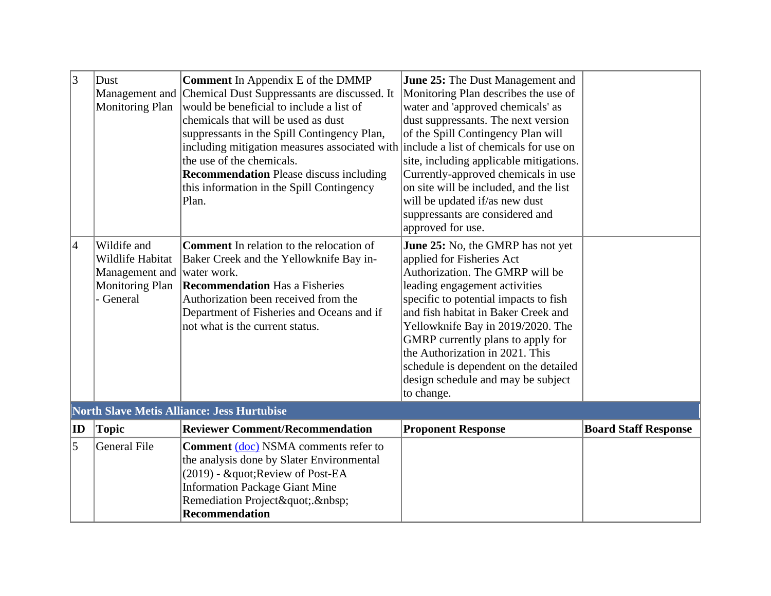| ID | Topic | Reviewer Comment/Recommendation | Proponent Response | Board Staff Response |
|---|---|---|---|---|
| 3 | Dust Management and Monitoring Plan | **Comment** In Appendix E of the DMMP Chemical Dust Suppressants are discussed. It would be beneficial to include a list of chemicals that will be used as dust suppressants in the Spill Contingency Plan, including mitigation measures associated with the use of the chemicals.<br>**Recommendation** Please discuss including this information in the Spill Contingency Plan. | **June 25:** The Dust Management and Monitoring Plan describes the use of water and 'approved chemicals' as dust suppressants. The next version of the Spill Contingency Plan will include a list of chemicals for use on site, including applicable mitigations. Currently-approved chemicals in use on site will be included, and the list will be updated if/as new dust suppressants are considered and approved for use. | |
| 4 | Wildlife and Wildlife Habitat Management and Monitoring Plan - General | **Comment** In relation to the relocation of Baker Creek and the Yellowknife Bay in-water work.<br>**Recommendation** Has a Fisheries Authorization been received from the Department of Fisheries and Oceans and if not what is the current status. | **June 25:** No, the GMRP has not yet applied for Fisheries Act Authorization. The GMRP will be leading engagement activities specific to potential impacts to fish and fish habitat in Baker Creek and Yellowknife Bay in 2019/2020. The GMRP currently plans to apply for the Authorization in 2021. This schedule is dependent on the detailed design schedule and may be subject to change. | |
| **North Slave Metis Alliance: Jess Hurtubise** | | | | |
| **ID** | **Topic** | **Reviewer Comment/Recommendation** | **Proponent Response** | **Board Staff Response** |
| 5 | General File | **Comment** (doc) NSMA comments refer to the analysis done by Slater Environmental (2019) - &quot;Review of Post-EA Information Package Giant Mine Remediation Project&quot;.&nbsp;<br>**Recommendation** | | |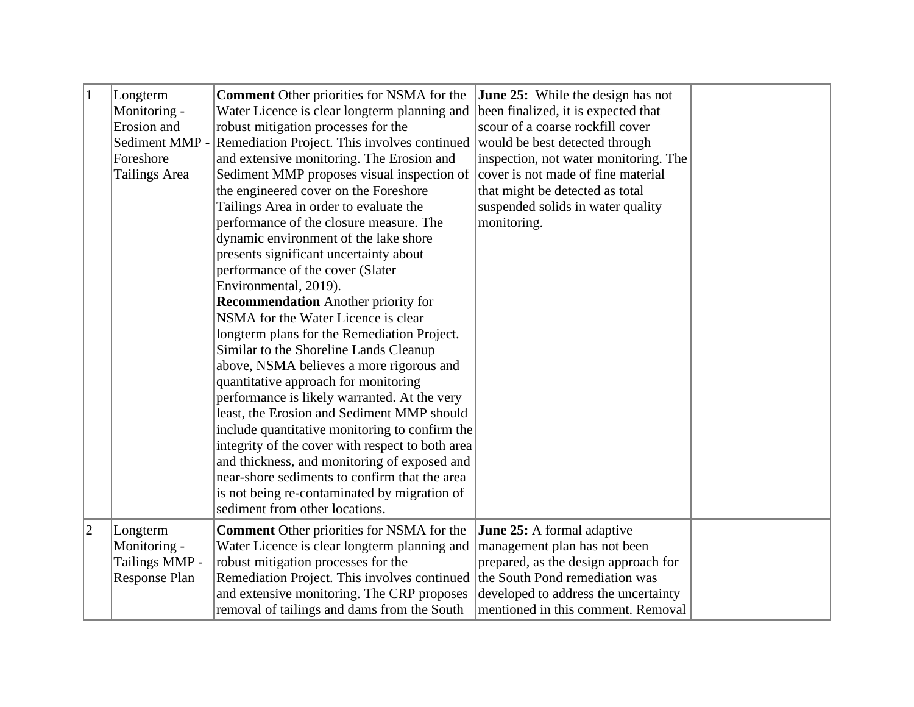| | | | | |
|---|---|---|---|---|
| 1 | Longterm Monitoring - Erosion and Sediment MMP - Foreshore Tailings Area | **Comment** Other priorities for NSMA for the Water Licence is clear longterm planning and robust mitigation processes for the Remediation Project. This involves continued and extensive monitoring. The Erosion and Sediment MMP proposes visual inspection of the engineered cover on the Foreshore Tailings Area in order to evaluate the performance of the closure measure. The dynamic environment of the lake shore presents significant uncertainty about performance of the cover (Slater Environmental, 2019).<br>**Recommendation** Another priority for NSMA for the Water Licence is clear longterm plans for the Remediation Project. Similar to the Shoreline Lands Cleanup above, NSMA believes a more rigorous and quantitative approach for monitoring performance is likely warranted. At the very least, the Erosion and Sediment MMP should include quantitative monitoring to confirm the integrity of the cover with respect to both area and thickness, and monitoring of exposed and near-shore sediments to confirm that the area is not being re-contaminated by migration of sediment from other locations. | **June 25:** While the design has not been finalized, it is expected that scour of a coarse rockfill cover would be best detected through inspection, not water monitoring. The cover is not made of fine material that might be detected as total suspended solids in water quality monitoring. | |
| 2 | Longterm Monitoring - Tailings MMP - Response Plan | **Comment** Other priorities for NSMA for the Water Licence is clear longterm planning and robust mitigation processes for the Remediation Project. This involves continued and extensive monitoring. The CRP proposes removal of tailings and dams from the South | **June 25:** A formal adaptive management plan has not been prepared, as the design approach for the South Pond remediation was developed to address the uncertainty mentioned in this comment. Removal | |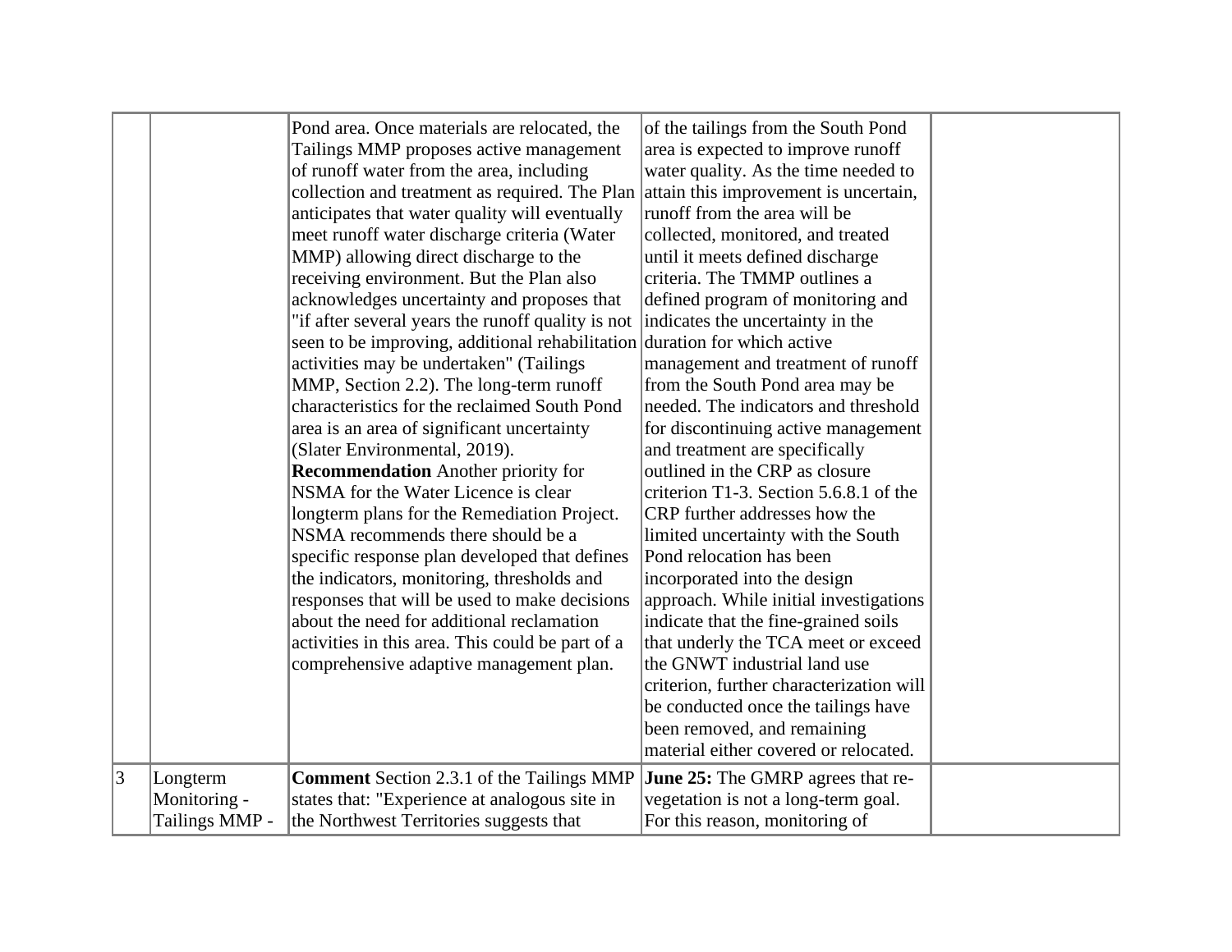| | | | | |
|---|---|---|---|---|
| | | Pond area. Once materials are relocated, the Tailings MMP proposes active management of runoff water from the area, including collection and treatment as required. The Plan anticipates that water quality will eventually meet runoff water discharge criteria (Water MMP) allowing direct discharge to the receiving environment. But the Plan also acknowledges uncertainty and proposes that "if after several years the runoff quality is not seen to be improving, additional rehabilitation activities may be undertaken" (Tailings MMP, Section 2.2). The long-term runoff characteristics for the reclaimed South Pond area is an area of significant uncertainty (Slater Environmental, 2019).<br>**Recommendation** Another priority for NSMA for the Water Licence is clear longterm plans for the Remediation Project. NSMA recommends there should be a specific response plan developed that defines the indicators, monitoring, thresholds and responses that will be used to make decisions about the need for additional reclamation activities in this area. This could be part of a comprehensive adaptive management plan. | of the tailings from the South Pond area is expected to improve runoff water quality. As the time needed to attain this improvement is uncertain, runoff from the area will be collected, monitored, and treated until it meets defined discharge criteria. The TMMP outlines a defined program of monitoring and indicates the uncertainty in the duration for which active management and treatment of runoff from the South Pond area may be needed. The indicators and threshold for discontinuing active management and treatment are specifically outlined in the CRP as closure criterion T1-3. Section 5.6.8.1 of the CRP further addresses how the limited uncertainty with the South Pond relocation has been incorporated into the design approach. While initial investigations indicate that the fine-grained soils that underly the TCA meet or exceed the GNWT industrial land use criterion, further characterization will be conducted once the tailings have been removed, and remaining material either covered or relocated. | |
| 3 | Longterm Monitoring - Tailings MMP - | **Comment** Section 2.3.1 of the Tailings MMP states that: "Experience at analogous site in the Northwest Territories suggests that | **June 25:** The GMRP agrees that re-vegetation is not a long-term goal. For this reason, monitoring of | |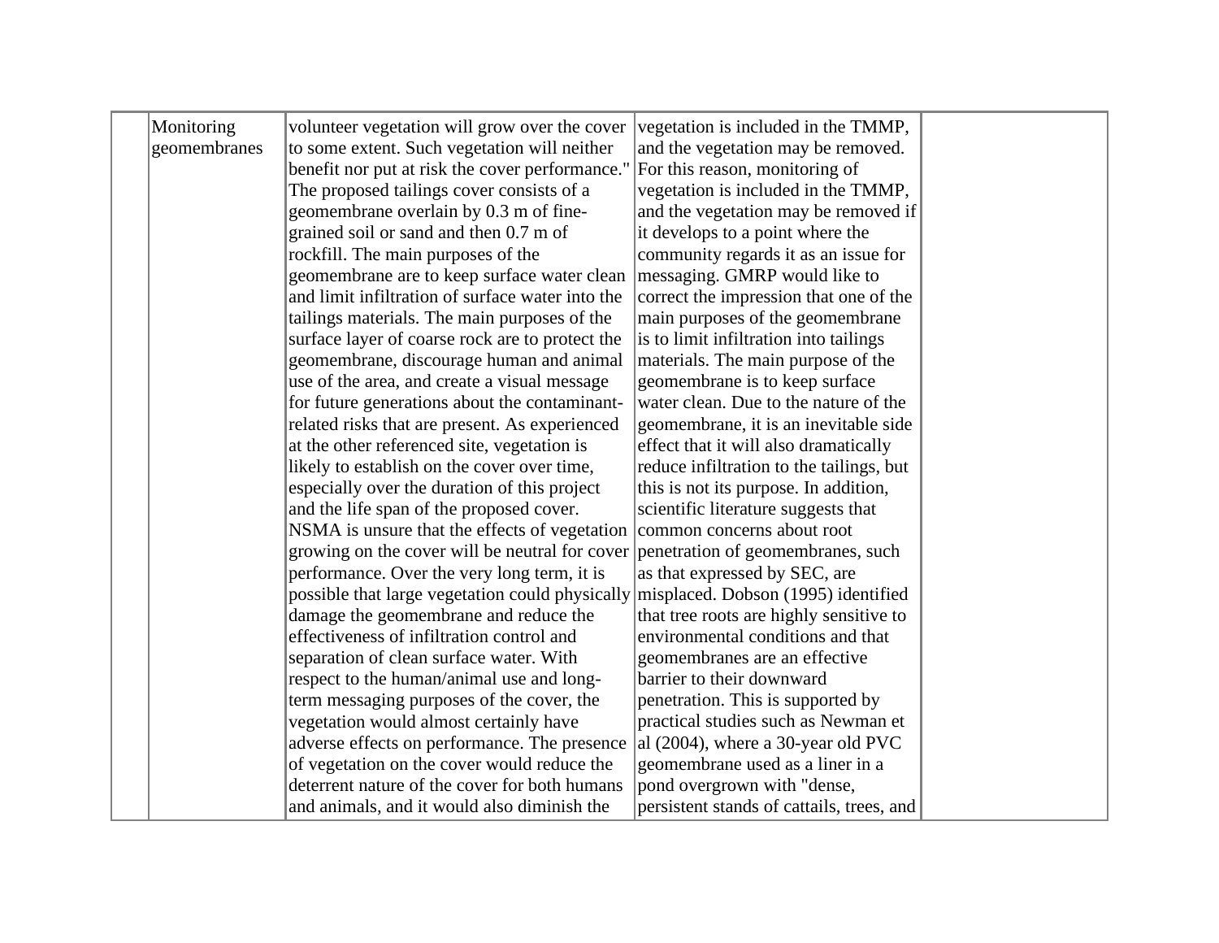| | | | | |
|---|---|---|---|---|
| | Monitoring geomembranes | volunteer vegetation will grow over the cover to some extent. Such vegetation will neither benefit nor put at risk the cover performance." The proposed tailings cover consists of a geomembrane overlain by 0.3 m of fine-grained soil or sand and then 0.7 m of rockfill. The main purposes of the geomembrane are to keep surface water clean and limit infiltration of surface water into the tailings materials. The main purposes of the surface layer of coarse rock are to protect the geomembrane, discourage human and animal use of the area, and create a visual message for future generations about the contaminant-related risks that are present. As experienced at the other referenced site, vegetation is likely to establish on the cover over time, especially over the duration of this project and the life span of the proposed cover. NSMA is unsure that the effects of vegetation growing on the cover will be neutral for cover performance. Over the very long term, it is possible that large vegetation could physically damage the geomembrane and reduce the effectiveness of infiltration control and separation of clean surface water. With respect to the human/animal use and long-term messaging purposes of the cover, the vegetation would almost certainly have adverse effects on performance. The presence of vegetation on the cover would reduce the deterrent nature of the cover for both humans and animals, and it would also diminish the | vegetation is included in the TMMP, and the vegetation may be removed. For this reason, monitoring of vegetation is included in the TMMP, and the vegetation may be removed if it develops to a point where the community regards it as an issue for messaging. GMRP would like to correct the impression that one of the main purposes of the geomembrane is to limit infiltration into tailings materials. The main purpose of the geomembrane is to keep surface water clean. Due to the nature of the geomembrane, it is an inevitable side effect that it will also dramatically reduce infiltration to the tailings, but this is not its purpose. In addition, scientific literature suggests that common concerns about root penetration of geomembranes, such as that expressed by SEC, are misplaced. Dobson (1995) identified that tree roots are highly sensitive to environmental conditions and that geomembranes are an effective barrier to their downward penetration. This is supported by practical studies such as Newman et al (2004), where a 30-year old PVC geomembrane used as a liner in a pond overgrown with "dense, persistent stands of cattails, trees, and | |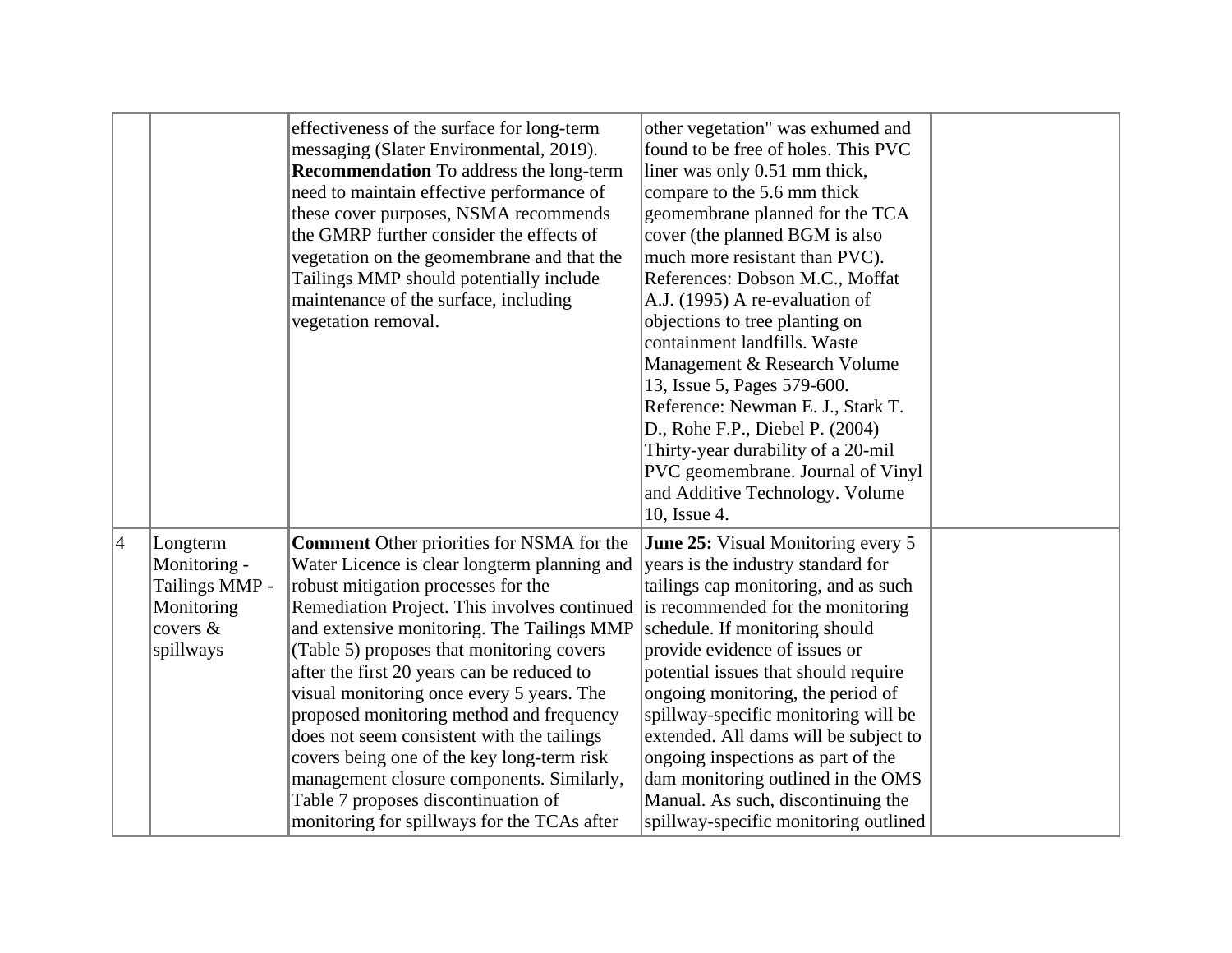| | | | | |
|---|---|---|---|---|
| | | effectiveness of the surface for long-term messaging (Slater Environmental, 2019). **Recommendation** To address the long-term need to maintain effective performance of these cover purposes, NSMA recommends the GMRP further consider the effects of vegetation on the geomembrane and that the Tailings MMP should potentially include maintenance of the surface, including vegetation removal. | other vegetation" was exhumed and found to be free of holes. This PVC liner was only 0.51 mm thick, compare to the 5.6 mm thick geomembrane planned for the TCA cover (the planned BGM is also much more resistant than PVC). References: Dobson M.C., Moffat A.J. (1995) A re-evaluation of objections to tree planting on containment landfills. Waste Management & Research Volume 13, Issue 5, Pages 579-600. Reference: Newman E. J., Stark T. D., Rohe F.P., Diebel P. (2004) Thirty-year durability of a 20-mil PVC geomembrane. Journal of Vinyl and Additive Technology. Volume 10, Issue 4. | |
| 4 | Longterm Monitoring - Tailings MMP - Monitoring covers & spillways | **Comment** Other priorities for NSMA for the Water Licence is clear longterm planning and robust mitigation processes for the Remediation Project. This involves continued and extensive monitoring. The Tailings MMP (Table 5) proposes that monitoring covers after the first 20 years can be reduced to visual monitoring once every 5 years. The proposed monitoring method and frequency does not seem consistent with the tailings covers being one of the key long-term risk management closure components. Similarly, Table 7 proposes discontinuation of monitoring for spillways for the TCAs after | **June 25:** Visual Monitoring every 5 years is the industry standard for tailings cap monitoring, and as such is recommended for the monitoring schedule. If monitoring should provide evidence of issues or potential issues that should require ongoing monitoring, the period of spillway-specific monitoring will be extended. All dams will be subject to ongoing inspections as part of the dam monitoring outlined in the OMS Manual. As such, discontinuing the spillway-specific monitoring outlined | |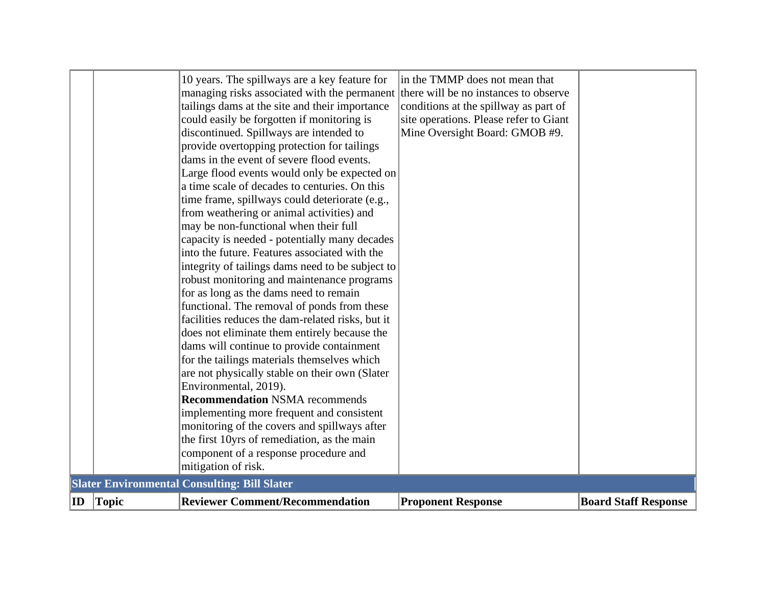| ID | Topic | Reviewer Comment/Recommendation | Proponent Response | Board Staff Response |
|---|---|---|---|---|
| | | 10 years. The spillways are a key feature for managing risks associated with the permanent tailings dams at the site and their importance could easily be forgotten if monitoring is discontinued. Spillways are intended to provide overtopping protection for tailings dams in the event of severe flood events. Large flood events would only be expected on a time scale of decades to centuries. On this time frame, spillways could deteriorate (e.g., from weathering or animal activities) and may be non-functional when their full capacity is needed - potentially many decades into the future. Features associated with the integrity of tailings dams need to be subject to robust monitoring and maintenance programs for as long as the dams need to remain functional. The removal of ponds from these facilities reduces the dam-related risks, but it does not eliminate them entirely because the dams will continue to provide containment for the tailings materials themselves which are not physically stable on their own (Slater Environmental, 2019). **Recommendation** NSMA recommends implementing more frequent and consistent monitoring of the covers and spillways after the first 10yrs of remediation, as the main component of a response procedure and mitigation of risk. | in the TMMP does not mean that there will be no instances to observe conditions at the spillway as part of site operations. Please refer to Giant Mine Oversight Board: GMOB #9. | |

**Slater Environmental Consulting: Bill Slater**

| ID | Topic | Reviewer Comment/Recommendation | Proponent Response | Board Staff Response |
|---|---|---|---|---|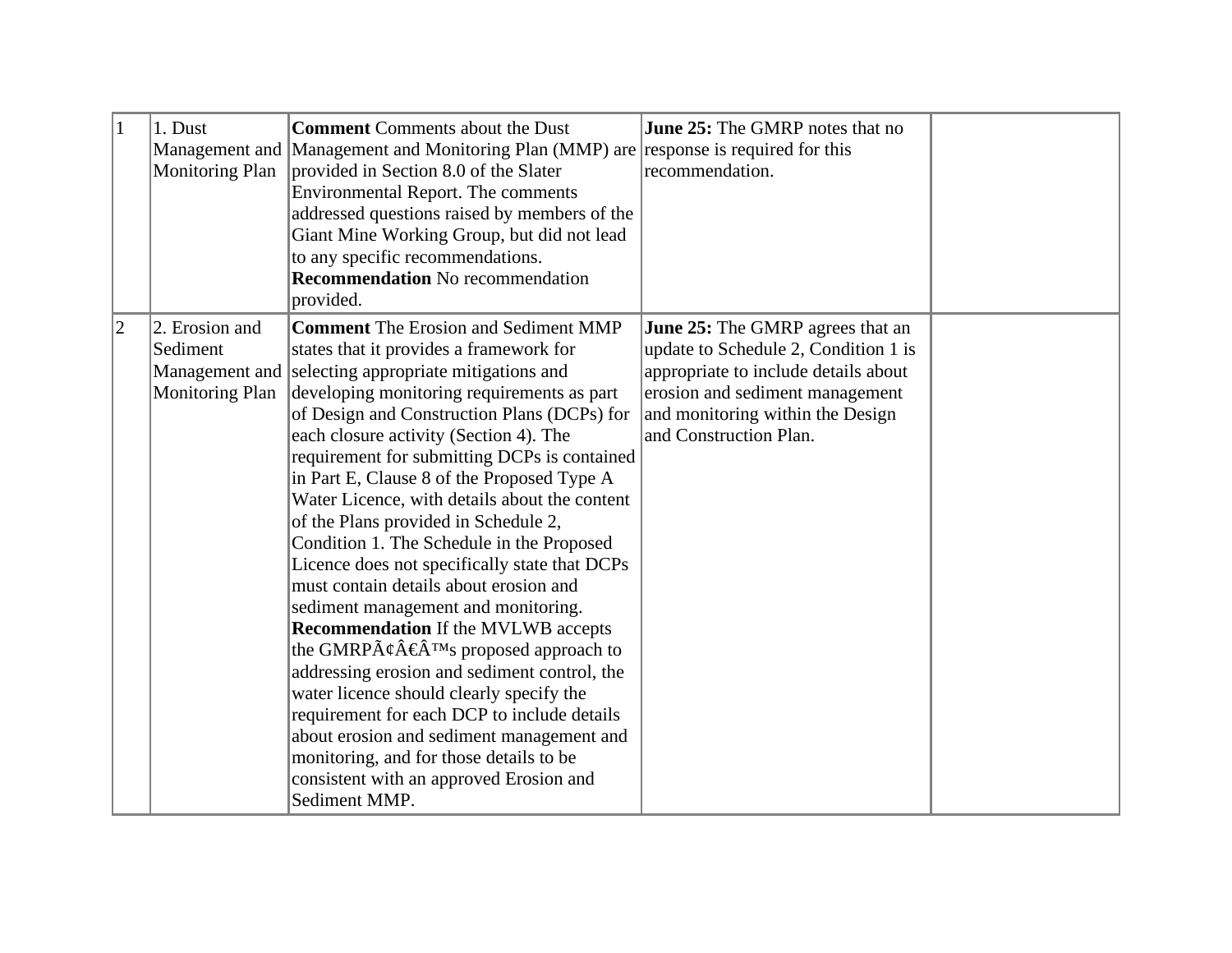| 1 | 1. Dust Management and Monitoring Plan | **Comment** Comments about the Dust Management and Monitoring Plan (MMP) are provided in Section 8.0 of the Slater Environmental Report. The comments addressed questions raised by members of the Giant Mine Working Group, but did not lead to any specific recommendations. **Recommendation** No recommendation provided. | **June 25:** The GMRP notes that no response is required for this recommendation. | |
|---|---|---|---|---|
| 2 | 2. Erosion and Sediment Management and Monitoring Plan | **Comment** The Erosion and Sediment MMP states that it provides a framework for selecting appropriate mitigations and developing monitoring requirements as part of Design and Construction Plans (DCPs) for each closure activity (Section 4). The requirement for submitting DCPs is contained in Part E, Clause 8 of the Proposed Type A Water Licence, with details about the content of the Plans provided in Schedule 2, Condition 1. The Schedule in the Proposed Licence does not specifically state that DCPs must contain details about erosion and sediment management and monitoring. **Recommendation** If the MVLWB accepts the GMRPÃ¢Â€Â™s proposed approach to addressing erosion and sediment control, the water licence should clearly specify the requirement for each DCP to include details about erosion and sediment management and monitoring, and for those details to be consistent with an approved Erosion and Sediment MMP. | **June 25:** The GMRP agrees that an update to Schedule 2, Condition 1 is appropriate to include details about erosion and sediment management and monitoring within the Design and Construction Plan. | |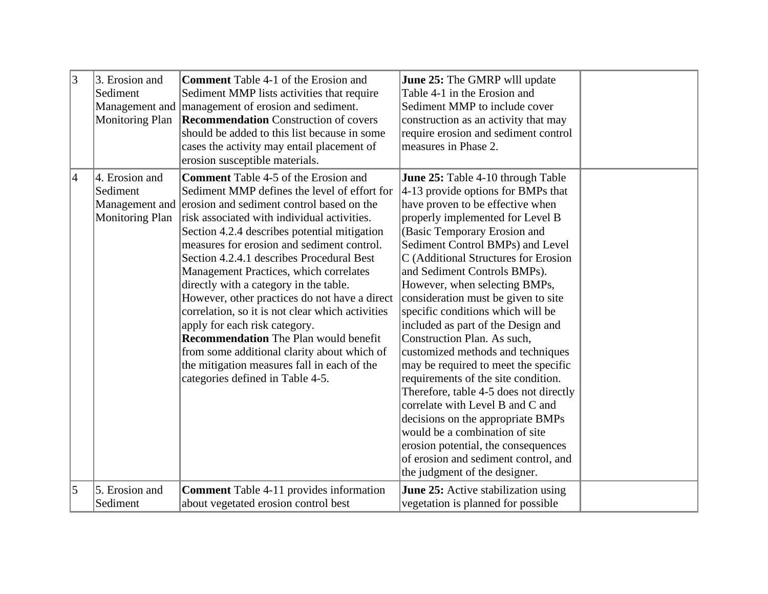| | | | | |
|---|---|---|---|---|
| 3 | 3. Erosion and Sediment Management and Monitoring Plan | **Comment** Table 4-1 of the Erosion and Sediment MMP lists activities that require management of erosion and sediment. **Recommendation** Construction of covers should be added to this list because in some cases the activity may entail placement of erosion susceptible materials. | **June 25:** The GMRP wlll update Table 4-1 in the Erosion and Sediment MMP to include cover construction as an activity that may require erosion and sediment control measures in Phase 2. | |
| 4 | 4. Erosion and Sediment Management and Monitoring Plan | **Comment** Table 4-5 of the Erosion and Sediment MMP defines the level of effort for erosion and sediment control based on the risk associated with individual activities. Section 4.2.4 describes potential mitigation measures for erosion and sediment control. Section 4.2.4.1 describes Procedural Best Management Practices, which correlates directly with a category in the table. However, other practices do not have a direct correlation, so it is not clear which activities apply for each risk category. **Recommendation** The Plan would benefit from some additional clarity about which of the mitigation measures fall in each of the categories defined in Table 4-5. | **June 25:** Table 4-10 through Table 4-13 provide options for BMPs that have proven to be effective when properly implemented for Level B (Basic Temporary Erosion and Sediment Control BMPs) and Level C (Additional Structures for Erosion and Sediment Controls BMPs). However, when selecting BMPs, consideration must be given to site specific conditions which will be included as part of the Design and Construction Plan. As such, customized methods and techniques may be required to meet the specific requirements of the site condition. Therefore, table 4-5 does not directly correlate with Level B and C and decisions on the appropriate BMPs would be a combination of site erosion potential, the consequences of erosion and sediment control, and the judgment of the designer. | |
| 5 | 5. Erosion and Sediment | **Comment** Table 4-11 provides information about vegetated erosion control best | **June 25:** Active stabilization using vegetation is planned for possible | |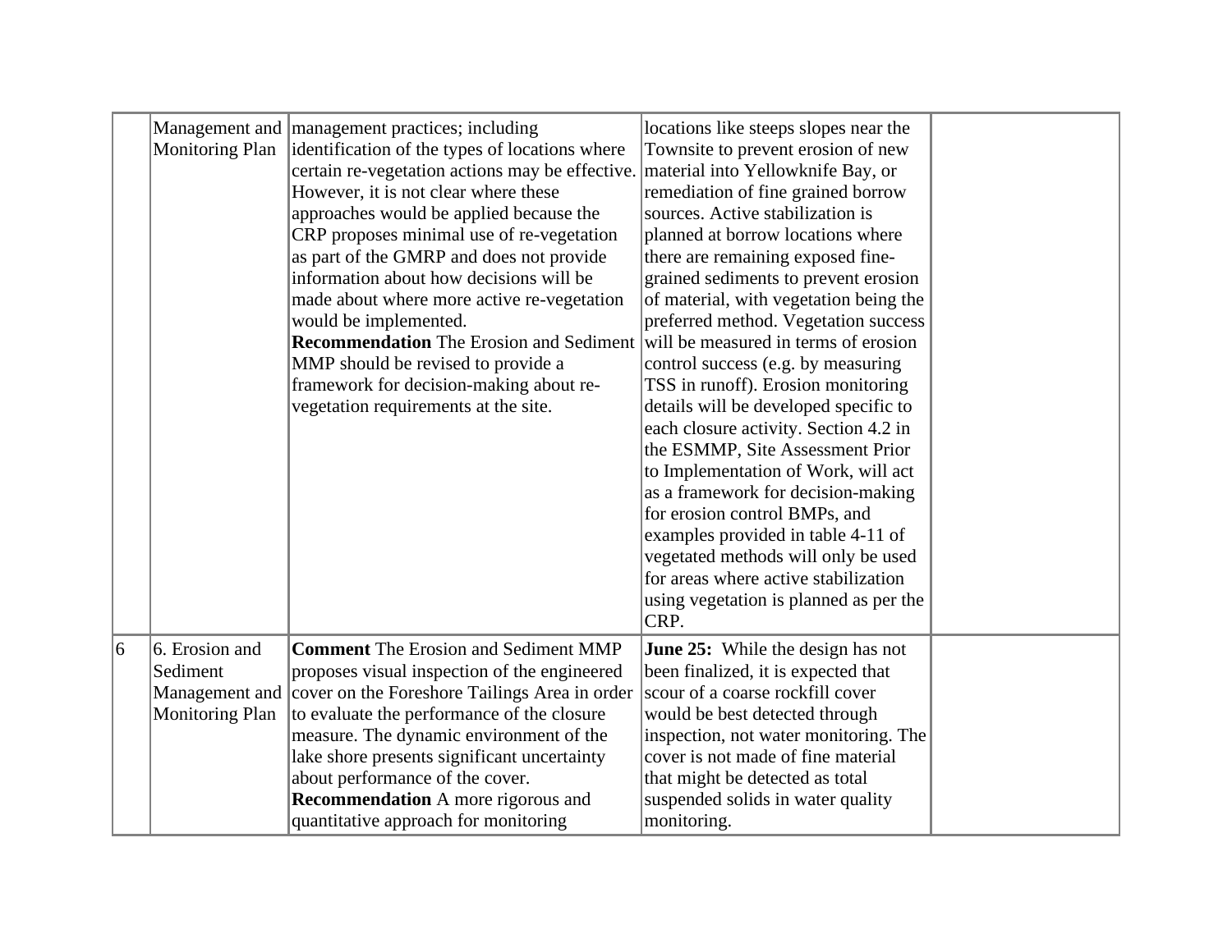| | | | | |
|---|---|---|---|---|
| | Management and Monitoring Plan | management practices; including identification of the types of locations where certain re-vegetation actions may be effective. However, it is not clear where these approaches would be applied because the CRP proposes minimal use of re-vegetation as part of the GMRP and does not provide information about how decisions will be made about where more active re-vegetation would be implemented.<br>**Recommendation** The Erosion and Sediment MMP should be revised to provide a framework for decision-making about re-vegetation requirements at the site. | locations like steeps slopes near the Townsite to prevent erosion of new material into Yellowknife Bay, or remediation of fine grained borrow sources. Active stabilization is planned at borrow locations where there are remaining exposed fine-grained sediments to prevent erosion of material, with vegetation being the preferred method. Vegetation success will be measured in terms of erosion control success (e.g. by measuring TSS in runoff). Erosion monitoring details will be developed specific to each closure activity. Section 4.2 in the ESMMP, Site Assessment Prior to Implementation of Work, will act as a framework for decision-making for erosion control BMPs, and examples provided in table 4-11 of vegetated methods will only be used for areas where active stabilization using vegetation is planned as per the CRP. | |
| 6 | 6. Erosion and Sediment Management and Monitoring Plan | **Comment** The Erosion and Sediment MMP proposes visual inspection of the engineered cover on the Foreshore Tailings Area in order to evaluate the performance of the closure measure. The dynamic environment of the lake shore presents significant uncertainty about performance of the cover.<br>**Recommendation** A more rigorous and quantitative approach for monitoring | **June 25:** While the design has not been finalized, it is expected that scour of a coarse rockfill cover would be best detected through inspection, not water monitoring. The cover is not made of fine material that might be detected as total suspended solids in water quality monitoring. | |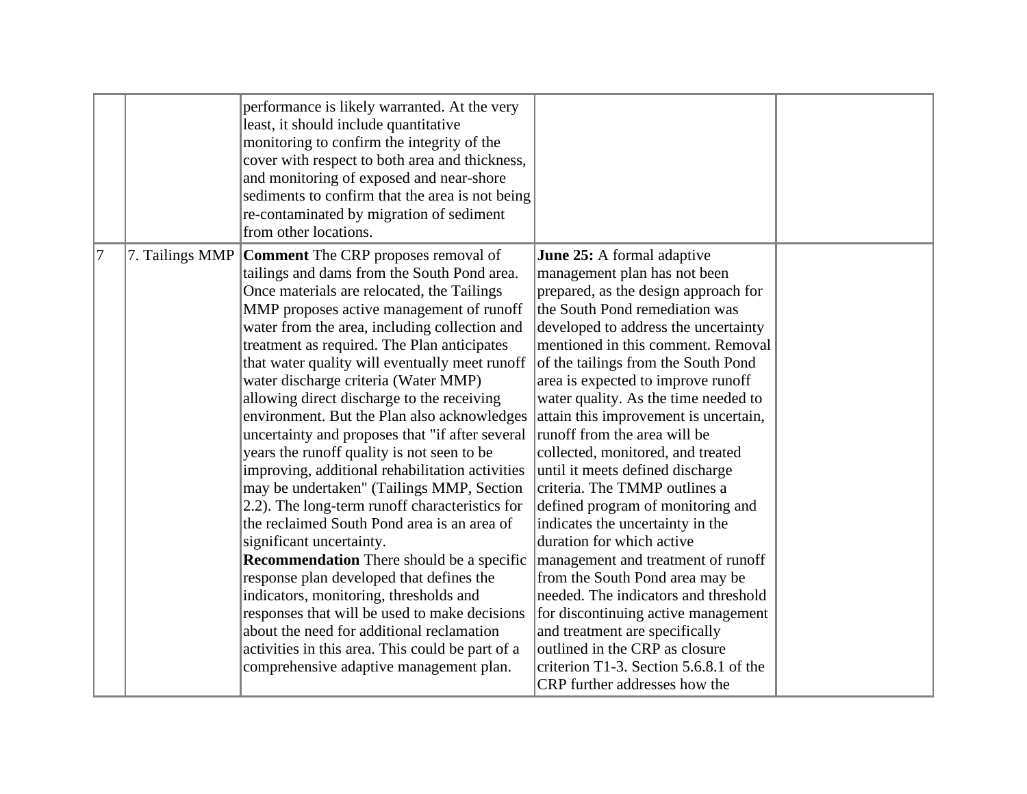| | | | | |
|---|---|---|---|---|
| | | performance is likely warranted. At the very least, it should include quantitative monitoring to confirm the integrity of the cover with respect to both area and thickness, and monitoring of exposed and near-shore sediments to confirm that the area is not being re-contaminated by migration of sediment from other locations. | | |
| 7 | 7. Tailings MMP | **Comment** The CRP proposes removal of tailings and dams from the South Pond area. Once materials are relocated, the Tailings MMP proposes active management of runoff water from the area, including collection and treatment as required. The Plan anticipates that water quality will eventually meet runoff water discharge criteria (Water MMP) allowing direct discharge to the receiving environment. But the Plan also acknowledges uncertainty and proposes that "if after several years the runoff quality is not seen to be improving, additional rehabilitation activities may be undertaken" (Tailings MMP, Section 2.2). The long-term runoff characteristics for the reclaimed South Pond area is an area of significant uncertainty.<br>**Recommendation** There should be a specific response plan developed that defines the indicators, monitoring, thresholds and responses that will be used to make decisions about the need for additional reclamation activities in this area. This could be part of a comprehensive adaptive management plan. | **June 25:** A formal adaptive management plan has not been prepared, as the design approach for the South Pond remediation was developed to address the uncertainty mentioned in this comment. Removal of the tailings from the South Pond area is expected to improve runoff water quality. As the time needed to attain this improvement is uncertain, runoff from the area will be collected, monitored, and treated until it meets defined discharge criteria. The TMMP outlines a defined program of monitoring and indicates the uncertainty in the duration for which active management and treatment of runoff from the South Pond area may be needed. The indicators and threshold for discontinuing active management and treatment are specifically outlined in the CRP as closure criterion T1-3. Section 5.6.8.1 of the CRP further addresses how the | |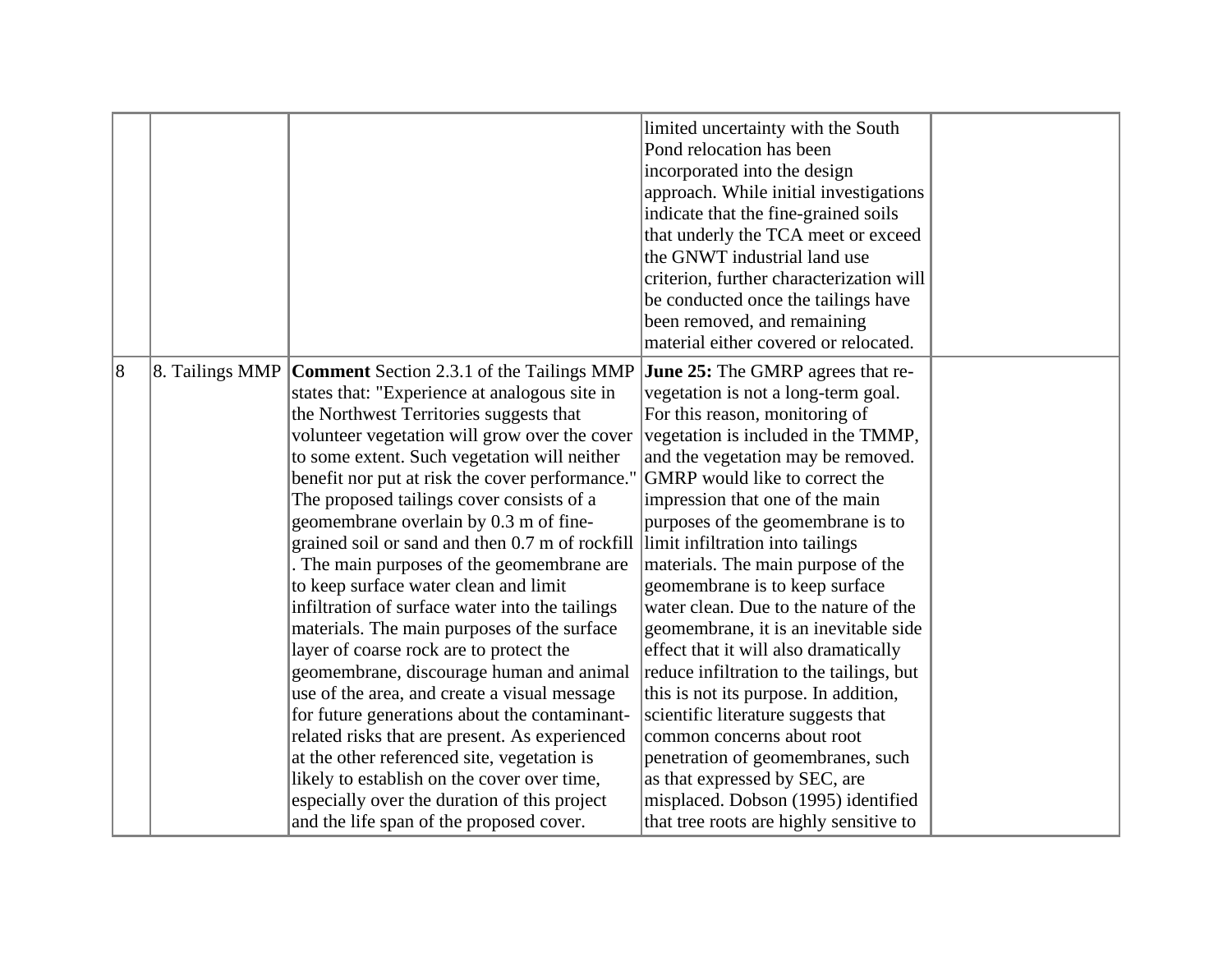| | | | | |
|---|---|---|---|---|
| | | | limited uncertainty with the South Pond relocation has been incorporated into the design approach. While initial investigations indicate that the fine-grained soils that underly the TCA meet or exceed the GNWT industrial land use criterion, further characterization will be conducted once the tailings have been removed, and remaining material either covered or relocated. | |
| 8 | 8. Tailings MMP | **Comment** Section 2.3.1 of the Tailings MMP states that: "Experience at analogous site in the Northwest Territories suggests that volunteer vegetation will grow over the cover to some extent. Such vegetation will neither benefit nor put at risk the cover performance." The proposed tailings cover consists of a geomembrane overlain by 0.3 m of fine-grained soil or sand and then 0.7 m of rockfill . The main purposes of the geomembrane are to keep surface water clean and limit infiltration of surface water into the tailings materials. The main purposes of the surface layer of coarse rock are to protect the geomembrane, discourage human and animal use of the area, and create a visual message for future generations about the contaminant-related risks that are present. As experienced at the other referenced site, vegetation is likely to establish on the cover over time, especially over the duration of this project and the life span of the proposed cover. | **June 25:** The GMRP agrees that re-vegetation is not a long-term goal. For this reason, monitoring of vegetation is included in the TMMP, and the vegetation may be removed. GMRP would like to correct the impression that one of the main purposes of the geomembrane is to limit infiltration into tailings materials. The main purpose of the geomembrane is to keep surface water clean. Due to the nature of the geomembrane, it is an inevitable side effect that it will also dramatically reduce infiltration to the tailings, but this is not its purpose. In addition, scientific literature suggests that common concerns about root penetration of geomembranes, such as that expressed by SEC, are misplaced. Dobson (1995) identified that tree roots are highly sensitive to | |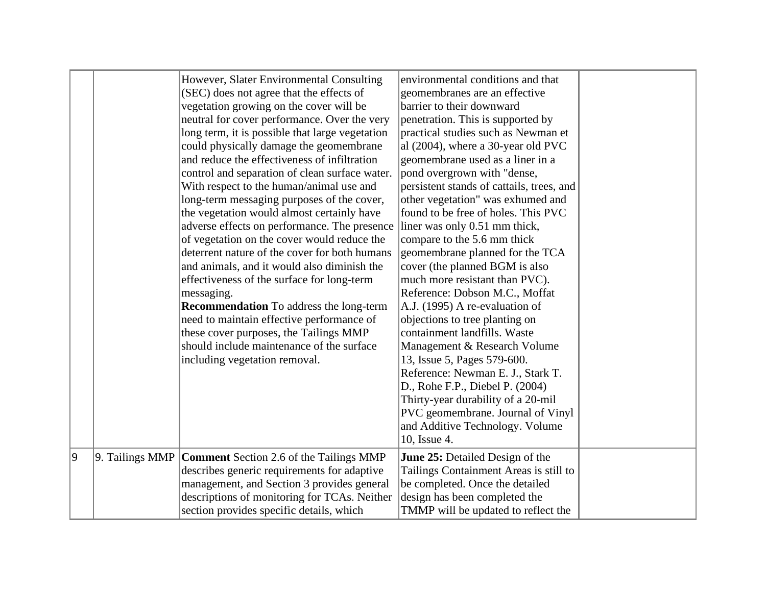| | | | | |
|---|---|---|---|---|
| | | However, Slater Environmental Consulting (SEC) does not agree that the effects of vegetation growing on the cover will be neutral for cover performance. Over the very long term, it is possible that large vegetation could physically damage the geomembrane and reduce the effectiveness of infiltration control and separation of clean surface water. With respect to the human/animal use and long-term messaging purposes of the cover, the vegetation would almost certainly have adverse effects on performance. The presence of vegetation on the cover would reduce the deterrent nature of the cover for both humans and animals, and it would also diminish the effectiveness of the surface for long-term messaging. **Recommendation** To address the long-term need to maintain effective performance of these cover purposes, the Tailings MMP should include maintenance of the surface including vegetation removal. | environmental conditions and that geomembranes are an effective barrier to their downward penetration. This is supported by practical studies such as Newman et al (2004), where a 30-year old PVC geomembrane used as a liner in a pond overgrown with "dense, persistent stands of cattails, trees, and other vegetation" was exhumed and found to be free of holes. This PVC liner was only 0.51 mm thick, compare to the 5.6 mm thick geomembrane planned for the TCA cover (the planned BGM is also much more resistant than PVC). Reference: Dobson M.C., Moffat A.J. (1995) A re-evaluation of objections to tree planting on containment landfills. Waste Management & Research Volume 13, Issue 5, Pages 579-600. Reference: Newman E. J., Stark T. D., Rohe F.P., Diebel P. (2004) Thirty-year durability of a 20-mil PVC geomembrane. Journal of Vinyl and Additive Technology. Volume 10, Issue 4. | |
| 9 | 9. Tailings MMP | **Comment** Section 2.6 of the Tailings MMP describes generic requirements for adaptive management, and Section 3 provides general descriptions of monitoring for TCAs. Neither section provides specific details, which | **June 25:** Detailed Design of the Tailings Containment Areas is still to be completed. Once the detailed design has been completed the TMMP will be updated to reflect the | |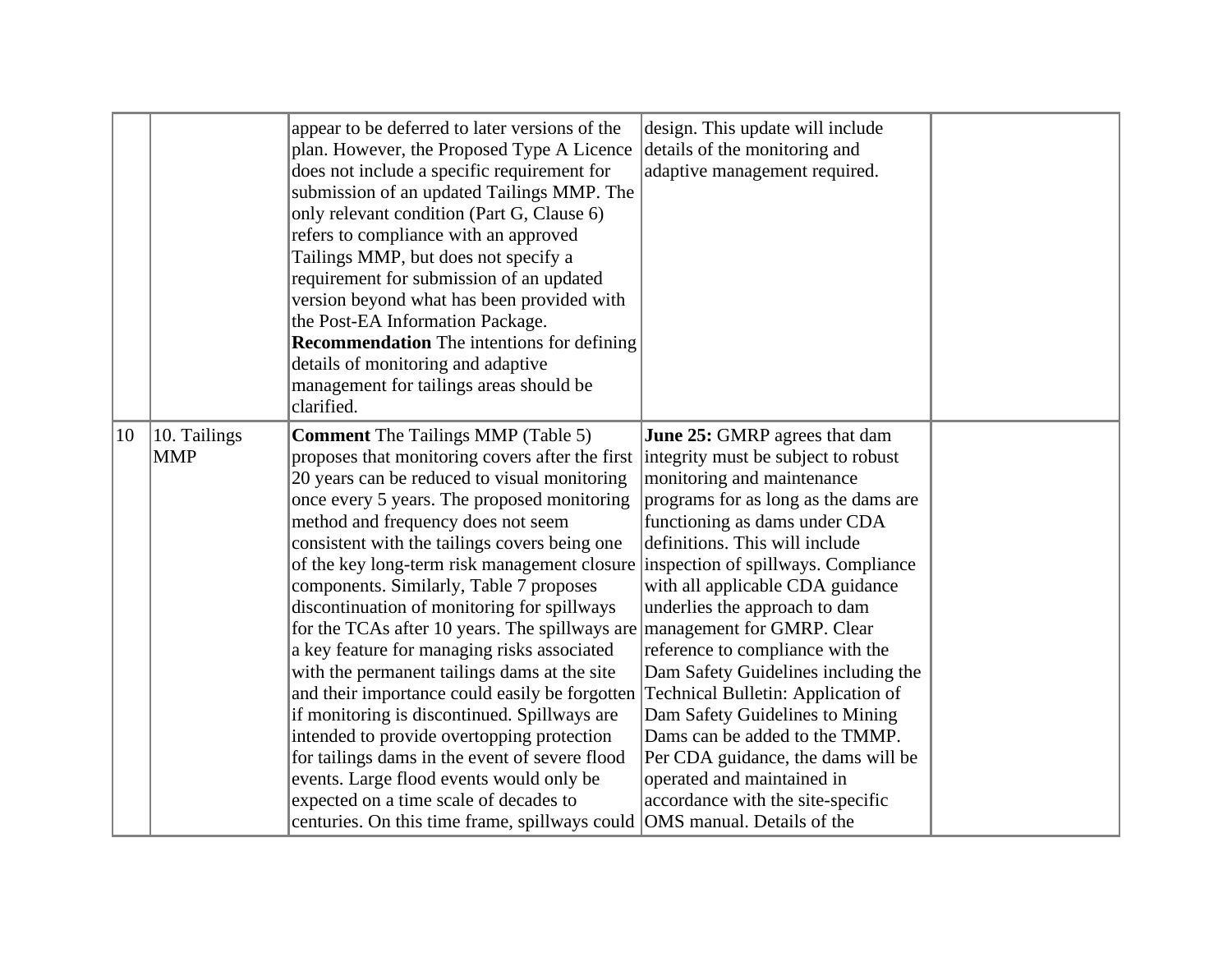| | | | | |
|---|---|---|---|---|
| | | appear to be deferred to later versions of the plan. However, the Proposed Type A Licence does not include a specific requirement for submission of an updated Tailings MMP. The only relevant condition (Part G, Clause 6) refers to compliance with an approved Tailings MMP, but does not specify a requirement for submission of an updated version beyond what has been provided with the Post-EA Information Package.<br>**Recommendation** The intentions for defining details of monitoring and adaptive management for tailings areas should be clarified. | design. This update will include details of the monitoring and adaptive management required. | |
| 10 | 10. Tailings MMP | **Comment** The Tailings MMP (Table 5) proposes that monitoring covers after the first 20 years can be reduced to visual monitoring once every 5 years. The proposed monitoring method and frequency does not seem consistent with the tailings covers being one of the key long-term risk management closure components. Similarly, Table 7 proposes discontinuation of monitoring for spillways for the TCAs after 10 years. The spillways are a key feature for managing risks associated with the permanent tailings dams at the site and their importance could easily be forgotten if monitoring is discontinued. Spillways are intended to provide overtopping protection for tailings dams in the event of severe flood events. Large flood events would only be expected on a time scale of decades to centuries. On this time frame, spillways could | **June 25:** GMRP agrees that dam integrity must be subject to robust monitoring and maintenance programs for as long as the dams are functioning as dams under CDA definitions. This will include inspection of spillways. Compliance with all applicable CDA guidance underlies the approach to dam management for GMRP. Clear reference to compliance with the Dam Safety Guidelines including the Technical Bulletin: Application of Dam Safety Guidelines to Mining Dams can be added to the TMMP. Per CDA guidance, the dams will be operated and maintained in accordance with the site-specific OMS manual. Details of the | |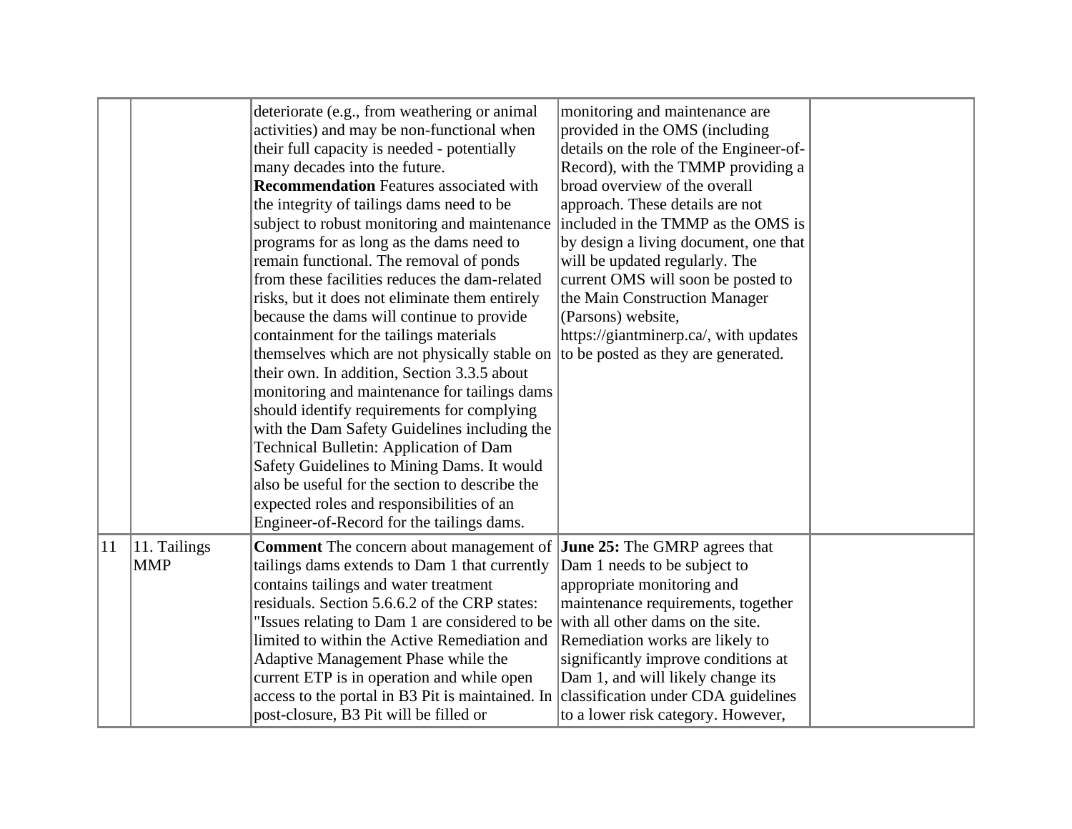| | | | | |
|---|---|---|---|---|
| | | deteriorate (e.g., from weathering or animal activities) and may be non-functional when their full capacity is needed - potentially many decades into the future. **Recommendation** Features associated with the integrity of tailings dams need to be subject to robust monitoring and maintenance programs for as long as the dams need to remain functional. The removal of ponds from these facilities reduces the dam-related risks, but it does not eliminate them entirely because the dams will continue to provide containment for the tailings materials themselves which are not physically stable on their own. In addition, Section 3.3.5 about monitoring and maintenance for tailings dams should identify requirements for complying with the Dam Safety Guidelines including the Technical Bulletin: Application of Dam Safety Guidelines to Mining Dams. It would also be useful for the section to describe the expected roles and responsibilities of an Engineer-of-Record for the tailings dams. | monitoring and maintenance are provided in the OMS (including details on the role of the Engineer-of-Record), with the TMMP providing a broad overview of the overall approach. These details are not included in the TMMP as the OMS is by design a living document, one that will be updated regularly. The current OMS will soon be posted to the Main Construction Manager (Parsons) website, https://giantminerp.ca/, with updates to be posted as they are generated. | |
| 11 | 11. Tailings MMP | **Comment** The concern about management of tailings dams extends to Dam 1 that currently contains tailings and water treatment residuals. Section 5.6.6.2 of the CRP states: "Issues relating to Dam 1 are considered to be limited to within the Active Remediation and Adaptive Management Phase while the current ETP is in operation and while open access to the portal in B3 Pit is maintained. In post-closure, B3 Pit will be filled or | **June 25:** The GMRP agrees that Dam 1 needs to be subject to appropriate monitoring and maintenance requirements, together with all other dams on the site. Remediation works are likely to significantly improve conditions at Dam 1, and will likely change its classification under CDA guidelines to a lower risk category. However, | |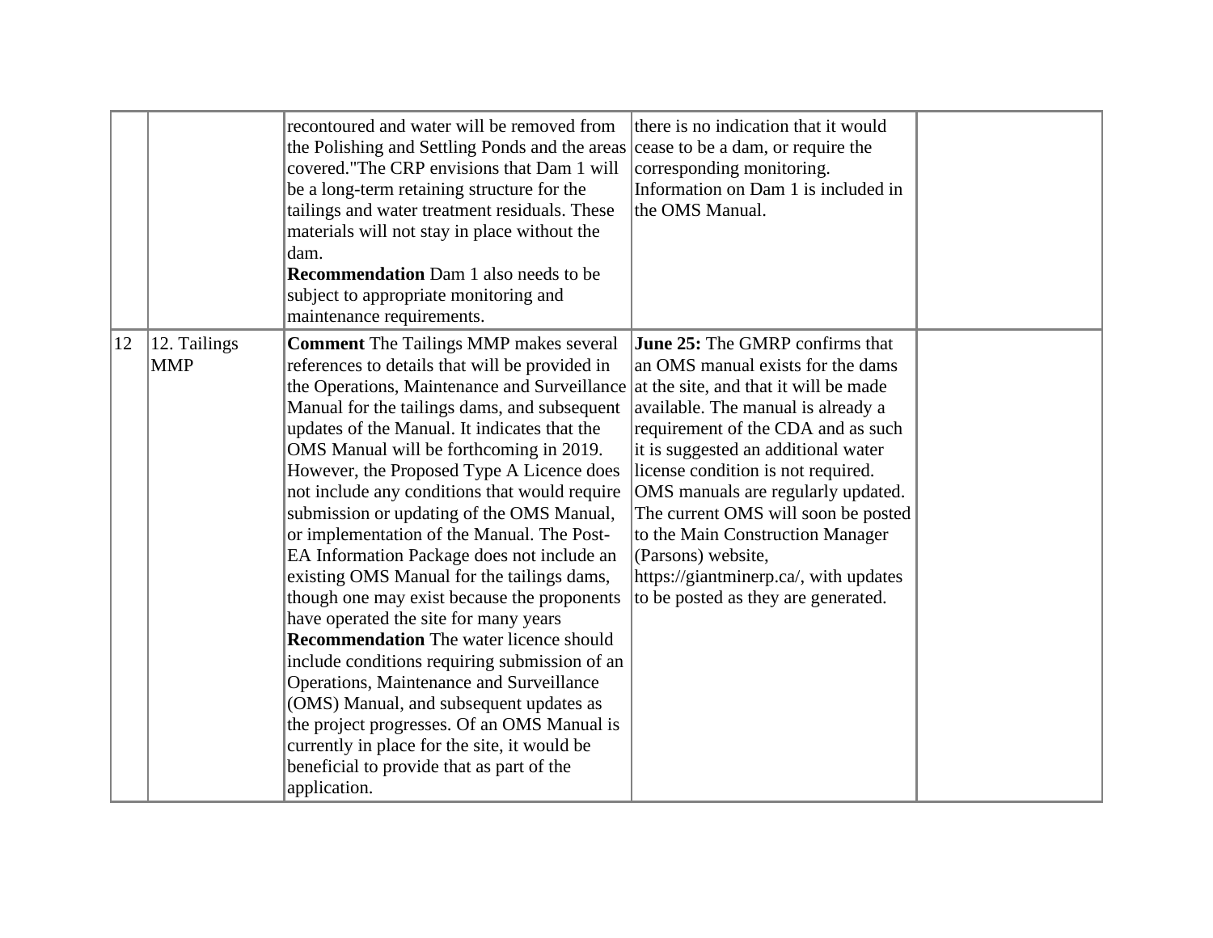| | | | | |
|---|---|---|---|---|
| | | recontoured and water will be removed from the Polishing and Settling Ponds and the areas covered."The CRP envisions that Dam 1 will be a long-term retaining structure for the tailings and water treatment residuals. These materials will not stay in place without the dam.<br>**Recommendation** Dam 1 also needs to be subject to appropriate monitoring and maintenance requirements. | there is no indication that it would cease to be a dam, or require the corresponding monitoring. Information on Dam 1 is included in the OMS Manual. | |
| 12 | 12. Tailings MMP | **Comment** The Tailings MMP makes several references to details that will be provided in the Operations, Maintenance and Surveillance Manual for the tailings dams, and subsequent updates of the Manual. It indicates that the OMS Manual will be forthcoming in 2019. However, the Proposed Type A Licence does not include any conditions that would require submission or updating of the OMS Manual, or implementation of the Manual. The Post-EA Information Package does not include an existing OMS Manual for the tailings dams, though one may exist because the proponents have operated the site for many years<br>**Recommendation** The water licence should include conditions requiring submission of an Operations, Maintenance and Surveillance (OMS) Manual, and subsequent updates as the project progresses. Of an OMS Manual is currently in place for the site, it would be beneficial to provide that as part of the application. | **June 25:** The GMRP confirms that an OMS manual exists for the dams at the site, and that it will be made available. The manual is already a requirement of the CDA and as such it is suggested an additional water license condition is not required. OMS manuals are regularly updated. The current OMS will soon be posted to the Main Construction Manager (Parsons) website, https://giantminerp.ca/, with updates to be posted as they are generated. | |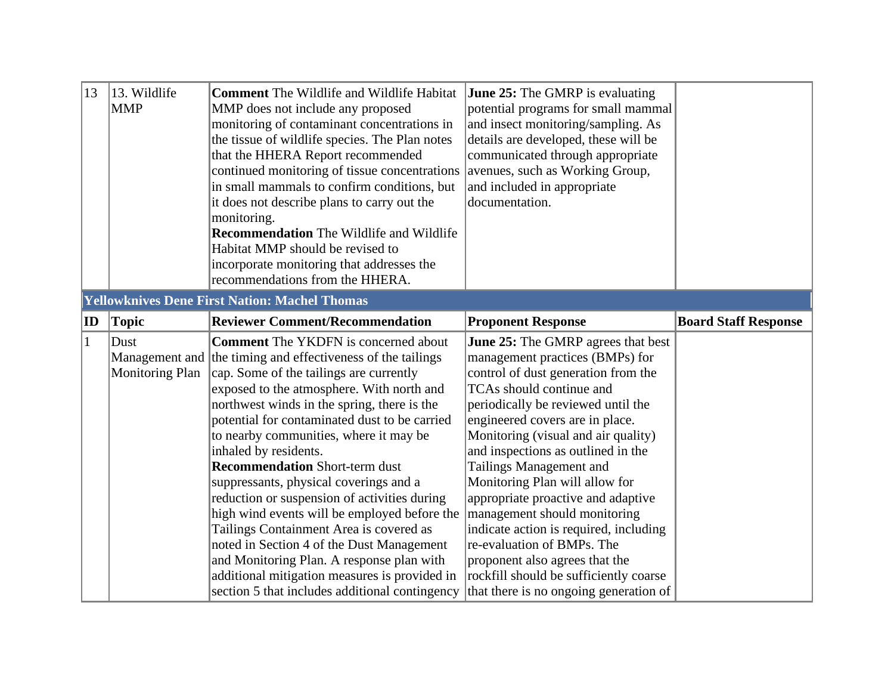| 13 | 13. Wildlife MMP | **Comment** The Wildlife and Wildlife Habitat MMP does not include any proposed monitoring of contaminant concentrations in the tissue of wildlife species. The Plan notes that the HHERA Report recommended continued monitoring of tissue concentrations in small mammals to confirm conditions, but it does not describe plans to carry out the monitoring.<br>**Recommendation** The Wildlife and Wildlife Habitat MMP should be revised to incorporate monitoring that addresses the recommendations from the HHERA. | **June 25:** The GMRP is evaluating potential programs for small mammal and insect monitoring/sampling. As details are developed, these will be communicated through appropriate avenues, such as Working Group, and included in appropriate documentation. | |
|---|---|---|---|---|
| **Yellowknives Dene First Nation: Machel Thomas** | | | | |
| **ID** | **Topic** | **Reviewer Comment/Recommendation** | **Proponent Response** | **Board Staff Response** |
| 1 | Dust Management and Monitoring Plan | **Comment** The YKDFN is concerned about the timing and effectiveness of the tailings cap. Some of the tailings are currently exposed to the atmosphere. With north and northwest winds in the spring, there is the potential for contaminated dust to be carried to nearby communities, where it may be inhaled by residents.<br>**Recommendation** Short-term dust suppressants, physical coverings and a reduction or suspension of activities during high wind events will be employed before the Tailings Containment Area is covered as noted in Section 4 of the Dust Management and Monitoring Plan. A response plan with additional mitigation measures is provided in section 5 that includes additional contingency | **June 25:** The GMRP agrees that best management practices (BMPs) for control of dust generation from the TCAs should continue and periodically be reviewed until the engineered covers are in place. Monitoring (visual and air quality) and inspections as outlined in the Tailings Management and Monitoring Plan will allow for appropriate proactive and adaptive management should monitoring indicate action is required, including re-evaluation of BMPs. The proponent also agrees that the rockfill should be sufficiently coarse that there is no ongoing generation of | |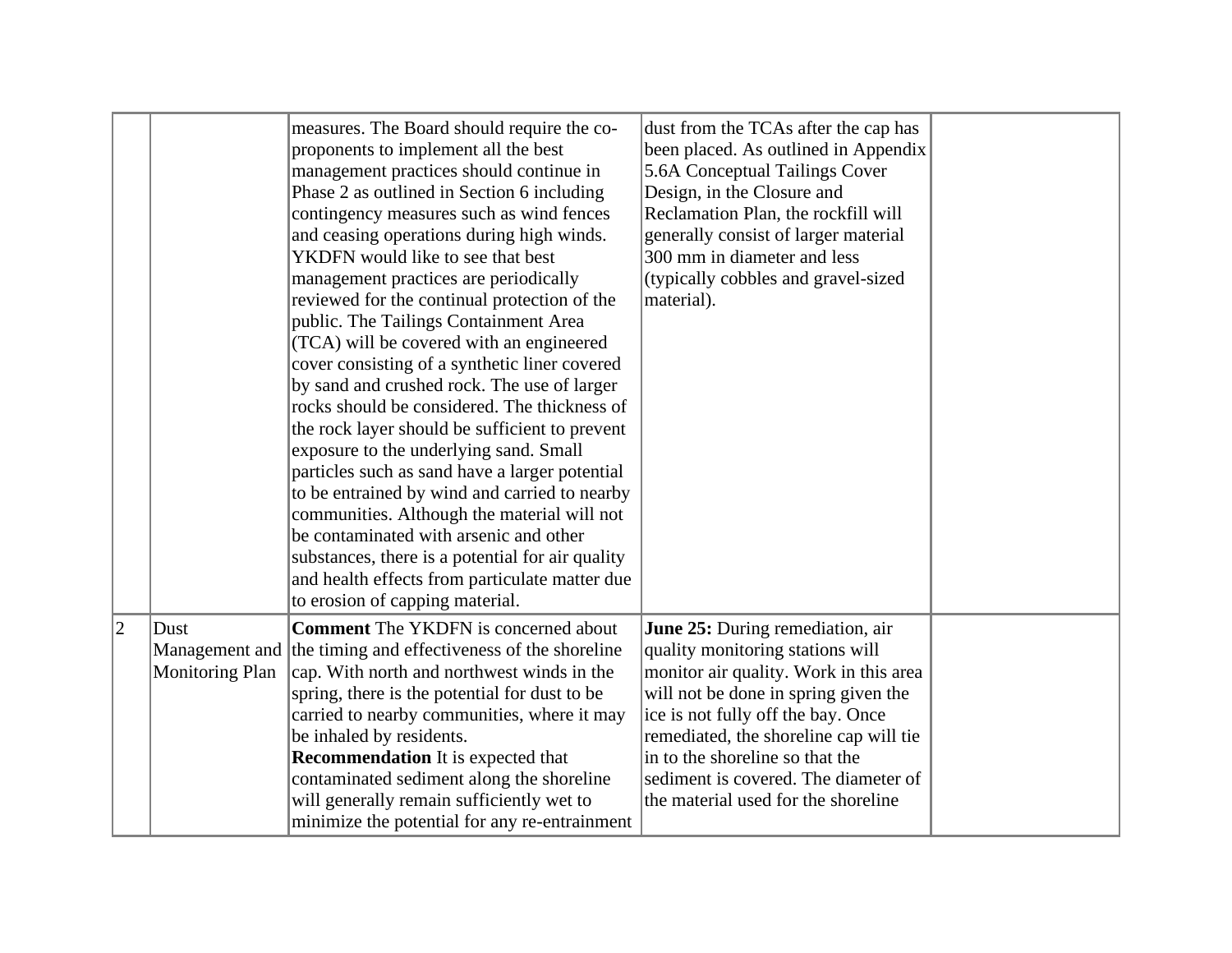| | | | | |
|---|---|---|---|---|
| | | measures. The Board should require the co-proponents to implement all the best management practices should continue in Phase 2 as outlined in Section 6 including contingency measures such as wind fences and ceasing operations during high winds. YKDFN would like to see that best management practices are periodically reviewed for the continual protection of the public. The Tailings Containment Area (TCA) will be covered with an engineered cover consisting of a synthetic liner covered by sand and crushed rock. The use of larger rocks should be considered. The thickness of the rock layer should be sufficient to prevent exposure to the underlying sand. Small particles such as sand have a larger potential to be entrained by wind and carried to nearby communities. Although the material will not be contaminated with arsenic and other substances, there is a potential for air quality and health effects from particulate matter due to erosion of capping material. | dust from the TCAs after the cap has been placed. As outlined in Appendix 5.6A Conceptual Tailings Cover Design, in the Closure and Reclamation Plan, the rockfill will generally consist of larger material 300 mm in diameter and less (typically cobbles and gravel-sized material). | |
| 2 | Dust Management and Monitoring Plan | **Comment** The YKDFN is concerned about the timing and effectiveness of the shoreline cap. With north and northwest winds in the spring, there is the potential for dust to be carried to nearby communities, where it may be inhaled by residents.<br>**Recommendation** It is expected that contaminated sediment along the shoreline will generally remain sufficiently wet to minimize the potential for any re-entrainment | **June 25:** During remediation, air quality monitoring stations will monitor air quality. Work in this area will not be done in spring given the ice is not fully off the bay. Once remediated, the shoreline cap will tie in to the shoreline so that the sediment is covered. The diameter of the material used for the shoreline | |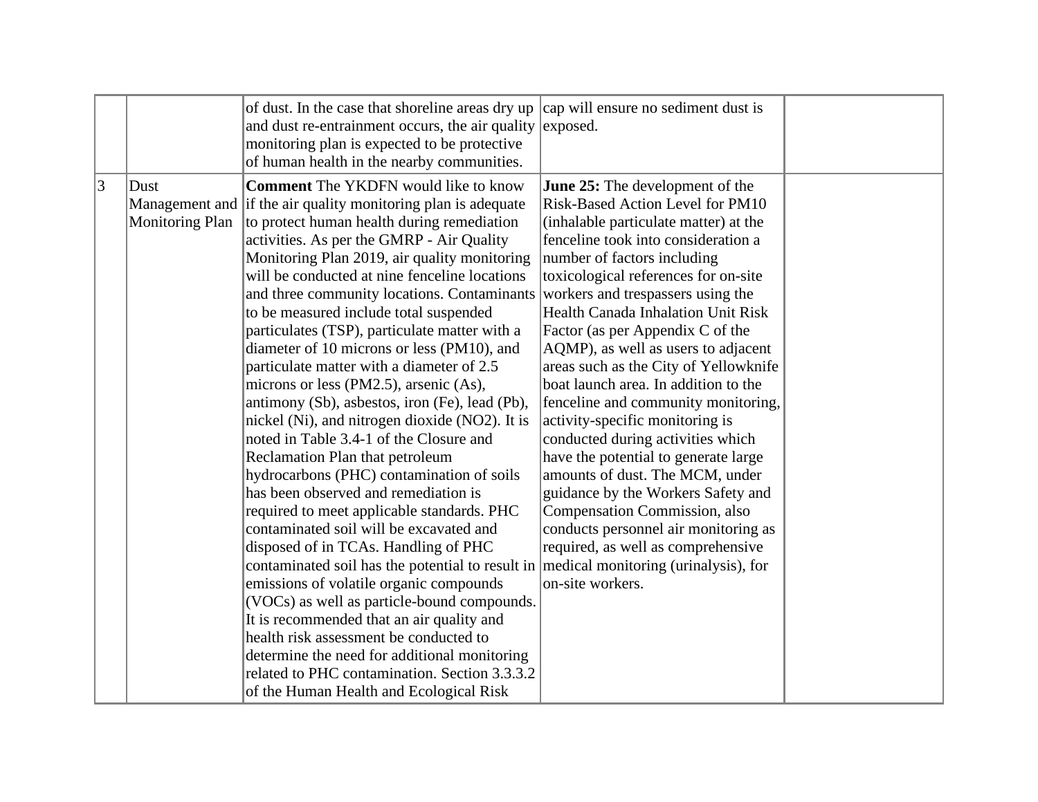| | | | | |
|---|---|---|---|---|
| | | of dust. In the case that shoreline areas dry up and dust re-entrainment occurs, the air quality monitoring plan is expected to be protective of human health in the nearby communities. | cap will ensure no sediment dust is exposed. | |
| 3 | Dust Management and Monitoring Plan | **Comment** The YKDFN would like to know if the air quality monitoring plan is adequate to protect human health during remediation activities. As per the GMRP - Air Quality Monitoring Plan 2019, air quality monitoring will be conducted at nine fenceline locations and three community locations. Contaminants to be measured include total suspended particulates (TSP), particulate matter with a diameter of 10 microns or less (PM10), and particulate matter with a diameter of 2.5 microns or less (PM2.5), arsenic (As), antimony (Sb), asbestos, iron (Fe), lead (Pb), nickel (Ni), and nitrogen dioxide (NO2). It is noted in Table 3.4-1 of the Closure and Reclamation Plan that petroleum hydrocarbons (PHC) contamination of soils has been observed and remediation is required to meet applicable standards. PHC contaminated soil will be excavated and disposed of in TCAs. Handling of PHC contaminated soil has the potential to result in emissions of volatile organic compounds (VOCs) as well as particle-bound compounds. It is recommended that an air quality and health risk assessment be conducted to determine the need for additional monitoring related to PHC contamination. Section 3.3.3.2 of the Human Health and Ecological Risk | **June 25:** The development of the Risk-Based Action Level for PM10 (inhalable particulate matter) at the fenceline took into consideration a number of factors including toxicological references for on-site workers and trespassers using the Health Canada Inhalation Unit Risk Factor (as per Appendix C of the AQMP), as well as users to adjacent areas such as the City of Yellowknife boat launch area. In addition to the fenceline and community monitoring, activity-specific monitoring is conducted during activities which have the potential to generate large amounts of dust. The MCM, under guidance by the Workers Safety and Compensation Commission, also conducts personnel air monitoring as required, as well as comprehensive medical monitoring (urinalysis), for on-site workers. | |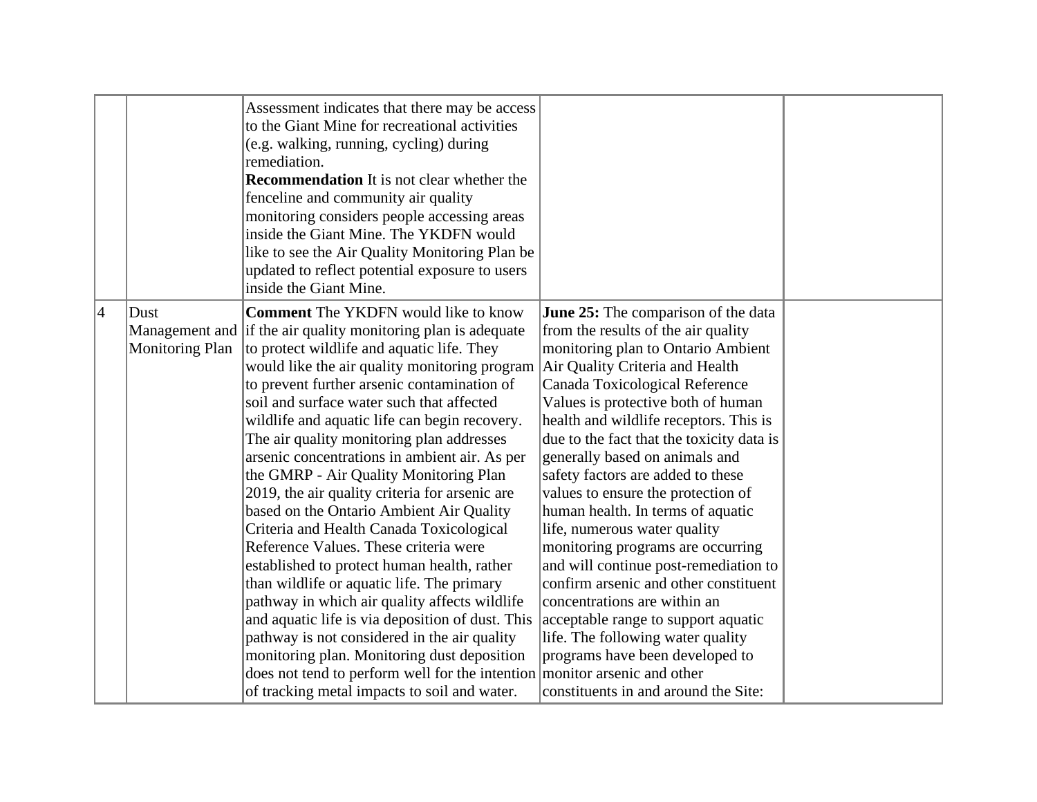| | | | | |
|---|---|---|---|---|
| | | Assessment indicates that there may be access to the Giant Mine for recreational activities (e.g. walking, running, cycling) during remediation.<br>**Recommendation** It is not clear whether the fenceline and community air quality monitoring considers people accessing areas inside the Giant Mine. The YKDFN would like to see the Air Quality Monitoring Plan be updated to reflect potential exposure to users inside the Giant Mine. | | |
| 4 | Dust Management and Monitoring Plan | **Comment** The YKDFN would like to know if the air quality monitoring plan is adequate to protect wildlife and aquatic life. They would like the air quality monitoring program to prevent further arsenic contamination of soil and surface water such that affected wildlife and aquatic life can begin recovery. The air quality monitoring plan addresses arsenic concentrations in ambient air. As per the GMRP - Air Quality Monitoring Plan 2019, the air quality criteria for arsenic are based on the Ontario Ambient Air Quality Criteria and Health Canada Toxicological Reference Values. These criteria were established to protect human health, rather than wildlife or aquatic life. The primary pathway in which air quality affects wildlife and aquatic life is via deposition of dust. This pathway is not considered in the air quality monitoring plan. Monitoring dust deposition does not tend to perform well for the intention of tracking metal impacts to soil and water. | **June 25:** The comparison of the data from the results of the air quality monitoring plan to Ontario Ambient Air Quality Criteria and Health Canada Toxicological Reference Values is protective both of human health and wildlife receptors. This is due to the fact that the toxicity data is generally based on animals and safety factors are added to these values to ensure the protection of human health. In terms of aquatic life, numerous water quality monitoring programs are occurring and will continue post-remediation to confirm arsenic and other constituent concentrations are within an acceptable range to support aquatic life. The following water quality programs have been developed to monitor arsenic and other constituents in and around the Site: | |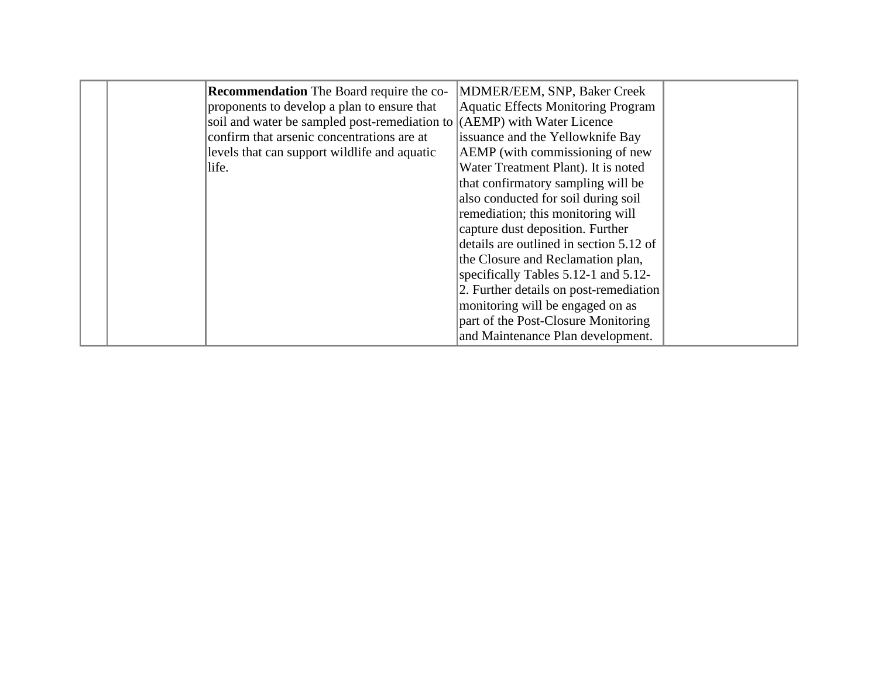| | | | | |
|---|---|---|---|---|
| | | **Recommendation** The Board require the co-proponents to develop a plan to ensure that soil and water be sampled post-remediation to confirm that arsenic concentrations are at levels that can support wildlife and aquatic life. | MDMER/EEM, SNP, Baker Creek Aquatic Effects Monitoring Program (AEMP) with Water Licence issuance and the Yellowknife Bay AEMP (with commissioning of new Water Treatment Plant). It is noted that confirmatory sampling will be also conducted for soil during soil remediation; this monitoring will capture dust deposition. Further details are outlined in section 5.12 of the Closure and Reclamation plan, specifically Tables 5.12-1 and 5.12-2. Further details on post-remediation monitoring will be engaged on as part of the Post-Closure Monitoring and Maintenance Plan development. | |